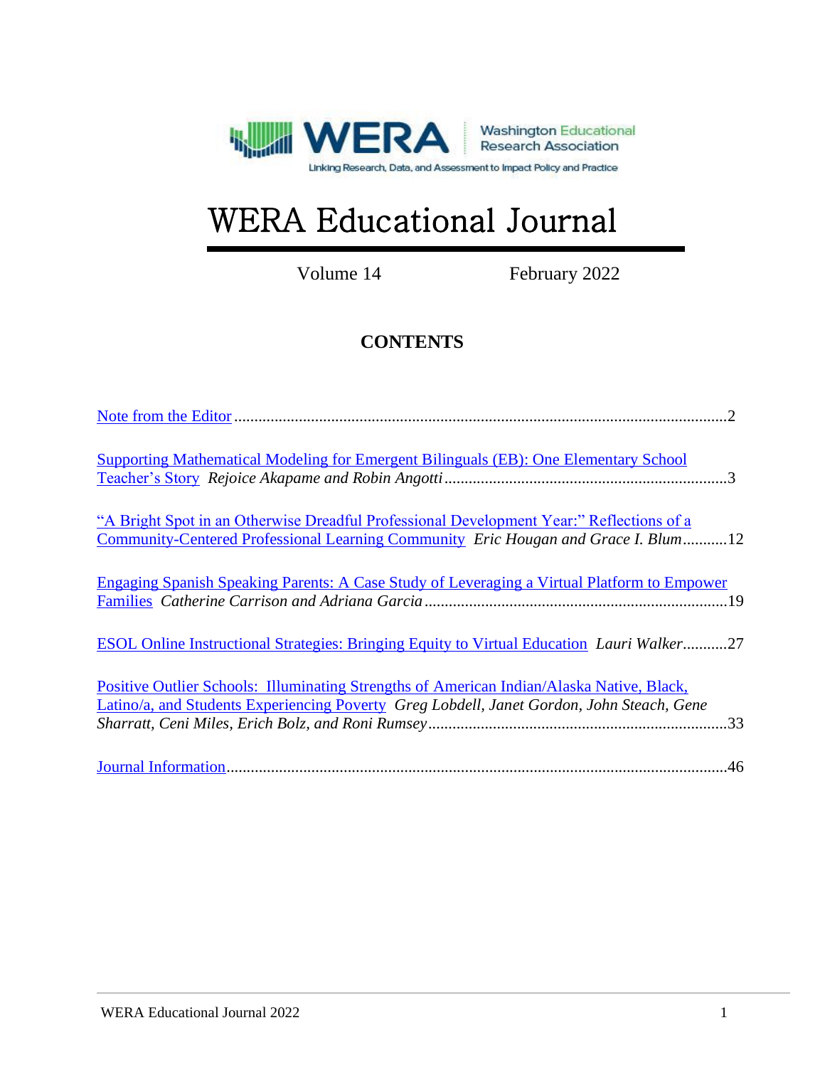WERA Washington Educational Research Association

Linking Research, Data, and Assessment to Impact Policy and Practice

# WERA Educational Journal

Volume 14 February 2022

## CONTENTS

Note from the Editor ........................................................................................................................2

Supporting Mathematical Modeling for Emergent Bilinguals (EB): One Elementary School Teacher's Story *Rejoice Akapame and Robin Angotti* ......................................................................3

"A Bright Spot in an Otherwise Dreadful Professional Development Year:" Reflections of a Community-Centered Professional Learning Community *Eric Hougan and Grace I. Blum* ...........12

Engaging Spanish Speaking Parents: A Case Study of Leveraging a Virtual Platform to Empower Families *Catherine Carrison and Adriana Garcia* ..........................................................................19

ESOL Online Instructional Strategies: Bringing Equity to Virtual Education *Lauri Walker* ...........27

Positive Outlier Schools: Illuminating Strengths of American Indian/Alaska Native, Black, Latino/a, and Students Experiencing Poverty *Greg Lobdell, Janet Gordon, John Steach, Gene Sharratt, Ceni Miles, Erich Bolz, and Roni Rumsey* ..........................................................................33

Journal Information..........................................................................................................................46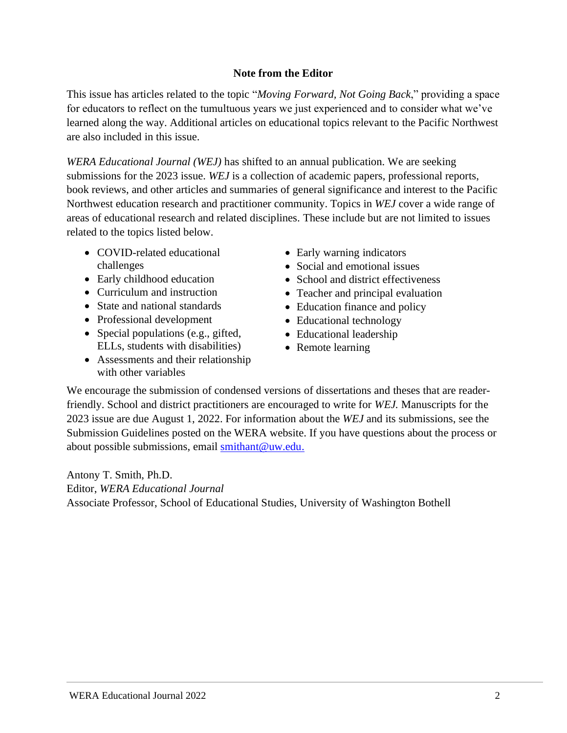## Note from the Editor

This issue has articles related to the topic "*Moving Forward, Not Going Back*," providing a space for educators to reflect on the tumultuous years we just experienced and to consider what we've learned along the way. Additional articles on educational topics relevant to the Pacific Northwest are also included in this issue.

*WERA Educational Journal (WEJ)* has shifted to an annual publication. We are seeking submissions for the 2023 issue. *WEJ* is a collection of academic papers, professional reports, book reviews, and other articles and summaries of general significance and interest to the Pacific Northwest education research and practitioner community. Topics in *WEJ* cover a wide range of areas of educational research and related disciplines. These include but are not limited to issues related to the topics listed below.

- COVID-related educational challenges
- Early childhood education
- Curriculum and instruction
- State and national standards
- Professional development
- Special populations (e.g., gifted, ELLs, students with disabilities)
- Assessments and their relationship with other variables
- Early warning indicators
- Social and emotional issues
- School and district effectiveness
- Teacher and principal evaluation
- Education finance and policy
- Educational technology
- Educational leadership
- Remote learning

We encourage the submission of condensed versions of dissertations and theses that are reader-friendly. School and district practitioners are encouraged to write for *WEJ.* Manuscripts for the 2023 issue are due August 1, 2022. For information about the *WEJ* and its submissions, see the Submission Guidelines posted on the WERA website. If you have questions about the process or about possible submissions, email smithant@uw.edu.

Antony T. Smith, Ph.D.
Editor, *WERA Educational Journal*
Associate Professor, School of Educational Studies, University of Washington Bothell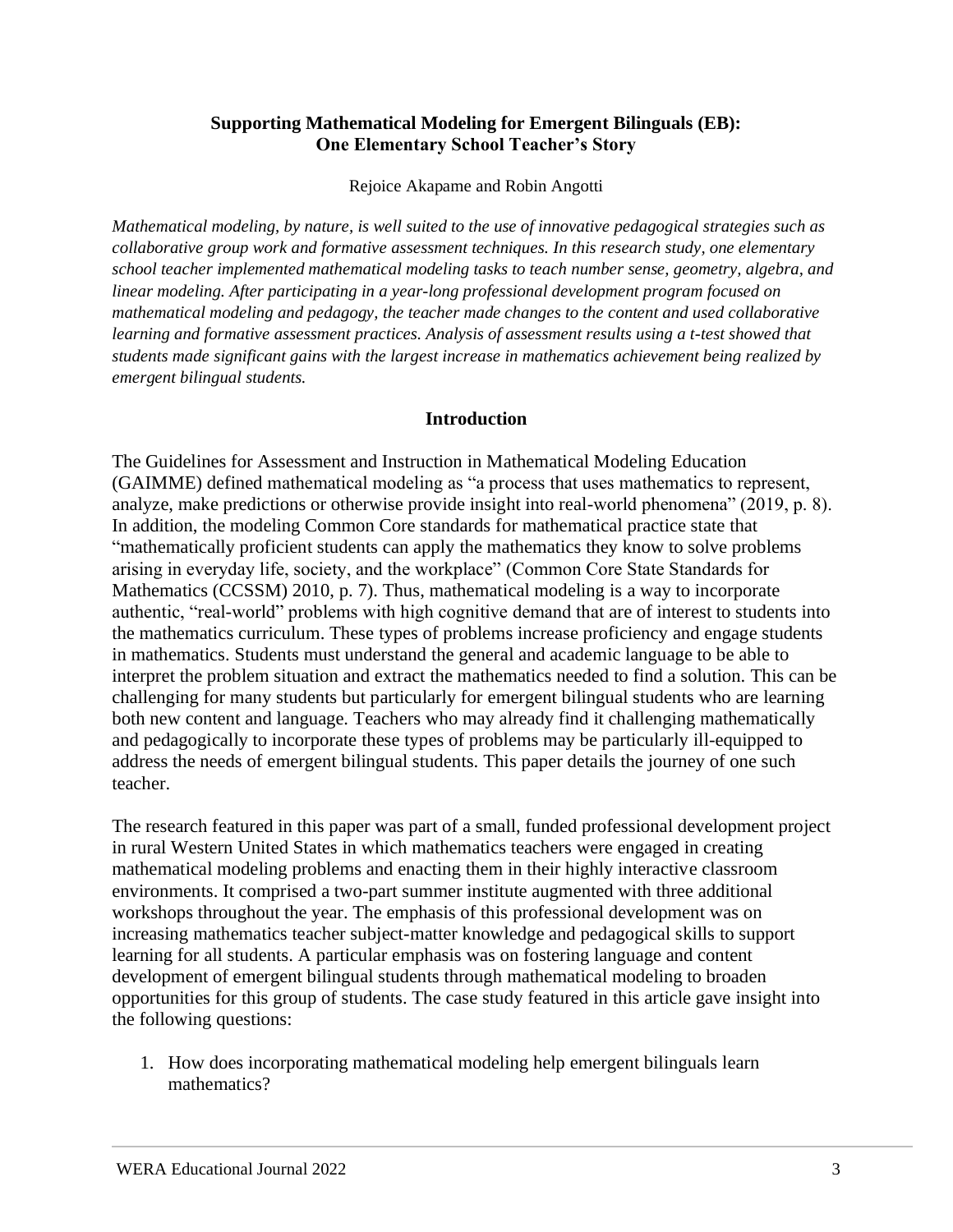**Supporting Mathematical Modeling for Emergent Bilinguals (EB):**
**One Elementary School Teacher's Story**

Rejoice Akapame and Robin Angotti

*Mathematical modeling, by nature, is well suited to the use of innovative pedagogical strategies such as collaborative group work and formative assessment techniques. In this research study, one elementary school teacher implemented mathematical modeling tasks to teach number sense, geometry, algebra, and linear modeling. After participating in a year-long professional development program focused on mathematical modeling and pedagogy, the teacher made changes to the content and used collaborative learning and formative assessment practices. Analysis of assessment results using a t-test showed that students made significant gains with the largest increase in mathematics achievement being realized by emergent bilingual students.*

## Introduction

The Guidelines for Assessment and Instruction in Mathematical Modeling Education (GAIMME) defined mathematical modeling as "a process that uses mathematics to represent, analyze, make predictions or otherwise provide insight into real-world phenomena" (2019, p. 8). In addition, the modeling Common Core standards for mathematical practice state that "mathematically proficient students can apply the mathematics they know to solve problems arising in everyday life, society, and the workplace" (Common Core State Standards for Mathematics (CCSSM) 2010, p. 7). Thus, mathematical modeling is a way to incorporate authentic, "real-world" problems with high cognitive demand that are of interest to students into the mathematics curriculum. These types of problems increase proficiency and engage students in mathematics. Students must understand the general and academic language to be able to interpret the problem situation and extract the mathematics needed to find a solution. This can be challenging for many students but particularly for emergent bilingual students who are learning both new content and language. Teachers who may already find it challenging mathematically and pedagogically to incorporate these types of problems may be particularly ill-equipped to address the needs of emergent bilingual students. This paper details the journey of one such teacher.

The research featured in this paper was part of a small, funded professional development project in rural Western United States in which mathematics teachers were engaged in creating mathematical modeling problems and enacting them in their highly interactive classroom environments. It comprised a two-part summer institute augmented with three additional workshops throughout the year. The emphasis of this professional development was on increasing mathematics teacher subject-matter knowledge and pedagogical skills to support learning for all students. A particular emphasis was on fostering language and content development of emergent bilingual students through mathematical modeling to broaden opportunities for this group of students. The case study featured in this article gave insight into the following questions:

1. How does incorporating mathematical modeling help emergent bilinguals learn mathematics?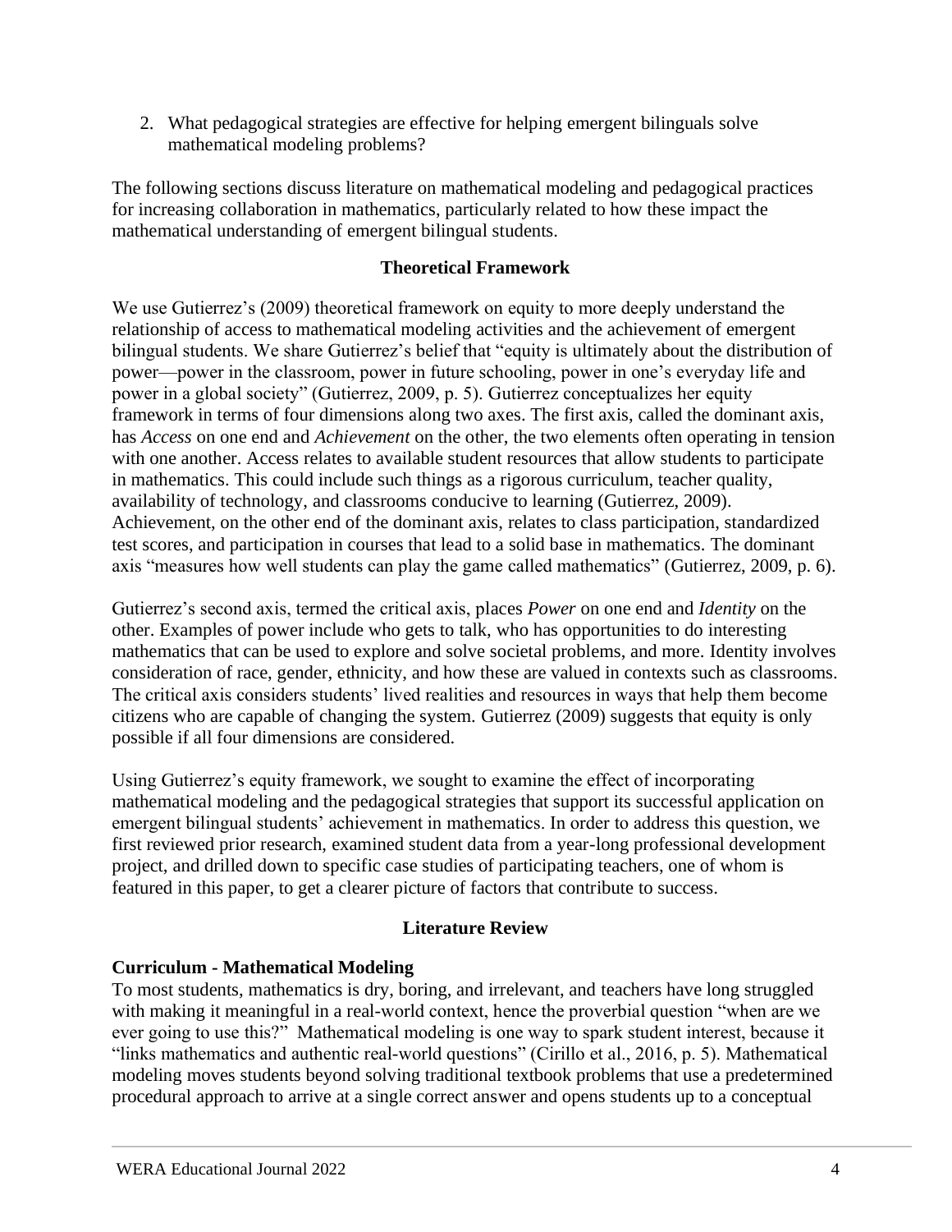2. What pedagogical strategies are effective for helping emergent bilinguals solve mathematical modeling problems?

The following sections discuss literature on mathematical modeling and pedagogical practices for increasing collaboration in mathematics, particularly related to how these impact the mathematical understanding of emergent bilingual students.

## Theoretical Framework

We use Gutierrez's (2009) theoretical framework on equity to more deeply understand the relationship of access to mathematical modeling activities and the achievement of emergent bilingual students. We share Gutierrez's belief that "equity is ultimately about the distribution of power—power in the classroom, power in future schooling, power in one's everyday life and power in a global society" (Gutierrez, 2009, p. 5). Gutierrez conceptualizes her equity framework in terms of four dimensions along two axes. The first axis, called the dominant axis, has *Access* on one end and *Achievement* on the other, the two elements often operating in tension with one another. Access relates to available student resources that allow students to participate in mathematics. This could include such things as a rigorous curriculum, teacher quality, availability of technology, and classrooms conducive to learning (Gutierrez, 2009). Achievement, on the other end of the dominant axis, relates to class participation, standardized test scores, and participation in courses that lead to a solid base in mathematics. The dominant axis "measures how well students can play the game called mathematics" (Gutierrez, 2009, p. 6).

Gutierrez's second axis, termed the critical axis, places *Power* on one end and *Identity* on the other. Examples of power include who gets to talk, who has opportunities to do interesting mathematics that can be used to explore and solve societal problems, and more. Identity involves consideration of race, gender, ethnicity, and how these are valued in contexts such as classrooms. The critical axis considers students' lived realities and resources in ways that help them become citizens who are capable of changing the system. Gutierrez (2009) suggests that equity is only possible if all four dimensions are considered.

Using Gutierrez's equity framework, we sought to examine the effect of incorporating mathematical modeling and the pedagogical strategies that support its successful application on emergent bilingual students' achievement in mathematics. In order to address this question, we first reviewed prior research, examined student data from a year-long professional development project, and drilled down to specific case studies of participating teachers, one of whom is featured in this paper, to get a clearer picture of factors that contribute to success.

## Literature Review

### Curriculum - Mathematical Modeling

To most students, mathematics is dry, boring, and irrelevant, and teachers have long struggled with making it meaningful in a real-world context, hence the proverbial question "when are we ever going to use this?" Mathematical modeling is one way to spark student interest, because it "links mathematics and authentic real-world questions" (Cirillo et al., 2016, p. 5). Mathematical modeling moves students beyond solving traditional textbook problems that use a predetermined procedural approach to arrive at a single correct answer and opens students up to a conceptual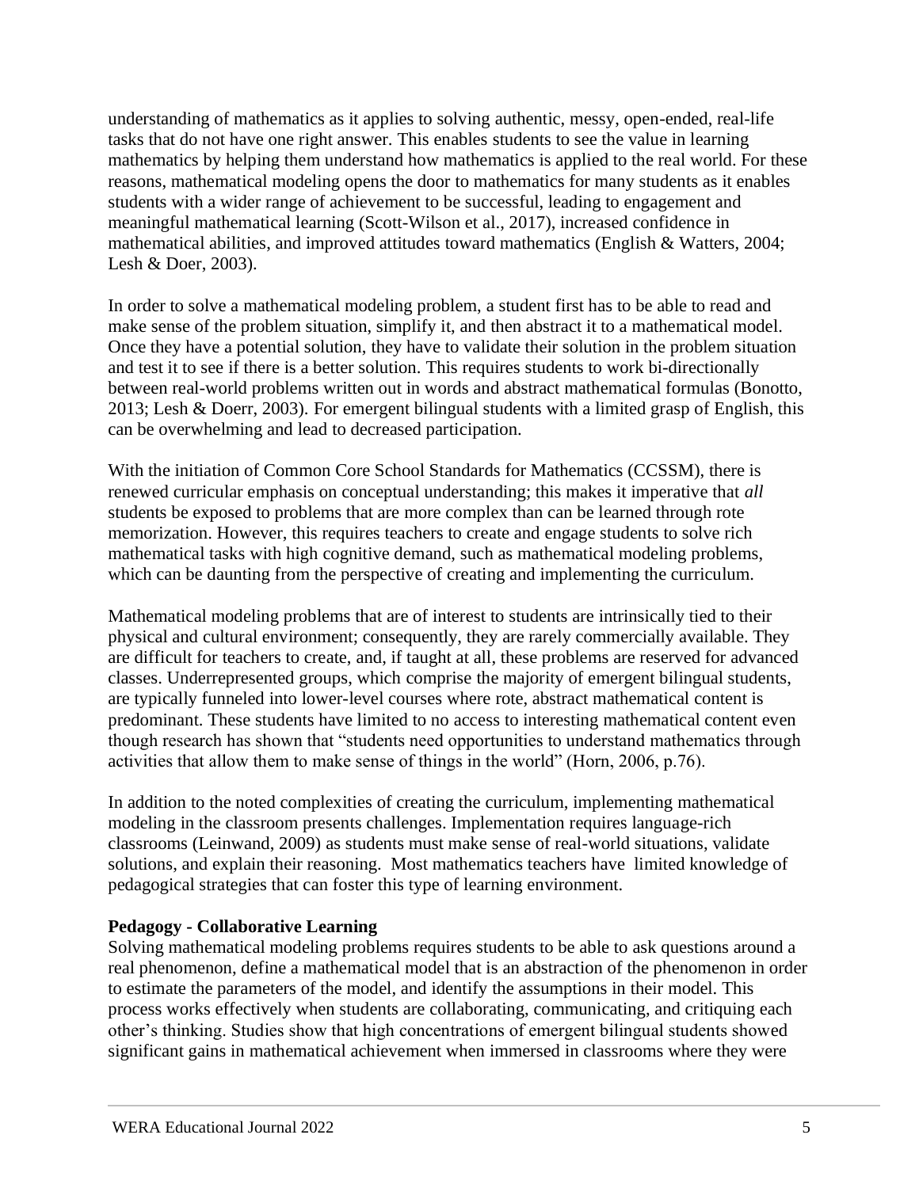understanding of mathematics as it applies to solving authentic, messy, open-ended, real-life tasks that do not have one right answer. This enables students to see the value in learning mathematics by helping them understand how mathematics is applied to the real world. For these reasons, mathematical modeling opens the door to mathematics for many students as it enables students with a wider range of achievement to be successful, leading to engagement and meaningful mathematical learning (Scott-Wilson et al., 2017), increased confidence in mathematical abilities, and improved attitudes toward mathematics (English & Watters, 2004; Lesh & Doer, 2003).

In order to solve a mathematical modeling problem, a student first has to be able to read and make sense of the problem situation, simplify it, and then abstract it to a mathematical model. Once they have a potential solution, they have to validate their solution in the problem situation and test it to see if there is a better solution. This requires students to work bi-directionally between real-world problems written out in words and abstract mathematical formulas (Bonotto, 2013; Lesh & Doerr, 2003). For emergent bilingual students with a limited grasp of English, this can be overwhelming and lead to decreased participation.

With the initiation of Common Core School Standards for Mathematics (CCSSM), there is renewed curricular emphasis on conceptual understanding; this makes it imperative that *all* students be exposed to problems that are more complex than can be learned through rote memorization. However, this requires teachers to create and engage students to solve rich mathematical tasks with high cognitive demand, such as mathematical modeling problems, which can be daunting from the perspective of creating and implementing the curriculum.

Mathematical modeling problems that are of interest to students are intrinsically tied to their physical and cultural environment; consequently, they are rarely commercially available. They are difficult for teachers to create, and, if taught at all, these problems are reserved for advanced classes. Underrepresented groups, which comprise the majority of emergent bilingual students, are typically funneled into lower-level courses where rote, abstract mathematical content is predominant. These students have limited to no access to interesting mathematical content even though research has shown that "students need opportunities to understand mathematics through activities that allow them to make sense of things in the world" (Horn, 2006, p.76).

In addition to the noted complexities of creating the curriculum, implementing mathematical modeling in the classroom presents challenges. Implementation requires language-rich classrooms (Leinwand, 2009) as students must make sense of real-world situations, validate solutions, and explain their reasoning. Most mathematics teachers have limited knowledge of pedagogical strategies that can foster this type of learning environment.

**Pedagogy - Collaborative Learning**

Solving mathematical modeling problems requires students to be able to ask questions around a real phenomenon, define a mathematical model that is an abstraction of the phenomenon in order to estimate the parameters of the model, and identify the assumptions in their model. This process works effectively when students are collaborating, communicating, and critiquing each other's thinking. Studies show that high concentrations of emergent bilingual students showed significant gains in mathematical achievement when immersed in classrooms where they were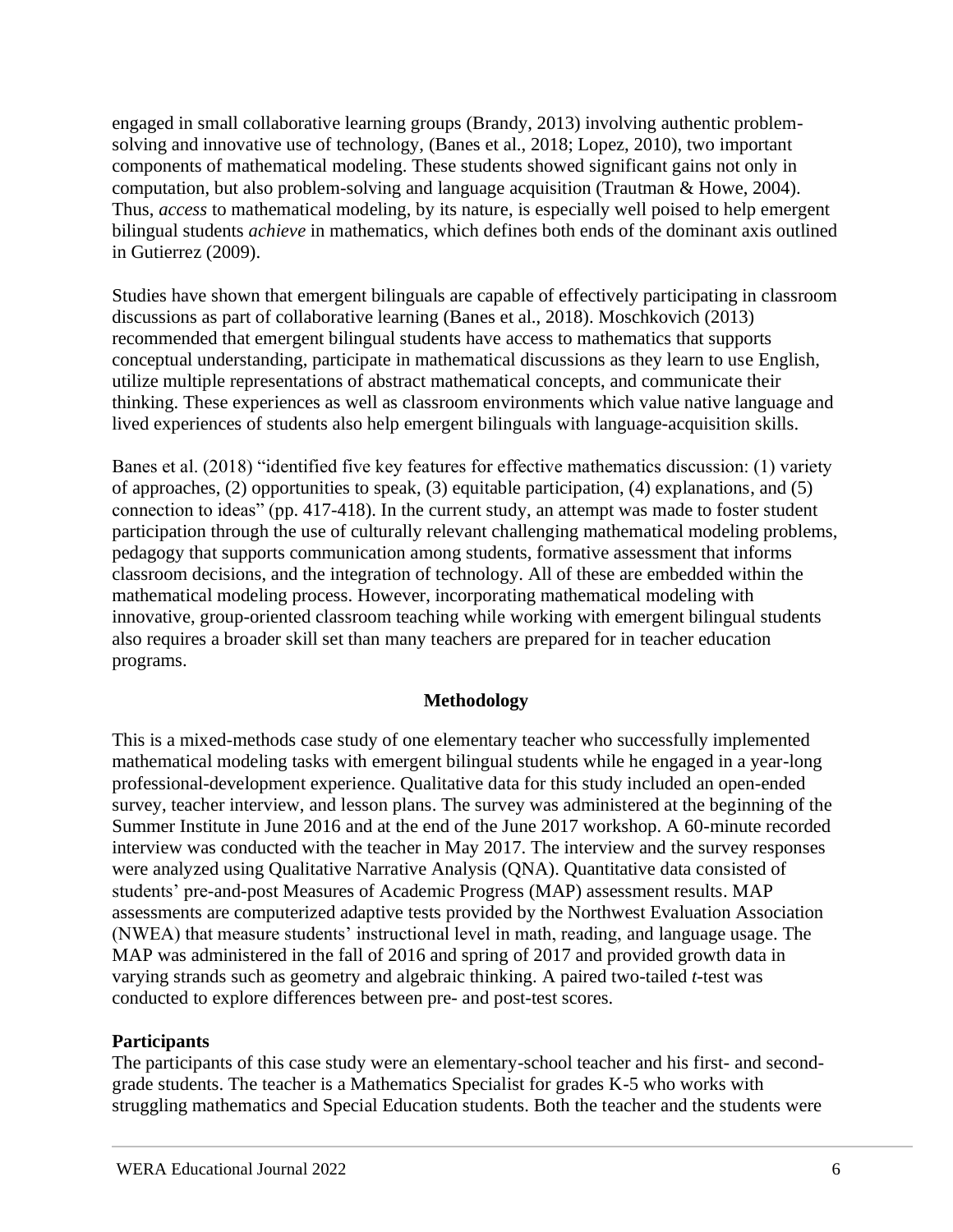engaged in small collaborative learning groups (Brandy, 2013) involving authentic problem-solving and innovative use of technology, (Banes et al., 2018; Lopez, 2010), two important components of mathematical modeling. These students showed significant gains not only in computation, but also problem-solving and language acquisition (Trautman & Howe, 2004). Thus, *access* to mathematical modeling, by its nature, is especially well poised to help emergent bilingual students *achieve* in mathematics, which defines both ends of the dominant axis outlined in Gutierrez (2009).

Studies have shown that emergent bilinguals are capable of effectively participating in classroom discussions as part of collaborative learning (Banes et al., 2018). Moschkovich (2013) recommended that emergent bilingual students have access to mathematics that supports conceptual understanding, participate in mathematical discussions as they learn to use English, utilize multiple representations of abstract mathematical concepts, and communicate their thinking. These experiences as well as classroom environments which value native language and lived experiences of students also help emergent bilinguals with language-acquisition skills.

Banes et al. (2018) "identified five key features for effective mathematics discussion: (1) variety of approaches, (2) opportunities to speak, (3) equitable participation, (4) explanations, and (5) connection to ideas" (pp. 417-418). In the current study, an attempt was made to foster student participation through the use of culturally relevant challenging mathematical modeling problems, pedagogy that supports communication among students, formative assessment that informs classroom decisions, and the integration of technology. All of these are embedded within the mathematical modeling process. However, incorporating mathematical modeling with innovative, group-oriented classroom teaching while working with emergent bilingual students also requires a broader skill set than many teachers are prepared for in teacher education programs.

## Methodology

This is a mixed-methods case study of one elementary teacher who successfully implemented mathematical modeling tasks with emergent bilingual students while he engaged in a year-long professional-development experience. Qualitative data for this study included an open-ended survey, teacher interview, and lesson plans. The survey was administered at the beginning of the Summer Institute in June 2016 and at the end of the June 2017 workshop. A 60-minute recorded interview was conducted with the teacher in May 2017. The interview and the survey responses were analyzed using Qualitative Narrative Analysis (QNA). Quantitative data consisted of students' pre-and-post Measures of Academic Progress (MAP) assessment results. MAP assessments are computerized adaptive tests provided by the Northwest Evaluation Association (NWEA) that measure students' instructional level in math, reading, and language usage. The MAP was administered in the fall of 2016 and spring of 2017 and provided growth data in varying strands such as geometry and algebraic thinking. A paired two-tailed *t*-test was conducted to explore differences between pre- and post-test scores.

### Participants

The participants of this case study were an elementary-school teacher and his first- and second-grade students. The teacher is a Mathematics Specialist for grades K-5 who works with struggling mathematics and Special Education students. Both the teacher and the students were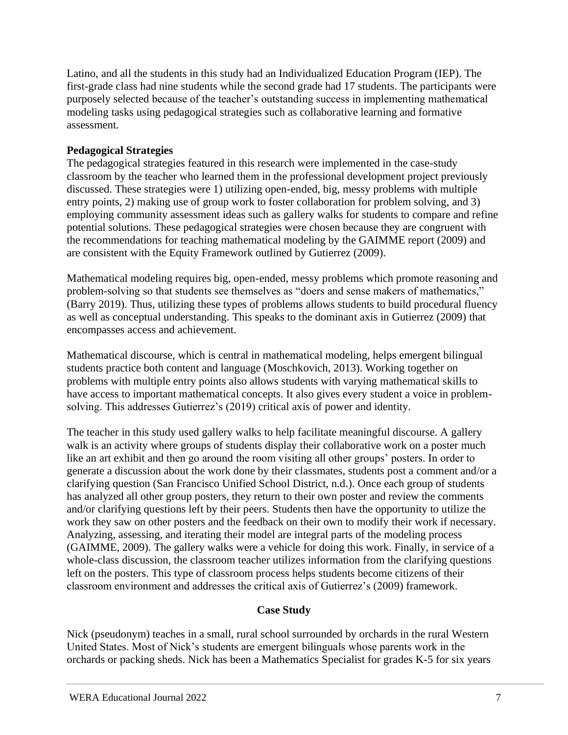Latino, and all the students in this study had an Individualized Education Program (IEP). The first-grade class had nine students while the second grade had 17 students. The participants were purposely selected because of the teacher's outstanding success in implementing mathematical modeling tasks using pedagogical strategies such as collaborative learning and formative assessment.

**Pedagogical Strategies**

The pedagogical strategies featured in this research were implemented in the case-study classroom by the teacher who learned them in the professional development project previously discussed. These strategies were 1) utilizing open-ended, big, messy problems with multiple entry points, 2) making use of group work to foster collaboration for problem solving, and 3) employing community assessment ideas such as gallery walks for students to compare and refine potential solutions. These pedagogical strategies were chosen because they are congruent with the recommendations for teaching mathematical modeling by the GAIMME report (2009) and are consistent with the Equity Framework outlined by Gutierrez (2009).

Mathematical modeling requires big, open-ended, messy problems which promote reasoning and problem-solving so that students see themselves as "doers and sense makers of mathematics," (Barry 2019). Thus, utilizing these types of problems allows students to build procedural fluency as well as conceptual understanding. This speaks to the dominant axis in Gutierrez (2009) that encompasses access and achievement.

Mathematical discourse, which is central in mathematical modeling, helps emergent bilingual students practice both content and language (Moschkovich, 2013). Working together on problems with multiple entry points also allows students with varying mathematical skills to have access to important mathematical concepts. It also gives every student a voice in problem-solving. This addresses Gutierrez's (2019) critical axis of power and identity.

The teacher in this study used gallery walks to help facilitate meaningful discourse. A gallery walk is an activity where groups of students display their collaborative work on a poster much like an art exhibit and then go around the room visiting all other groups' posters. In order to generate a discussion about the work done by their classmates, students post a comment and/or a clarifying question (San Francisco Unified School District, n.d.). Once each group of students has analyzed all other group posters, they return to their own poster and review the comments and/or clarifying questions left by their peers. Students then have the opportunity to utilize the work they saw on other posters and the feedback on their own to modify their work if necessary. Analyzing, assessing, and iterating their model are integral parts of the modeling process (GAIMME, 2009). The gallery walks were a vehicle for doing this work. Finally, in service of a whole-class discussion, the classroom teacher utilizes information from the clarifying questions left on the posters. This type of classroom process helps students become citizens of their classroom environment and addresses the critical axis of Gutierrez's (2009) framework.

## Case Study

Nick (pseudonym) teaches in a small, rural school surrounded by orchards in the rural Western United States. Most of Nick's students are emergent bilinguals whose parents work in the orchards or packing sheds. Nick has been a Mathematics Specialist for grades K-5 for six years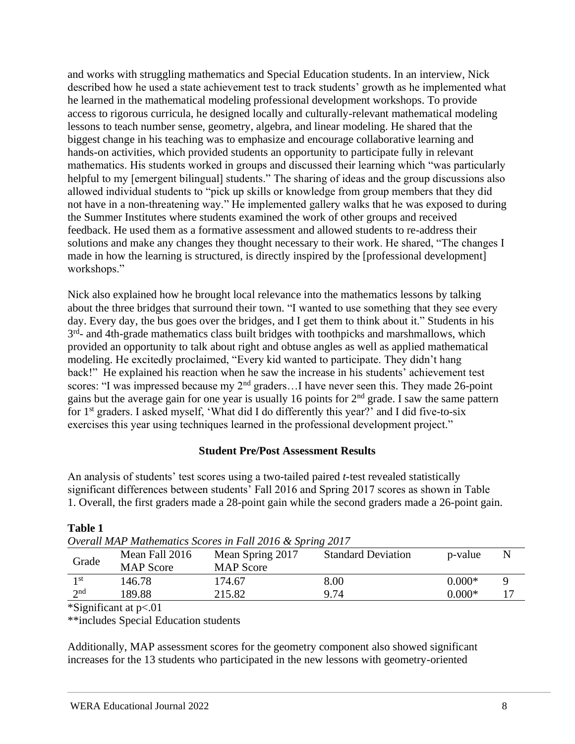and works with struggling mathematics and Special Education students. In an interview, Nick described how he used a state achievement test to track students' growth as he implemented what he learned in the mathematical modeling professional development workshops. To provide access to rigorous curricula, he designed locally and culturally-relevant mathematical modeling lessons to teach number sense, geometry, algebra, and linear modeling. He shared that the biggest change in his teaching was to emphasize and encourage collaborative learning and hands-on activities, which provided students an opportunity to participate fully in relevant mathematics. His students worked in groups and discussed their learning which "was particularly helpful to my [emergent bilingual] students." The sharing of ideas and the group discussions also allowed individual students to "pick up skills or knowledge from group members that they did not have in a non-threatening way." He implemented gallery walks that he was exposed to during the Summer Institutes where students examined the work of other groups and received feedback. He used them as a formative assessment and allowed students to re-address their solutions and make any changes they thought necessary to their work. He shared, "The changes I made in how the learning is structured, is directly inspired by the [professional development] workshops."

Nick also explained how he brought local relevance into the mathematics lessons by talking about the three bridges that surround their town. "I wanted to use something that they see every day. Every day, the bus goes over the bridges, and I get them to think about it." Students in his 3rd- and 4th-grade mathematics class built bridges with toothpicks and marshmallows, which provided an opportunity to talk about right and obtuse angles as well as applied mathematical modeling. He excitedly proclaimed, "Every kid wanted to participate. They didn't hang back!" He explained his reaction when he saw the increase in his students' achievement test scores: "I was impressed because my 2nd graders…I have never seen this. They made 26-point gains but the average gain for one year is usually 16 points for 2nd grade. I saw the same pattern for 1st graders. I asked myself, 'What did I do differently this year?' and I did five-to-six exercises this year using techniques learned in the professional development project."

### Student Pre/Post Assessment Results

An analysis of students' test scores using a two-tailed paired *t*-test revealed statistically significant differences between students' Fall 2016 and Spring 2017 scores as shown in Table 1. Overall, the first graders made a 28-point gain while the second graders made a 26-point gain.

**Table 1**

*Overall MAP Mathematics Scores in Fall 2016 & Spring 2017*

| Grade | Mean Fall 2016 MAP Score | Mean Spring 2017 MAP Score | Standard Deviation | p-value | N |
|---|---|---|---|---|---|
| 1st | 146.78 | 174.67 | 8.00 | 0.000* | 9 |
| 2nd | 189.88 | 215.82 | 9.74 | 0.000* | 17 |

*Significant at $p<.01$

**includes Special Education students

Additionally, MAP assessment scores for the geometry component also showed significant increases for the 13 students who participated in the new lessons with geometry-oriented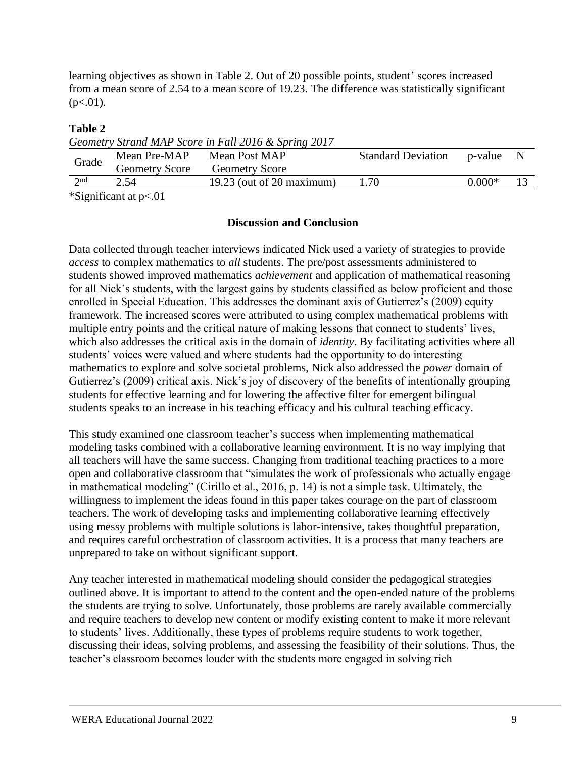learning objectives as shown in Table 2. Out of 20 possible points, student' scores increased from a mean score of 2.54 to a mean score of 19.23. The difference was statistically significant ($p<.01$).

**Table 2**

*Geometry Strand MAP Score in Fall 2016 & Spring 2017*

| Grade | Mean Pre-MAP Geometry Score | Mean Post MAP Geometry Score | Standard Deviation | p-value | N |
|---|---|---|---|---|---|
| 2nd | 2.54 | 19.23 (out of 20 maximum) | 1.70 | 0.000* | 13 |

*Significant at $p<.01$

## Discussion and Conclusion

Data collected through teacher interviews indicated Nick used a variety of strategies to provide *access* to complex mathematics to *all* students. The pre/post assessments administered to students showed improved mathematics *achievement* and application of mathematical reasoning for all Nick's students, with the largest gains by students classified as below proficient and those enrolled in Special Education. This addresses the dominant axis of Gutierrez's (2009) equity framework. The increased scores were attributed to using complex mathematical problems with multiple entry points and the critical nature of making lessons that connect to students' lives, which also addresses the critical axis in the domain of *identity*. By facilitating activities where all students' voices were valued and where students had the opportunity to do interesting mathematics to explore and solve societal problems, Nick also addressed the *power* domain of Gutierrez's (2009) critical axis. Nick's joy of discovery of the benefits of intentionally grouping students for effective learning and for lowering the affective filter for emergent bilingual students speaks to an increase in his teaching efficacy and his cultural teaching efficacy.

This study examined one classroom teacher's success when implementing mathematical modeling tasks combined with a collaborative learning environment. It is no way implying that all teachers will have the same success. Changing from traditional teaching practices to a more open and collaborative classroom that "simulates the work of professionals who actually engage in mathematical modeling" (Cirillo et al., 2016, p. 14) is not a simple task. Ultimately, the willingness to implement the ideas found in this paper takes courage on the part of classroom teachers. The work of developing tasks and implementing collaborative learning effectively using messy problems with multiple solutions is labor-intensive, takes thoughtful preparation, and requires careful orchestration of classroom activities. It is a process that many teachers are unprepared to take on without significant support.

Any teacher interested in mathematical modeling should consider the pedagogical strategies outlined above. It is important to attend to the content and the open-ended nature of the problems the students are trying to solve. Unfortunately, those problems are rarely available commercially and require teachers to develop new content or modify existing content to make it more relevant to students' lives. Additionally, these types of problems require students to work together, discussing their ideas, solving problems, and assessing the feasibility of their solutions. Thus, the teacher's classroom becomes louder with the students more engaged in solving rich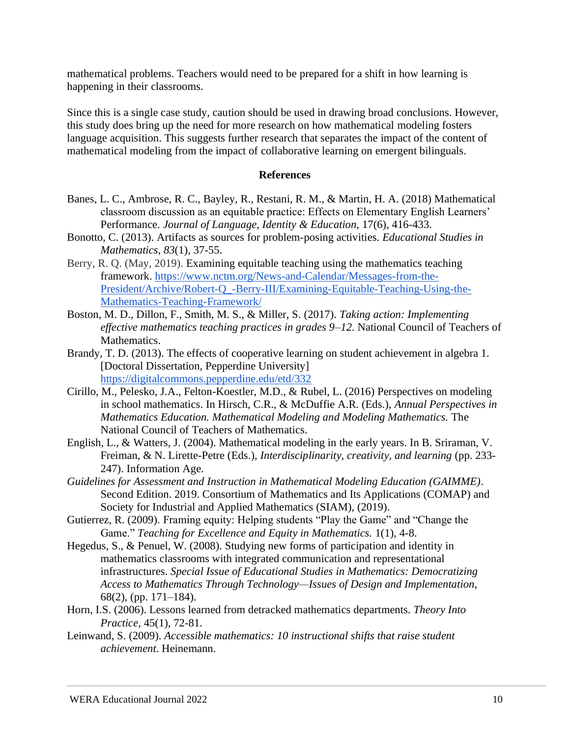mathematical problems. Teachers would need to be prepared for a shift in how learning is happening in their classrooms.

Since this is a single case study, caution should be used in drawing broad conclusions. However, this study does bring up the need for more research on how mathematical modeling fosters language acquisition. This suggests further research that separates the impact of the content of mathematical modeling from the impact of collaborative learning on emergent bilinguals.

## References

Banes, L. C., Ambrose, R. C., Bayley, R., Restani, R. M., & Martin, H. A. (2018) Mathematical classroom discussion as an equitable practice: Effects on Elementary English Learners' Performance. *Journal of Language, Identity & Education,* 17(6), 416-433.

Bonotto, C. (2013). Artifacts as sources for problem-posing activities. *Educational Studies in Mathematics*, *83*(1), 37-55.

Berry, R. Q. (May, 2019). Examining equitable teaching using the mathematics teaching framework. https://www.nctm.org/News-and-Calendar/Messages-from-the-President/Archive/Robert-Q_-Berry-III/Examining-Equitable-Teaching-Using-the-Mathematics-Teaching-Framework/

Boston, M. D., Dillon, F., Smith, M. S., & Miller, S. (2017). *Taking action: Implementing effective mathematics teaching practices in grades 9–12*. National Council of Teachers of Mathematics.

Brandy, T. D. (2013). The effects of cooperative learning on student achievement in algebra 1. [Doctoral Dissertation, Pepperdine University] https://digitalcommons.pepperdine.edu/etd/332

Cirillo, M., Pelesko, J.A., Felton-Koestler, M.D., & Rubel, L. (2016) Perspectives on modeling in school mathematics. In Hirsch, C.R., & McDuffie A.R. (Eds.), *Annual Perspectives in Mathematics Education. Mathematical Modeling and Modeling Mathematics.* The National Council of Teachers of Mathematics.

English, L., & Watters, J. (2004). Mathematical modeling in the early years. In B. Sriraman, V. Freiman, & N. Lirette-Petre (Eds.), *Interdisciplinarity, creativity, and learning* (pp. 233-247). Information Age.

*Guidelines for Assessment and Instruction in Mathematical Modeling Education (GAIMME)*. Second Edition. 2019. Consortium of Mathematics and Its Applications (COMAP) and Society for Industrial and Applied Mathematics (SIAM), (2019).

Gutierrez, R. (2009). Framing equity: Helping students "Play the Game" and "Change the Game." *Teaching for Excellence and Equity in Mathematics.* 1(1), 4-8.

Hegedus, S., & Penuel, W. (2008). Studying new forms of participation and identity in mathematics classrooms with integrated communication and representational infrastructures. *Special Issue of Educational Studies in Mathematics: Democratizing Access to Mathematics Through Technology—Issues of Design and Implementation*, 68(2), (pp. 171–184).

Horn, I.S. (2006). Lessons learned from detracked mathematics departments. *Theory Into Practice*, 45(1), 72-81.

Leinwand, S. (2009). *Accessible mathematics: 10 instructional shifts that raise student achievement*. Heinemann.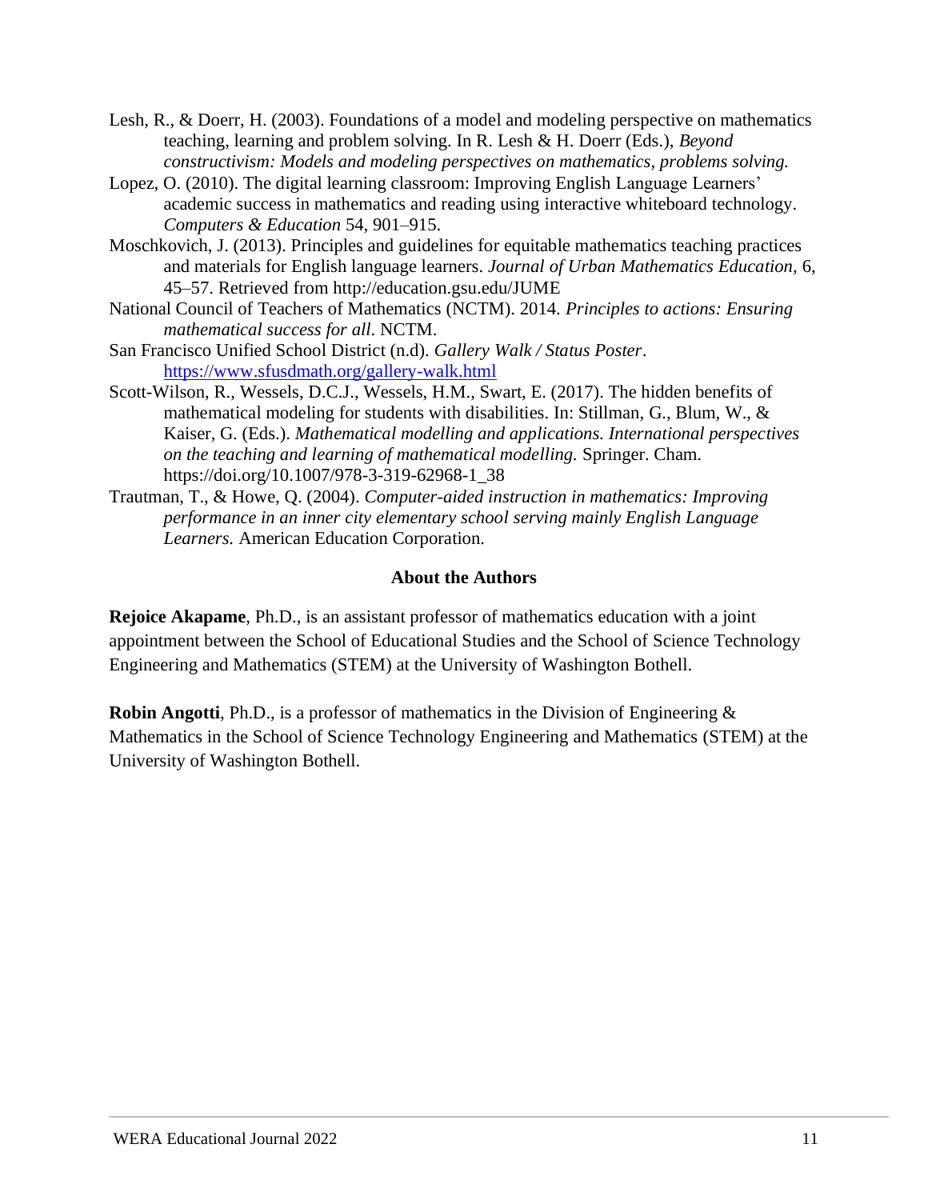Lesh, R., & Doerr, H. (2003). Foundations of a model and modeling perspective on mathematics teaching, learning and problem solving. In R. Lesh & H. Doerr (Eds.), *Beyond constructivism: Models and modeling perspectives on mathematics, problems solving.*

Lopez, O. (2010). The digital learning classroom: Improving English Language Learners' academic success in mathematics and reading using interactive whiteboard technology. *Computers & Education* 54, 901–915.

Moschkovich, J. (2013). Principles and guidelines for equitable mathematics teaching practices and materials for English language learners. *Journal of Urban Mathematics Education,* 6, 45–57. Retrieved from http://education.gsu.edu/JUME

National Council of Teachers of Mathematics (NCTM). 2014. *Principles to actions: Ensuring mathematical success for all*. NCTM.

San Francisco Unified School District (n.d). *Gallery Walk / Status Poster*. https://www.sfusdmath.org/gallery-walk.html

Scott-Wilson, R., Wessels, D.C.J., Wessels, H.M., Swart, E. (2017). The hidden benefits of mathematical modeling for students with disabilities. In: Stillman, G., Blum, W., & Kaiser, G. (Eds.). *Mathematical modelling and applications. International perspectives on the teaching and learning of mathematical modelling.* Springer. Cham. https://doi.org/10.1007/978-3-319-62968-1_38

Trautman, T., & Howe, Q. (2004). *Computer-aided instruction in mathematics: Improving performance in an inner city elementary school serving mainly English Language Learners.* American Education Corporation.

## About the Authors

**Rejoice Akapame**, Ph.D., is an assistant professor of mathematics education with a joint appointment between the School of Educational Studies and the School of Science Technology Engineering and Mathematics (STEM) at the University of Washington Bothell.

**Robin Angotti**, Ph.D., is a professor of mathematics in the Division of Engineering & Mathematics in the School of Science Technology Engineering and Mathematics (STEM) at the University of Washington Bothell.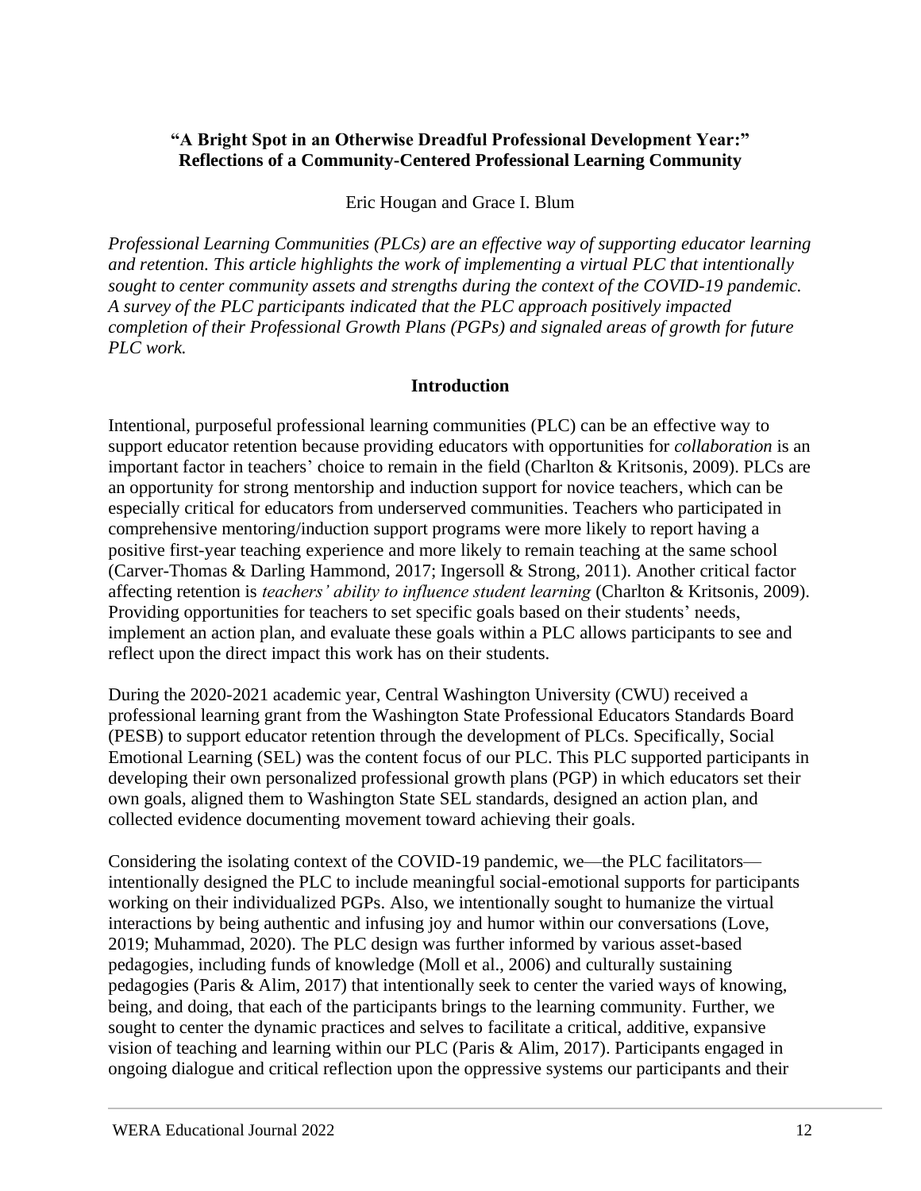**"A Bright Spot in an Otherwise Dreadful Professional Development Year:" Reflections of a Community-Centered Professional Learning Community**

Eric Hougan and Grace I. Blum

*Professional Learning Communities (PLCs) are an effective way of supporting educator learning and retention. This article highlights the work of implementing a virtual PLC that intentionally sought to center community assets and strengths during the context of the COVID-19 pandemic. A survey of the PLC participants indicated that the PLC approach positively impacted completion of their Professional Growth Plans (PGPs) and signaled areas of growth for future PLC work.*

## Introduction

Intentional, purposeful professional learning communities (PLC) can be an effective way to support educator retention because providing educators with opportunities for *collaboration* is an important factor in teachers' choice to remain in the field (Charlton & Kritsonis, 2009). PLCs are an opportunity for strong mentorship and induction support for novice teachers, which can be especially critical for educators from underserved communities. Teachers who participated in comprehensive mentoring/induction support programs were more likely to report having a positive first-year teaching experience and more likely to remain teaching at the same school (Carver-Thomas & Darling Hammond, 2017; Ingersoll & Strong, 2011). Another critical factor affecting retention is *teachers' ability to influence student learning* (Charlton & Kritsonis, 2009). Providing opportunities for teachers to set specific goals based on their students' needs, implement an action plan, and evaluate these goals within a PLC allows participants to see and reflect upon the direct impact this work has on their students.

During the 2020-2021 academic year, Central Washington University (CWU) received a professional learning grant from the Washington State Professional Educators Standards Board (PESB) to support educator retention through the development of PLCs. Specifically, Social Emotional Learning (SEL) was the content focus of our PLC. This PLC supported participants in developing their own personalized professional growth plans (PGP) in which educators set their own goals, aligned them to Washington State SEL standards, designed an action plan, and collected evidence documenting movement toward achieving their goals.

Considering the isolating context of the COVID-19 pandemic, we—the PLC facilitators—intentionally designed the PLC to include meaningful social-emotional supports for participants working on their individualized PGPs. Also, we intentionally sought to humanize the virtual interactions by being authentic and infusing joy and humor within our conversations (Love, 2019; Muhammad, 2020). The PLC design was further informed by various asset-based pedagogies, including funds of knowledge (Moll et al., 2006) and culturally sustaining pedagogies (Paris & Alim, 2017) that intentionally seek to center the varied ways of knowing, being, and doing, that each of the participants brings to the learning community. Further, we sought to center the dynamic practices and selves to facilitate a critical, additive, expansive vision of teaching and learning within our PLC (Paris & Alim, 2017). Participants engaged in ongoing dialogue and critical reflection upon the oppressive systems our participants and their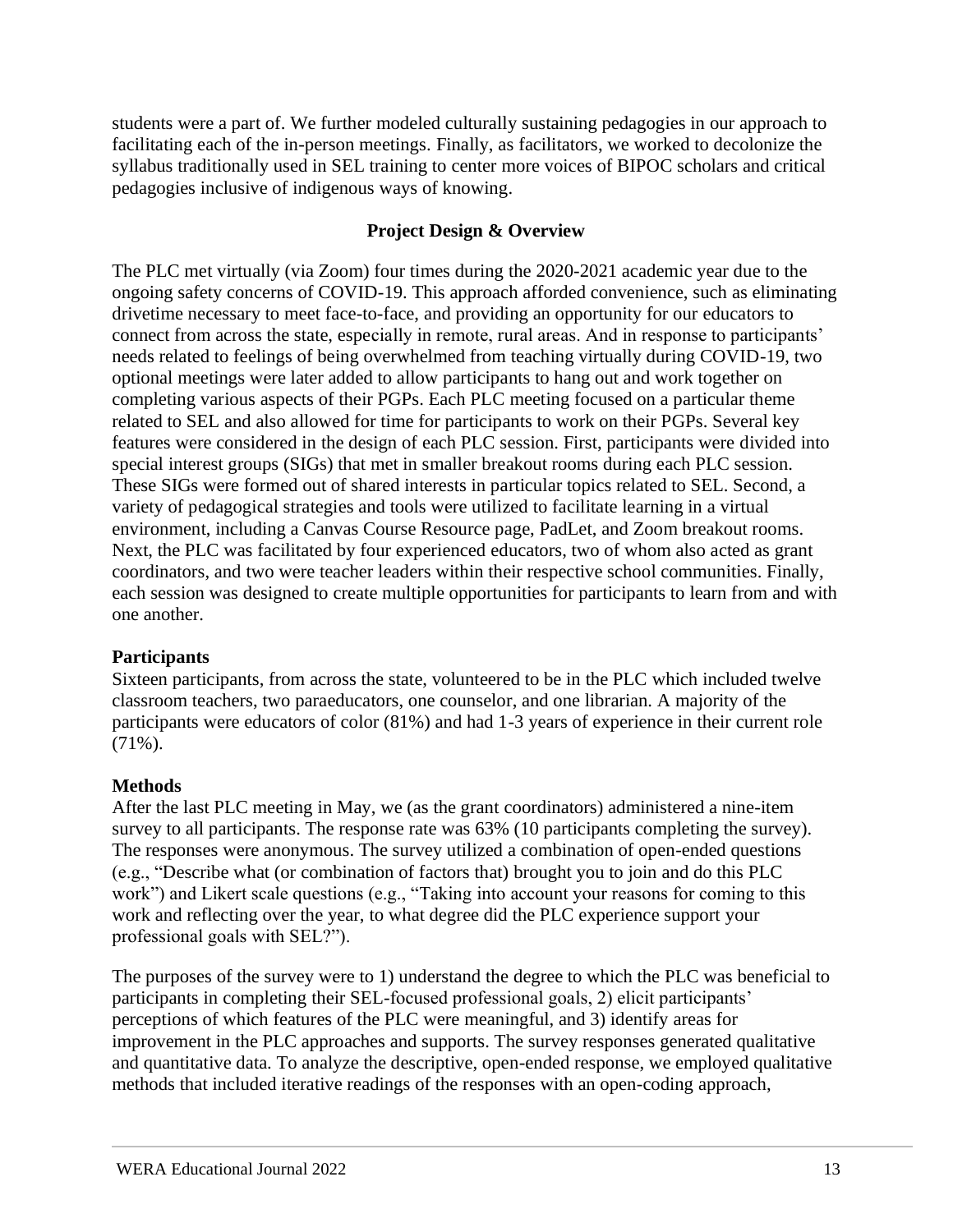students were a part of. We further modeled culturally sustaining pedagogies in our approach to facilitating each of the in-person meetings. Finally, as facilitators, we worked to decolonize the syllabus traditionally used in SEL training to center more voices of BIPOC scholars and critical pedagogies inclusive of indigenous ways of knowing.

## Project Design & Overview

The PLC met virtually (via Zoom) four times during the 2020-2021 academic year due to the ongoing safety concerns of COVID-19. This approach afforded convenience, such as eliminating drivetime necessary to meet face-to-face, and providing an opportunity for our educators to connect from across the state, especially in remote, rural areas. And in response to participants' needs related to feelings of being overwhelmed from teaching virtually during COVID-19, two optional meetings were later added to allow participants to hang out and work together on completing various aspects of their PGPs. Each PLC meeting focused on a particular theme related to SEL and also allowed for time for participants to work on their PGPs. Several key features were considered in the design of each PLC session. First, participants were divided into special interest groups (SIGs) that met in smaller breakout rooms during each PLC session. These SIGs were formed out of shared interests in particular topics related to SEL. Second, a variety of pedagogical strategies and tools were utilized to facilitate learning in a virtual environment, including a Canvas Course Resource page, PadLet, and Zoom breakout rooms. Next, the PLC was facilitated by four experienced educators, two of whom also acted as grant coordinators, and two were teacher leaders within their respective school communities. Finally, each session was designed to create multiple opportunities for participants to learn from and with one another.

### Participants

Sixteen participants, from across the state, volunteered to be in the PLC which included twelve classroom teachers, two paraeducators, one counselor, and one librarian. A majority of the participants were educators of color (81%) and had 1-3 years of experience in their current role (71%).

### Methods

After the last PLC meeting in May, we (as the grant coordinators) administered a nine-item survey to all participants. The response rate was 63% (10 participants completing the survey). The responses were anonymous. The survey utilized a combination of open-ended questions (e.g., "Describe what (or combination of factors that) brought you to join and do this PLC work") and Likert scale questions (e.g., "Taking into account your reasons for coming to this work and reflecting over the year, to what degree did the PLC experience support your professional goals with SEL?").

The purposes of the survey were to 1) understand the degree to which the PLC was beneficial to participants in completing their SEL-focused professional goals, 2) elicit participants' perceptions of which features of the PLC were meaningful, and 3) identify areas for improvement in the PLC approaches and supports. The survey responses generated qualitative and quantitative data. To analyze the descriptive, open-ended response, we employed qualitative methods that included iterative readings of the responses with an open-coding approach,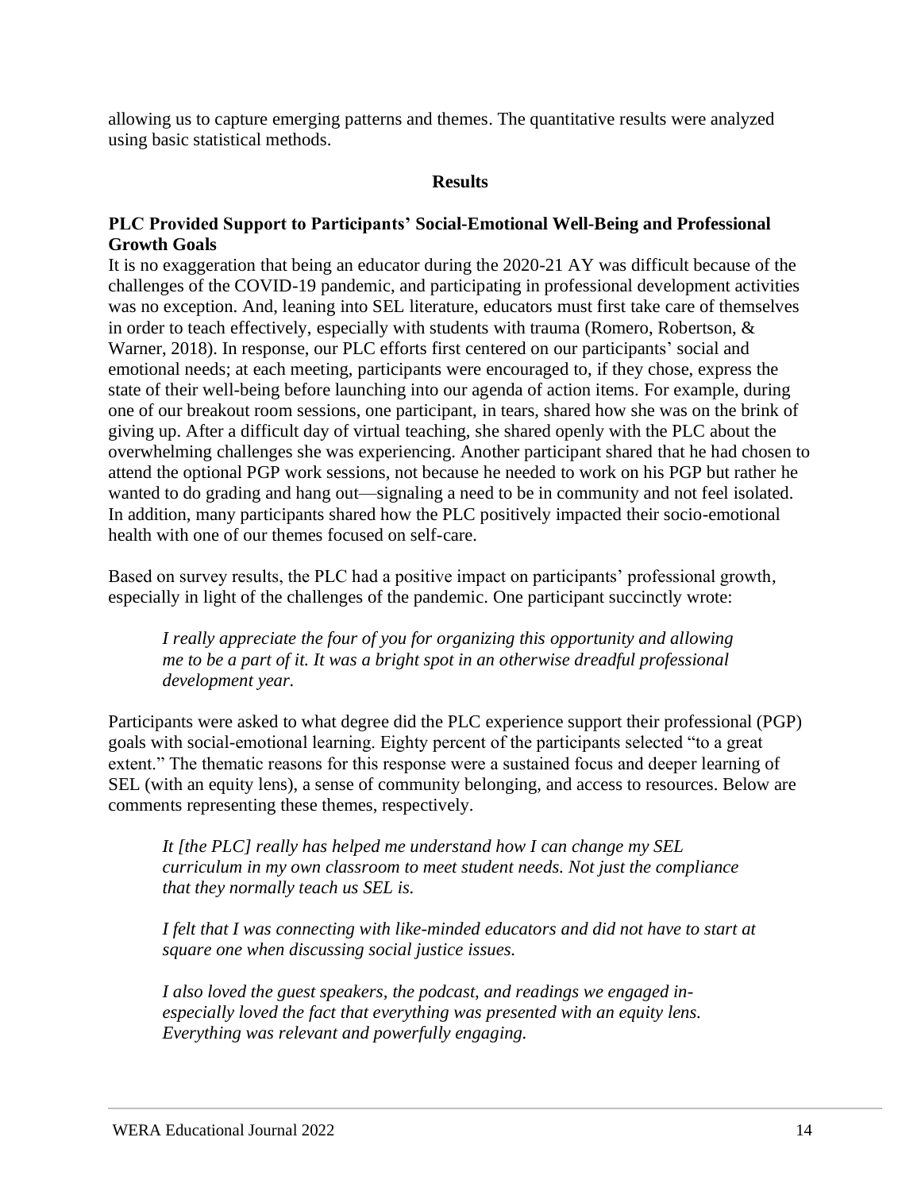allowing us to capture emerging patterns and themes. The quantitative results were analyzed using basic statistical methods.

## Results

### PLC Provided Support to Participants' Social-Emotional Well-Being and Professional Growth Goals

It is no exaggeration that being an educator during the 2020-21 AY was difficult because of the challenges of the COVID-19 pandemic, and participating in professional development activities was no exception. And, leaning into SEL literature, educators must first take care of themselves in order to teach effectively, especially with students with trauma (Romero, Robertson, & Warner, 2018). In response, our PLC efforts first centered on our participants' social and emotional needs; at each meeting, participants were encouraged to, if they chose, express the state of their well-being before launching into our agenda of action items. For example, during one of our breakout room sessions, one participant, in tears, shared how she was on the brink of giving up. After a difficult day of virtual teaching, she shared openly with the PLC about the overwhelming challenges she was experiencing. Another participant shared that he had chosen to attend the optional PGP work sessions, not because he needed to work on his PGP but rather he wanted to do grading and hang out—signaling a need to be in community and not feel isolated. In addition, many participants shared how the PLC positively impacted their socio-emotional health with one of our themes focused on self-care.

Based on survey results, the PLC had a positive impact on participants' professional growth, especially in light of the challenges of the pandemic. One participant succinctly wrote:

> *I really appreciate the four of you for organizing this opportunity and allowing me to be a part of it. It was a bright spot in an otherwise dreadful professional development year.*

Participants were asked to what degree did the PLC experience support their professional (PGP) goals with social-emotional learning. Eighty percent of the participants selected "to a great extent." The thematic reasons for this response were a sustained focus and deeper learning of SEL (with an equity lens), a sense of community belonging, and access to resources. Below are comments representing these themes, respectively.

> *It [the PLC] really has helped me understand how I can change my SEL curriculum in my own classroom to meet student needs. Not just the compliance that they normally teach us SEL is.*

> *I felt that I was connecting with like-minded educators and did not have to start at square one when discussing social justice issues.*

> *I also loved the guest speakers, the podcast, and readings we engaged in- especially loved the fact that everything was presented with an equity lens. Everything was relevant and powerfully engaging.*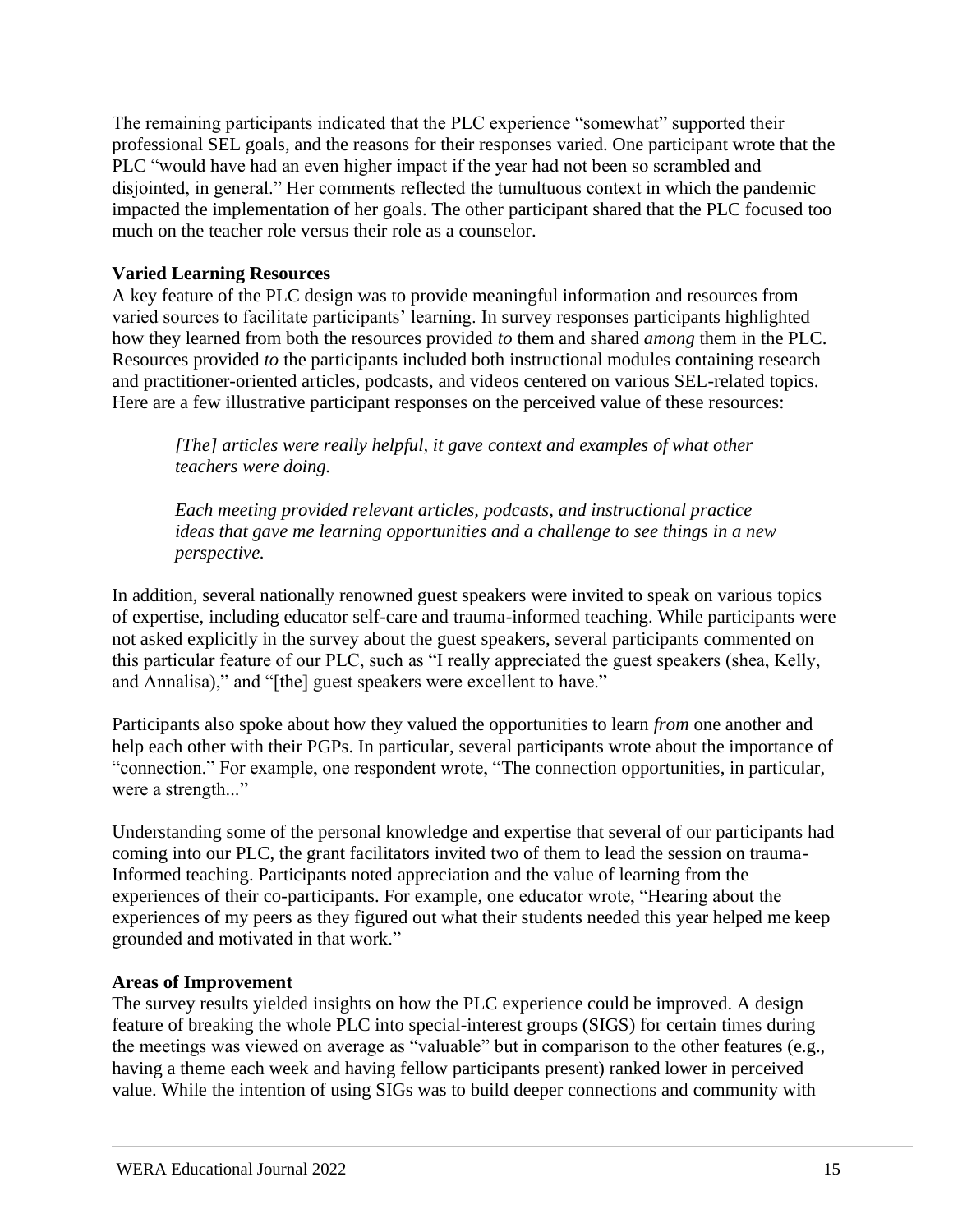The remaining participants indicated that the PLC experience "somewhat" supported their professional SEL goals, and the reasons for their responses varied. One participant wrote that the PLC "would have had an even higher impact if the year had not been so scrambled and disjointed, in general." Her comments reflected the tumultuous context in which the pandemic impacted the implementation of her goals. The other participant shared that the PLC focused too much on the teacher role versus their role as a counselor.

**Varied Learning Resources**

A key feature of the PLC design was to provide meaningful information and resources from varied sources to facilitate participants' learning. In survey responses participants highlighted how they learned from both the resources provided *to* them and shared *among* them in the PLC. Resources provided *to* the participants included both instructional modules containing research and practitioner-oriented articles, podcasts, and videos centered on various SEL-related topics. Here are a few illustrative participant responses on the perceived value of these resources:

> *[The] articles were really helpful, it gave context and examples of what other teachers were doing.*
>
> *Each meeting provided relevant articles, podcasts, and instructional practice ideas that gave me learning opportunities and a challenge to see things in a new perspective.*

In addition, several nationally renowned guest speakers were invited to speak on various topics of expertise, including educator self-care and trauma-informed teaching. While participants were not asked explicitly in the survey about the guest speakers, several participants commented on this particular feature of our PLC, such as "I really appreciated the guest speakers (shea, Kelly, and Annalisa)," and "[the] guest speakers were excellent to have."

Participants also spoke about how they valued the opportunities to learn *from* one another and help each other with their PGPs. In particular, several participants wrote about the importance of "connection." For example, one respondent wrote, "The connection opportunities, in particular, were a strength..."

Understanding some of the personal knowledge and expertise that several of our participants had coming into our PLC, the grant facilitators invited two of them to lead the session on trauma-Informed teaching. Participants noted appreciation and the value of learning from the experiences of their co-participants. For example, one educator wrote, "Hearing about the experiences of my peers as they figured out what their students needed this year helped me keep grounded and motivated in that work."

**Areas of Improvement**

The survey results yielded insights on how the PLC experience could be improved. A design feature of breaking the whole PLC into special-interest groups (SIGS) for certain times during the meetings was viewed on average as "valuable" but in comparison to the other features (e.g., having a theme each week and having fellow participants present) ranked lower in perceived value. While the intention of using SIGs was to build deeper connections and community with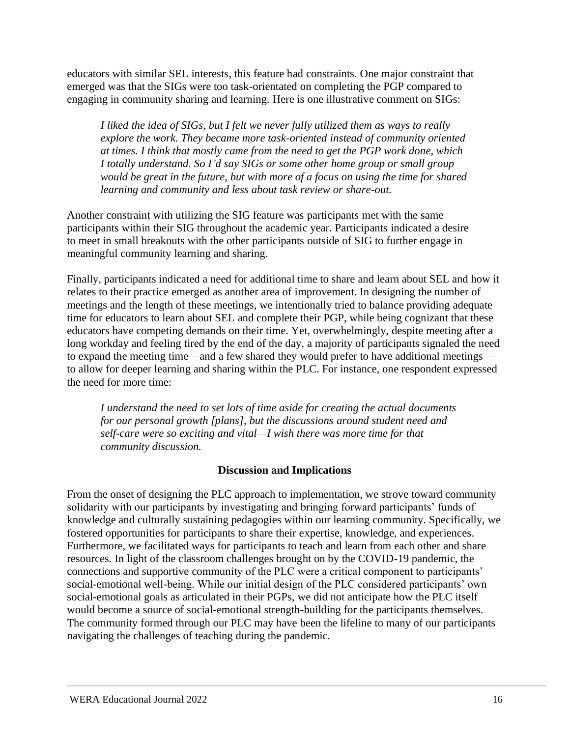educators with similar SEL interests, this feature had constraints. One major constraint that emerged was that the SIGs were too task-orientated on completing the PGP compared to engaging in community sharing and learning. Here is one illustrative comment on SIGs:

> *I liked the idea of SIGs, but I felt we never fully utilized them as ways to really explore the work. They became more task-oriented instead of community oriented at times. I think that mostly came from the need to get the PGP work done, which I totally understand. So I'd say SIGs or some other home group or small group would be great in the future, but with more of a focus on using the time for shared learning and community and less about task review or share-out.*

Another constraint with utilizing the SIG feature was participants met with the same participants within their SIG throughout the academic year. Participants indicated a desire to meet in small breakouts with the other participants outside of SIG to further engage in meaningful community learning and sharing.

Finally, participants indicated a need for additional time to share and learn about SEL and how it relates to their practice emerged as another area of improvement. In designing the number of meetings and the length of these meetings, we intentionally tried to balance providing adequate time for educators to learn about SEL and complete their PGP, while being cognizant that these educators have competing demands on their time. Yet, overwhelmingly, despite meeting after a long workday and feeling tired by the end of the day, a majority of participants signaled the need to expand the meeting time—and a few shared they would prefer to have additional meetings—to allow for deeper learning and sharing within the PLC. For instance, one respondent expressed the need for more time:

> *I understand the need to set lots of time aside for creating the actual documents for our personal growth [plans], but the discussions around student need and self-care were so exciting and vital—I wish there was more time for that community discussion.*

## Discussion and Implications

From the onset of designing the PLC approach to implementation, we strove toward community solidarity with our participants by investigating and bringing forward participants' funds of knowledge and culturally sustaining pedagogies within our learning community. Specifically, we fostered opportunities for participants to share their expertise, knowledge, and experiences. Furthermore, we facilitated ways for participants to teach and learn from each other and share resources. In light of the classroom challenges brought on by the COVID-19 pandemic, the connections and supportive community of the PLC were a critical component to participants' social-emotional well-being. While our initial design of the PLC considered participants' own social-emotional goals as articulated in their PGPs, we did not anticipate how the PLC itself would become a source of social-emotional strength-building for the participants themselves. The community formed through our PLC may have been the lifeline to many of our participants navigating the challenges of teaching during the pandemic.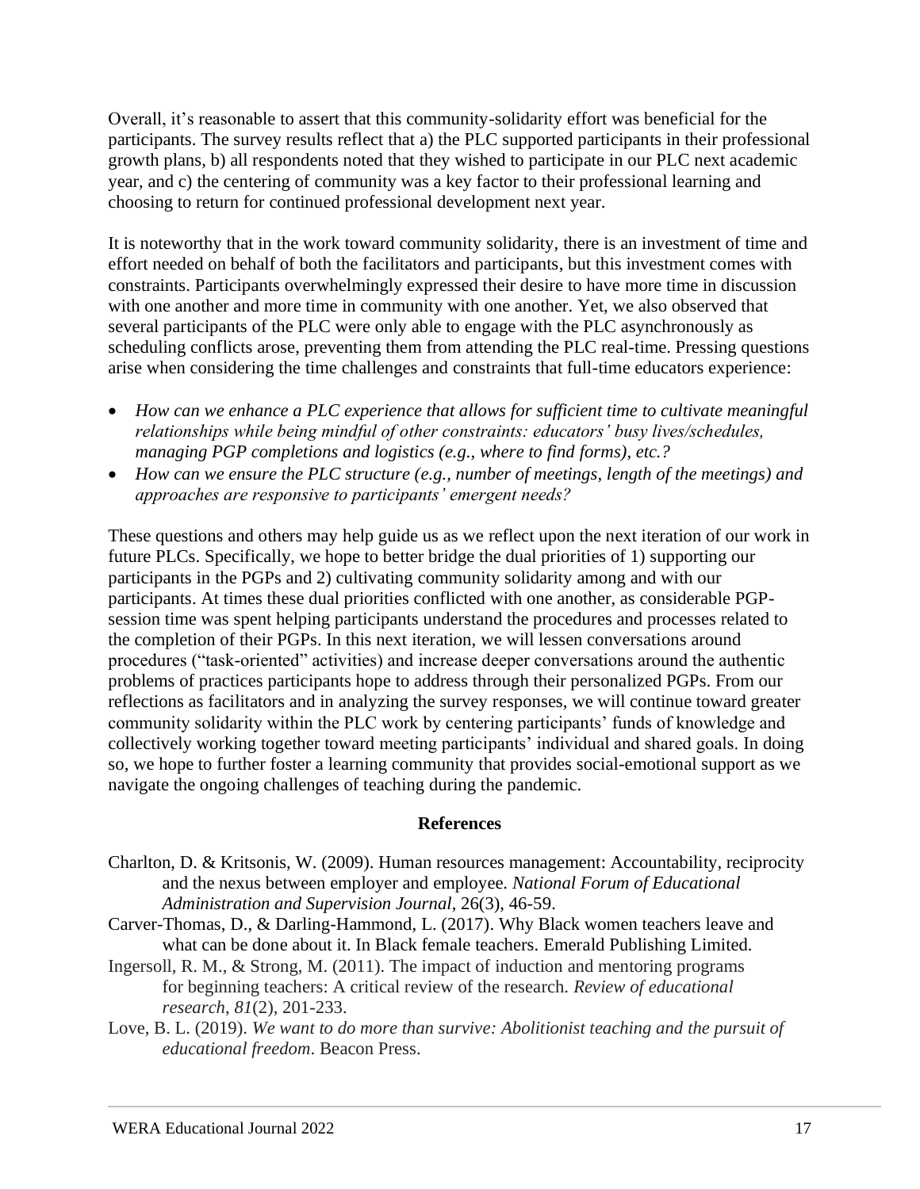Overall, it's reasonable to assert that this community-solidarity effort was beneficial for the participants. The survey results reflect that a) the PLC supported participants in their professional growth plans, b) all respondents noted that they wished to participate in our PLC next academic year, and c) the centering of community was a key factor to their professional learning and choosing to return for continued professional development next year.

It is noteworthy that in the work toward community solidarity, there is an investment of time and effort needed on behalf of both the facilitators and participants, but this investment comes with constraints. Participants overwhelmingly expressed their desire to have more time in discussion with one another and more time in community with one another. Yet, we also observed that several participants of the PLC were only able to engage with the PLC asynchronously as scheduling conflicts arose, preventing them from attending the PLC real-time. Pressing questions arise when considering the time challenges and constraints that full-time educators experience:

- *How can we enhance a PLC experience that allows for sufficient time to cultivate meaningful relationships while being mindful of other constraints: educators' busy lives/schedules, managing PGP completions and logistics (e.g., where to find forms), etc.?*
- *How can we ensure the PLC structure (e.g., number of meetings, length of the meetings) and approaches are responsive to participants' emergent needs?*

These questions and others may help guide us as we reflect upon the next iteration of our work in future PLCs. Specifically, we hope to better bridge the dual priorities of 1) supporting our participants in the PGPs and 2) cultivating community solidarity among and with our participants. At times these dual priorities conflicted with one another, as considerable PGP-session time was spent helping participants understand the procedures and processes related to the completion of their PGPs. In this next iteration, we will lessen conversations around procedures ("task-oriented" activities) and increase deeper conversations around the authentic problems of practices participants hope to address through their personalized PGPs. From our reflections as facilitators and in analyzing the survey responses, we will continue toward greater community solidarity within the PLC work by centering participants' funds of knowledge and collectively working together toward meeting participants' individual and shared goals. In doing so, we hope to further foster a learning community that provides social-emotional support as we navigate the ongoing challenges of teaching during the pandemic.

## References

Charlton, D. & Kritsonis, W. (2009). Human resources management: Accountability, reciprocity and the nexus between employer and employee. *National Forum of Educational Administration and Supervision Journal*, 26(3), 46-59.

Carver-Thomas, D., & Darling-Hammond, L. (2017). Why Black women teachers leave and what can be done about it. In Black female teachers. Emerald Publishing Limited.

Ingersoll, R. M., & Strong, M. (2011). The impact of induction and mentoring programs for beginning teachers: A critical review of the research. *Review of educational research*, *81*(2), 201-233.

Love, B. L. (2019). *We want to do more than survive: Abolitionist teaching and the pursuit of educational freedom*. Beacon Press.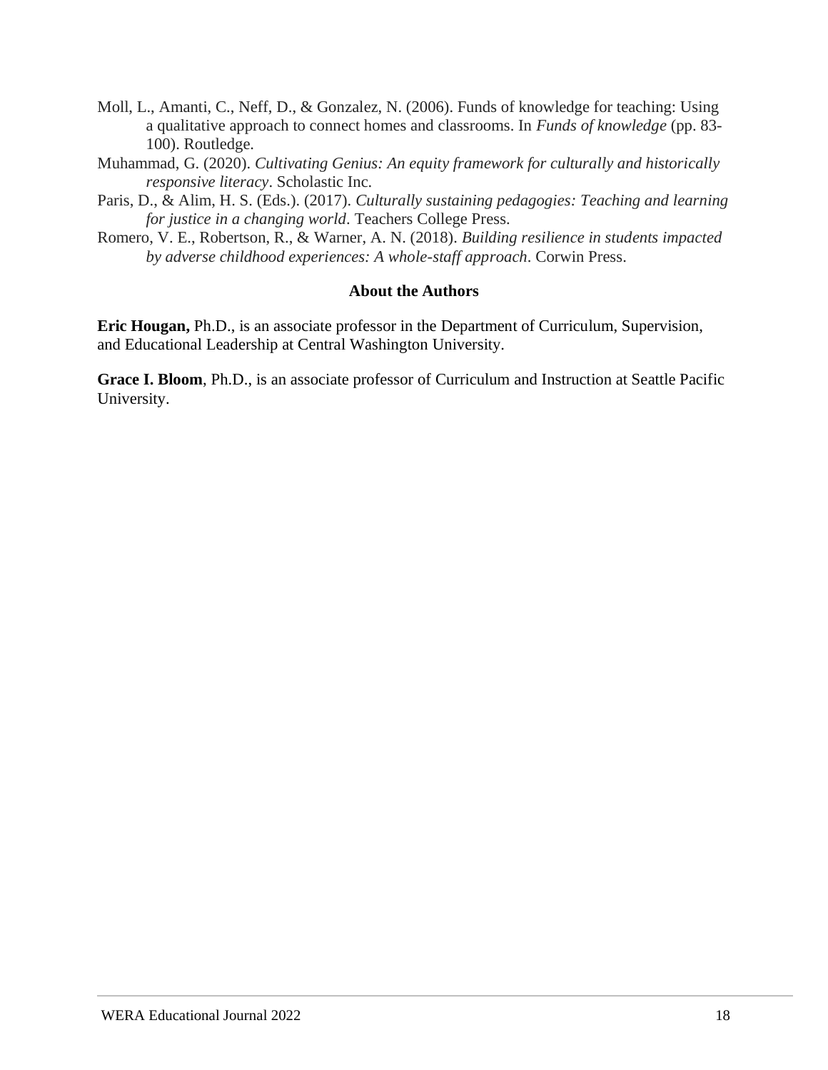Moll, L., Amanti, C., Neff, D., & Gonzalez, N. (2006). Funds of knowledge for teaching: Using a qualitative approach to connect homes and classrooms. In *Funds of knowledge* (pp. 83-100). Routledge.

Muhammad, G. (2020). *Cultivating Genius: An equity framework for culturally and historically responsive literacy*. Scholastic Inc.

Paris, D., & Alim, H. S. (Eds.). (2017). *Culturally sustaining pedagogies: Teaching and learning for justice in a changing world*. Teachers College Press.

Romero, V. E., Robertson, R., & Warner, A. N. (2018). *Building resilience in students impacted by adverse childhood experiences: A whole-staff approach*. Corwin Press.

### About the Authors

**Eric Hougan,** Ph.D., is an associate professor in the Department of Curriculum, Supervision, and Educational Leadership at Central Washington University.

**Grace I. Bloom**, Ph.D., is an associate professor of Curriculum and Instruction at Seattle Pacific University.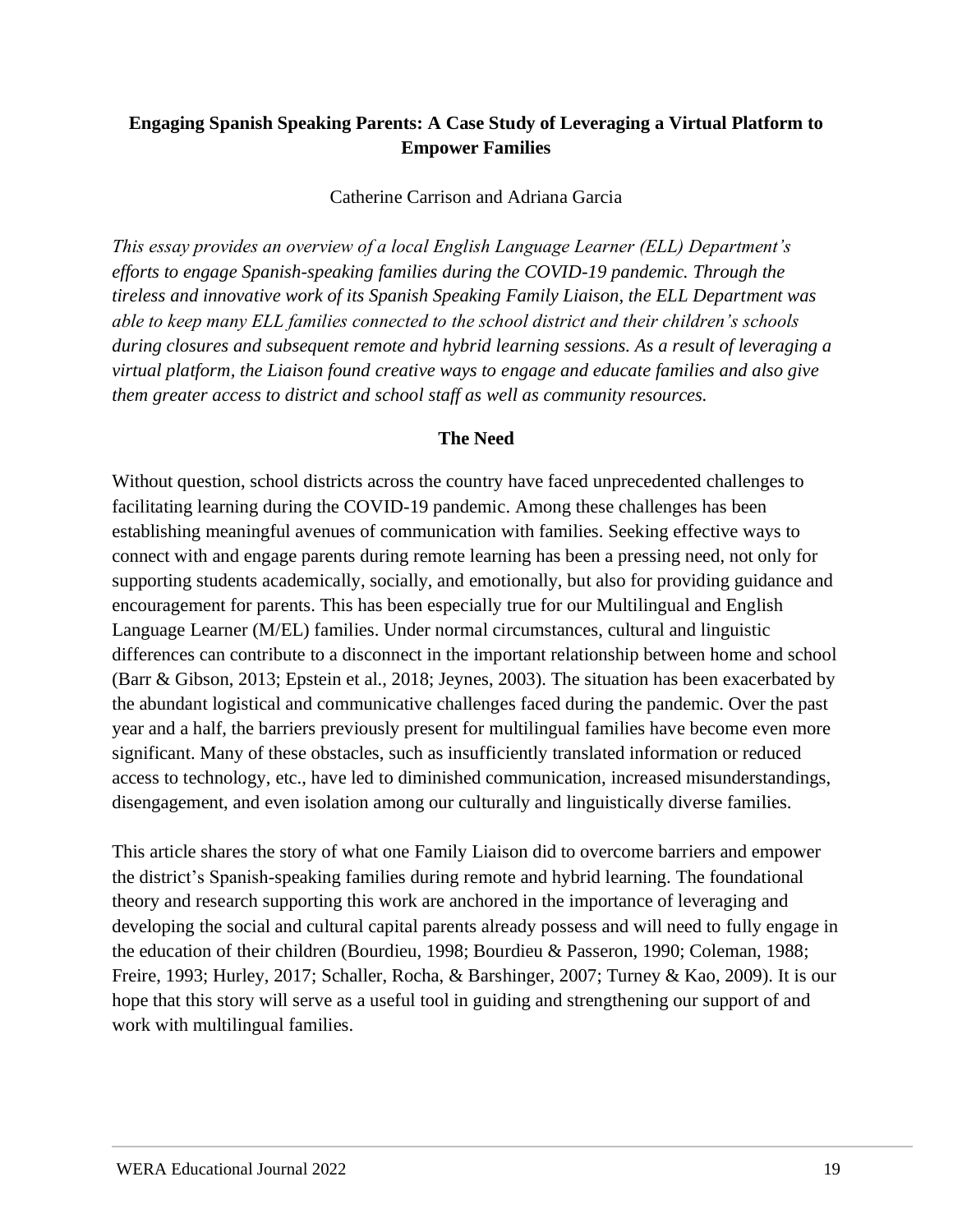# Engaging Spanish Speaking Parents: A Case Study of Leveraging a Virtual Platform to Empower Families

Catherine Carrison and Adriana Garcia

*This essay provides an overview of a local English Language Learner (ELL) Department's efforts to engage Spanish-speaking families during the COVID-19 pandemic. Through the tireless and innovative work of its Spanish Speaking Family Liaison, the ELL Department was able to keep many ELL families connected to the school district and their children's schools during closures and subsequent remote and hybrid learning sessions. As a result of leveraging a virtual platform, the Liaison found creative ways to engage and educate families and also give them greater access to district and school staff as well as community resources.*

## The Need

Without question, school districts across the country have faced unprecedented challenges to facilitating learning during the COVID-19 pandemic. Among these challenges has been establishing meaningful avenues of communication with families. Seeking effective ways to connect with and engage parents during remote learning has been a pressing need, not only for supporting students academically, socially, and emotionally, but also for providing guidance and encouragement for parents. This has been especially true for our Multilingual and English Language Learner (M/EL) families. Under normal circumstances, cultural and linguistic differences can contribute to a disconnect in the important relationship between home and school (Barr & Gibson, 2013; Epstein et al., 2018; Jeynes, 2003). The situation has been exacerbated by the abundant logistical and communicative challenges faced during the pandemic. Over the past year and a half, the barriers previously present for multilingual families have become even more significant. Many of these obstacles, such as insufficiently translated information or reduced access to technology, etc., have led to diminished communication, increased misunderstandings, disengagement, and even isolation among our culturally and linguistically diverse families.

This article shares the story of what one Family Liaison did to overcome barriers and empower the district's Spanish-speaking families during remote and hybrid learning. The foundational theory and research supporting this work are anchored in the importance of leveraging and developing the social and cultural capital parents already possess and will need to fully engage in the education of their children (Bourdieu, 1998; Bourdieu & Passeron, 1990; Coleman, 1988; Freire, 1993; Hurley, 2017; Schaller, Rocha, & Barshinger, 2007; Turney & Kao, 2009). It is our hope that this story will serve as a useful tool in guiding and strengthening our support of and work with multilingual families.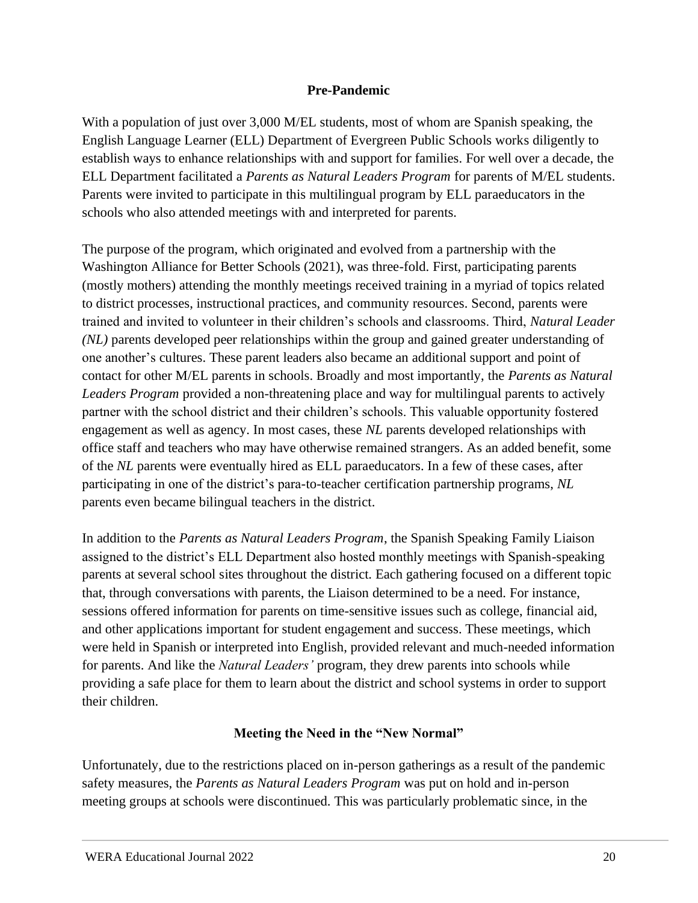## Pre-Pandemic

With a population of just over 3,000 M/EL students, most of whom are Spanish speaking, the English Language Learner (ELL) Department of Evergreen Public Schools works diligently to establish ways to enhance relationships with and support for families. For well over a decade, the ELL Department facilitated a *Parents as Natural Leaders Program* for parents of M/EL students. Parents were invited to participate in this multilingual program by ELL paraeducators in the schools who also attended meetings with and interpreted for parents.

The purpose of the program, which originated and evolved from a partnership with the Washington Alliance for Better Schools (2021), was three-fold. First, participating parents (mostly mothers) attending the monthly meetings received training in a myriad of topics related to district processes, instructional practices, and community resources. Second, parents were trained and invited to volunteer in their children's schools and classrooms. Third, *Natural Leader (NL)* parents developed peer relationships within the group and gained greater understanding of one another's cultures. These parent leaders also became an additional support and point of contact for other M/EL parents in schools. Broadly and most importantly, the *Parents as Natural Leaders Program* provided a non-threatening place and way for multilingual parents to actively partner with the school district and their children's schools. This valuable opportunity fostered engagement as well as agency. In most cases, these *NL* parents developed relationships with office staff and teachers who may have otherwise remained strangers. As an added benefit, some of the *NL* parents were eventually hired as ELL paraeducators. In a few of these cases, after participating in one of the district's para-to-teacher certification partnership programs, *NL* parents even became bilingual teachers in the district.

In addition to the *Parents as Natural Leaders Program*, the Spanish Speaking Family Liaison assigned to the district's ELL Department also hosted monthly meetings with Spanish-speaking parents at several school sites throughout the district. Each gathering focused on a different topic that, through conversations with parents, the Liaison determined to be a need. For instance, sessions offered information for parents on time-sensitive issues such as college, financial aid, and other applications important for student engagement and success. These meetings, which were held in Spanish or interpreted into English, provided relevant and much-needed information for parents. And like the *Natural Leaders'* program, they drew parents into schools while providing a safe place for them to learn about the district and school systems in order to support their children.

## Meeting the Need in the "New Normal"

Unfortunately, due to the restrictions placed on in-person gatherings as a result of the pandemic safety measures, the *Parents as Natural Leaders Program* was put on hold and in-person meeting groups at schools were discontinued. This was particularly problematic since, in the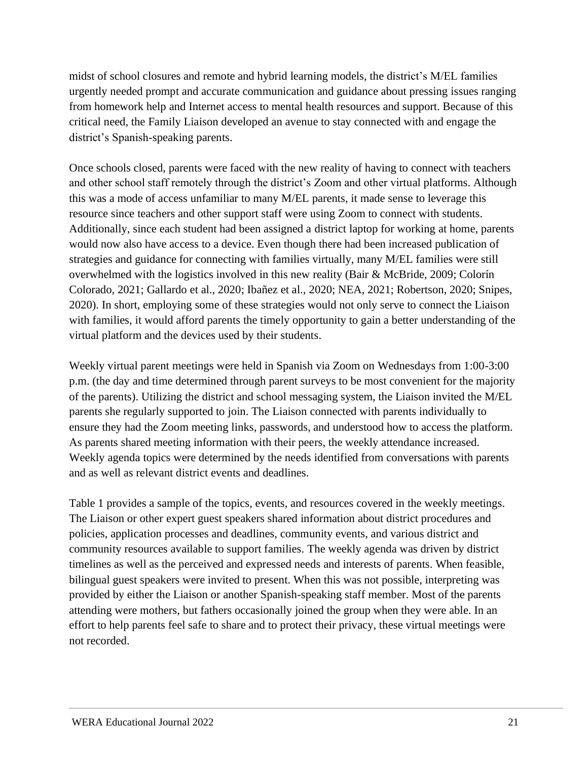midst of school closures and remote and hybrid learning models, the district's M/EL families urgently needed prompt and accurate communication and guidance about pressing issues ranging from homework help and Internet access to mental health resources and support. Because of this critical need, the Family Liaison developed an avenue to stay connected with and engage the district's Spanish-speaking parents.

Once schools closed, parents were faced with the new reality of having to connect with teachers and other school staff remotely through the district's Zoom and other virtual platforms. Although this was a mode of access unfamiliar to many M/EL parents, it made sense to leverage this resource since teachers and other support staff were using Zoom to connect with students. Additionally, since each student had been assigned a district laptop for working at home, parents would now also have access to a device. Even though there had been increased publication of strategies and guidance for connecting with families virtually, many M/EL families were still overwhelmed with the logistics involved in this new reality (Bair & McBride, 2009; Colorín Colorado, 2021; Gallardo et al., 2020; Ibañez et al., 2020; NEA, 2021; Robertson, 2020; Snipes, 2020). In short, employing some of these strategies would not only serve to connect the Liaison with families, it would afford parents the timely opportunity to gain a better understanding of the virtual platform and the devices used by their students.

Weekly virtual parent meetings were held in Spanish via Zoom on Wednesdays from 1:00-3:00 p.m. (the day and time determined through parent surveys to be most convenient for the majority of the parents). Utilizing the district and school messaging system, the Liaison invited the M/EL parents she regularly supported to join. The Liaison connected with parents individually to ensure they had the Zoom meeting links, passwords, and understood how to access the platform. As parents shared meeting information with their peers, the weekly attendance increased. Weekly agenda topics were determined by the needs identified from conversations with parents and as well as relevant district events and deadlines.

Table 1 provides a sample of the topics, events, and resources covered in the weekly meetings. The Liaison or other expert guest speakers shared information about district procedures and policies, application processes and deadlines, community events, and various district and community resources available to support families. The weekly agenda was driven by district timelines as well as the perceived and expressed needs and interests of parents. When feasible, bilingual guest speakers were invited to present. When this was not possible, interpreting was provided by either the Liaison or another Spanish-speaking staff member. Most of the parents attending were mothers, but fathers occasionally joined the group when they were able. In an effort to help parents feel safe to share and to protect their privacy, these virtual meetings were not recorded.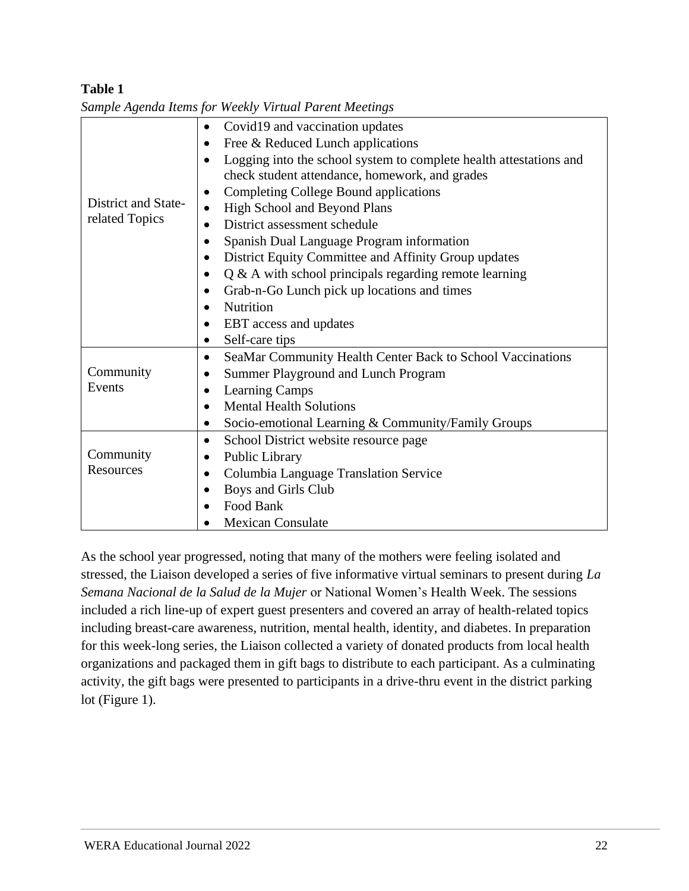**Table 1**

*Sample Agenda Items for Weekly Virtual Parent Meetings*

| | |
|---|---|
| District and State-related Topics | • Covid19 and vaccination updates<br>• Free & Reduced Lunch applications<br>• Logging into the school system to complete health attestations and check student attendance, homework, and grades<br>• Completing College Bound applications<br>• High School and Beyond Plans<br>• District assessment schedule<br>• Spanish Dual Language Program information<br>• District Equity Committee and Affinity Group updates<br>• Q & A with school principals regarding remote learning<br>• Grab-n-Go Lunch pick up locations and times<br>• Nutrition<br>• EBT access and updates<br>• Self-care tips |
| Community Events | • SeaMar Community Health Center Back to School Vaccinations<br>• Summer Playground and Lunch Program<br>• Learning Camps<br>• Mental Health Solutions<br>• Socio-emotional Learning & Community/Family Groups |
| Community Resources | • School District website resource page<br>• Public Library<br>• Columbia Language Translation Service<br>• Boys and Girls Club<br>• Food Bank<br>• Mexican Consulate |

As the school year progressed, noting that many of the mothers were feeling isolated and stressed, the Liaison developed a series of five informative virtual seminars to present during *La Semana Nacional de la Salud de la Mujer* or National Women's Health Week. The sessions included a rich line-up of expert guest presenters and covered an array of health-related topics including breast-care awareness, nutrition, mental health, identity, and diabetes. In preparation for this week-long series, the Liaison collected a variety of donated products from local health organizations and packaged them in gift bags to distribute to each participant. As a culminating activity, the gift bags were presented to participants in a drive-thru event in the district parking lot (Figure 1).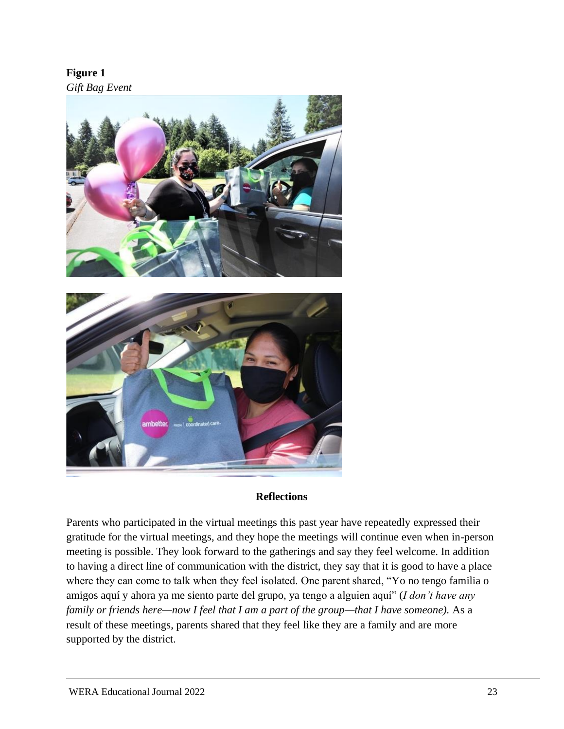**Figure 1**
*Gift Bag Event*

## Reflections

Parents who participated in the virtual meetings this past year have repeatedly expressed their gratitude for the virtual meetings, and they hope the meetings will continue even when in-person meeting is possible. They look forward to the gatherings and say they feel welcome. In addition to having a direct line of communication with the district, they say that it is good to have a place where they can come to talk when they feel isolated. One parent shared, "Yo no tengo familia o amigos aquí y ahora ya me siento parte del grupo, ya tengo a alguien aquí" (*I don't have any family or friends here—now I feel that I am a part of the group—that I have someone).* As a result of these meetings, parents shared that they feel like they are a family and are more supported by the district.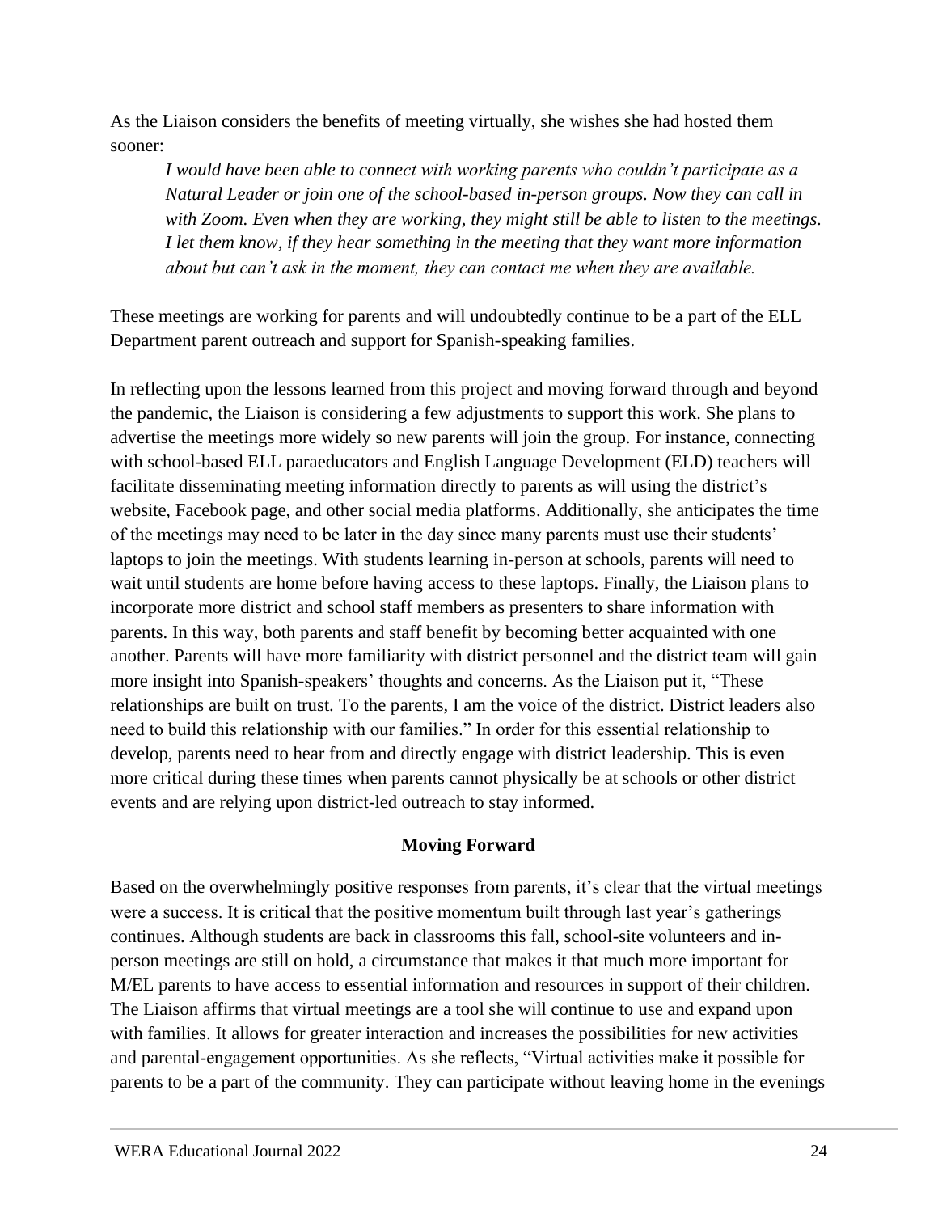As the Liaison considers the benefits of meeting virtually, she wishes she had hosted them sooner:

> *I would have been able to connect with working parents who couldn't participate as a Natural Leader or join one of the school-based in-person groups. Now they can call in with Zoom. Even when they are working, they might still be able to listen to the meetings. I let them know, if they hear something in the meeting that they want more information about but can't ask in the moment, they can contact me when they are available.*

These meetings are working for parents and will undoubtedly continue to be a part of the ELL Department parent outreach and support for Spanish-speaking families.

In reflecting upon the lessons learned from this project and moving forward through and beyond the pandemic, the Liaison is considering a few adjustments to support this work. She plans to advertise the meetings more widely so new parents will join the group. For instance, connecting with school-based ELL paraeducators and English Language Development (ELD) teachers will facilitate disseminating meeting information directly to parents as will using the district's website, Facebook page, and other social media platforms. Additionally, she anticipates the time of the meetings may need to be later in the day since many parents must use their students' laptops to join the meetings. With students learning in-person at schools, parents will need to wait until students are home before having access to these laptops. Finally, the Liaison plans to incorporate more district and school staff members as presenters to share information with parents. In this way, both parents and staff benefit by becoming better acquainted with one another. Parents will have more familiarity with district personnel and the district team will gain more insight into Spanish-speakers' thoughts and concerns. As the Liaison put it, "These relationships are built on trust. To the parents, I am the voice of the district. District leaders also need to build this relationship with our families." In order for this essential relationship to develop, parents need to hear from and directly engage with district leadership. This is even more critical during these times when parents cannot physically be at schools or other district events and are relying upon district-led outreach to stay informed.

## Moving Forward

Based on the overwhelmingly positive responses from parents, it's clear that the virtual meetings were a success. It is critical that the positive momentum built through last year's gatherings continues. Although students are back in classrooms this fall, school-site volunteers and in-person meetings are still on hold, a circumstance that makes it that much more important for M/EL parents to have access to essential information and resources in support of their children. The Liaison affirms that virtual meetings are a tool she will continue to use and expand upon with families. It allows for greater interaction and increases the possibilities for new activities and parental-engagement opportunities. As she reflects, "Virtual activities make it possible for parents to be a part of the community. They can participate without leaving home in the evenings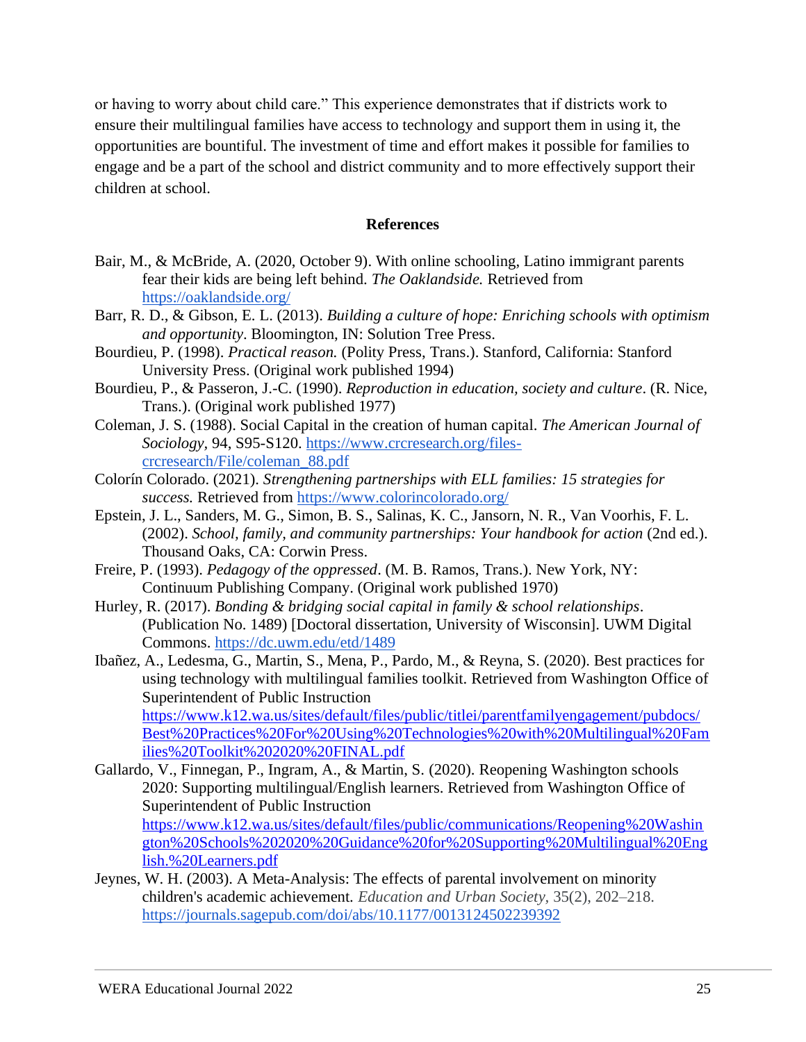or having to worry about child care." This experience demonstrates that if districts work to ensure their multilingual families have access to technology and support them in using it, the opportunities are bountiful. The investment of time and effort makes it possible for families to engage and be a part of the school and district community and to more effectively support their children at school.

## References

Bair, M., & McBride, A. (2020, October 9). With online schooling, Latino immigrant parents fear their kids are being left behind. *The Oaklandside.* Retrieved from https://oaklandside.org/

Barr, R. D., & Gibson, E. L. (2013). *Building a culture of hope: Enriching schools with optimism and opportunity*. Bloomington, IN: Solution Tree Press.

Bourdieu, P. (1998). *Practical reason.* (Polity Press, Trans.). Stanford, California: Stanford University Press. (Original work published 1994)

Bourdieu, P., & Passeron, J.-C. (1990). *Reproduction in education, society and culture*. (R. Nice, Trans.). (Original work published 1977)

Coleman, J. S. (1988). Social Capital in the creation of human capital. *The American Journal of Sociology*, 94, S95-S120. https://www.crcresearch.org/files-crcresearch/File/coleman_88.pdf

Colorín Colorado. (2021). *Strengthening partnerships with ELL families: 15 strategies for success.* Retrieved from https://www.colorincolorado.org/

Epstein, J. L., Sanders, M. G., Simon, B. S., Salinas, K. C., Jansorn, N. R., Van Voorhis, F. L. (2002). *School, family, and community partnerships: Your handbook for action* (2nd ed.). Thousand Oaks, CA: Corwin Press.

Freire, P. (1993). *Pedagogy of the oppressed*. (M. B. Ramos, Trans.). New York, NY: Continuum Publishing Company. (Original work published 1970)

Hurley, R. (2017). *Bonding & bridging social capital in family & school relationships*. (Publication No. 1489) [Doctoral dissertation, University of Wisconsin]. UWM Digital Commons. https://dc.uwm.edu/etd/1489

Ibañez, A., Ledesma, G., Martin, S., Mena, P., Pardo, M., & Reyna, S. (2020). Best practices for using technology with multilingual families toolkit. Retrieved from Washington Office of Superintendent of Public Instruction https://www.k12.wa.us/sites/default/files/public/titlei/parentfamilyengagement/pubdocs/Best%20Practices%20For%20Using%20Technologies%20with%20Multilingual%20Families%20Toolkit%202020%20FINAL.pdf

Gallardo, V., Finnegan, P., Ingram, A., & Martin, S. (2020). Reopening Washington schools 2020: Supporting multilingual/English learners. Retrieved from Washington Office of Superintendent of Public Instruction https://www.k12.wa.us/sites/default/files/public/communications/Reopening%20Washington%20Schools%202020%20Guidance%20for%20Supporting%20Multilingual%20English.%20Learners.pdf

Jeynes, W. H. (2003). A Meta-Analysis: The effects of parental involvement on minority children's academic achievement. *Education and Urban Society*, 35(2), 202–218. https://journals.sagepub.com/doi/abs/10.1177/0013124502239392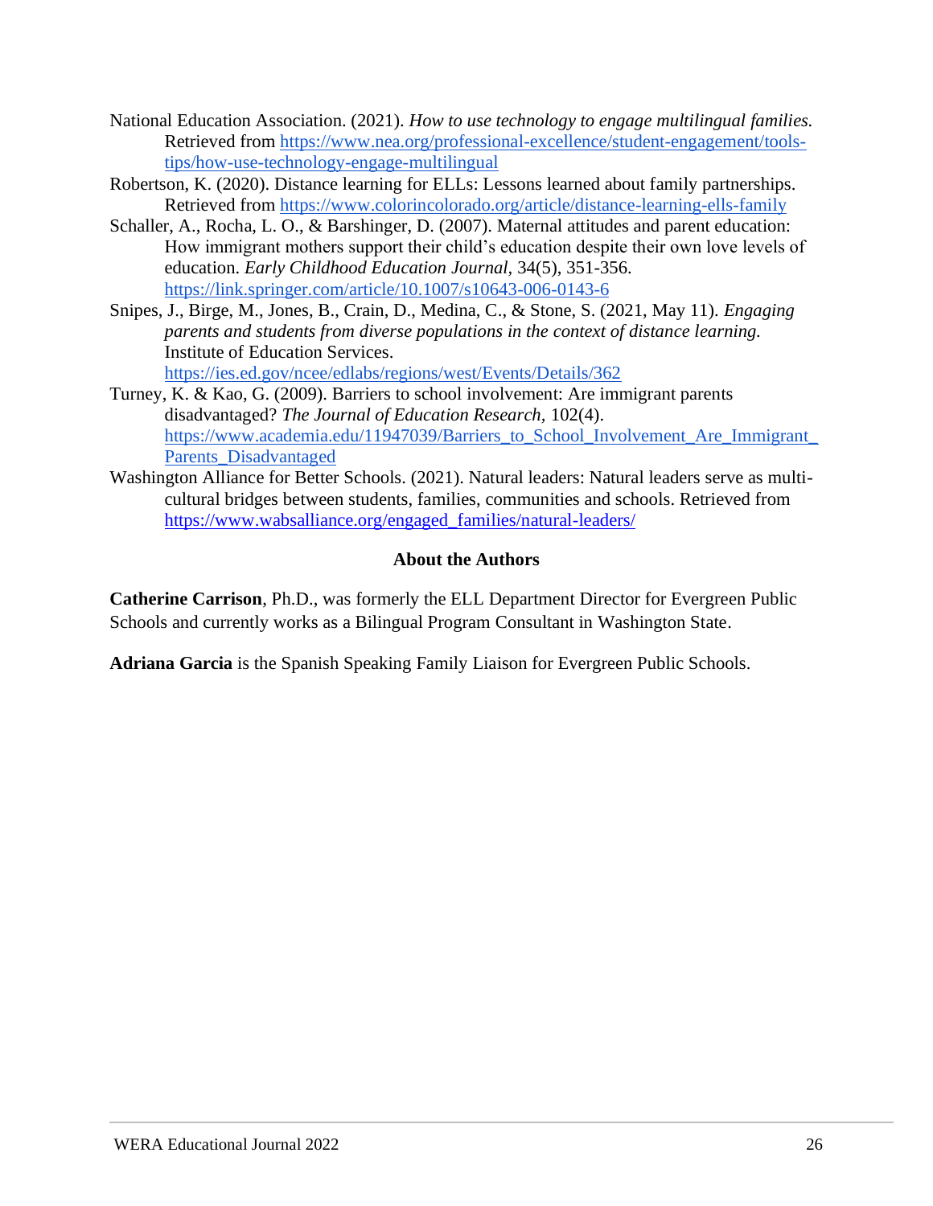National Education Association. (2021). *How to use technology to engage multilingual families.* Retrieved from https://www.nea.org/professional-excellence/student-engagement/tools-tips/how-use-technology-engage-multilingual

Robertson, K. (2020). Distance learning for ELLs: Lessons learned about family partnerships. Retrieved from https://www.colorincolorado.org/article/distance-learning-ells-family

Schaller, A., Rocha, L. O., & Barshinger, D. (2007). Maternal attitudes and parent education: How immigrant mothers support their child's education despite their own love levels of education. *Early Childhood Education Journal*, 34(5), 351-356. https://link.springer.com/article/10.1007/s10643-006-0143-6

Snipes, J., Birge, M., Jones, B., Crain, D., Medina, C., & Stone, S. (2021, May 11). *Engaging parents and students from diverse populations in the context of distance learning.* Institute of Education Services. https://ies.ed.gov/ncee/edlabs/regions/west/Events/Details/362

Turney, K. & Kao, G. (2009). Barriers to school involvement: Are immigrant parents disadvantaged? *The Journal of Education Research,* 102(4). https://www.academia.edu/11947039/Barriers_to_School_Involvement_Are_Immigrant_Parents_Disadvantaged

Washington Alliance for Better Schools. (2021). Natural leaders: Natural leaders serve as multi-cultural bridges between students, families, communities and schools. Retrieved from https://www.wabsalliance.org/engaged_families/natural-leaders/

## About the Authors

**Catherine Carrison**, Ph.D., was formerly the ELL Department Director for Evergreen Public Schools and currently works as a Bilingual Program Consultant in Washington State.

**Adriana Garcia** is the Spanish Speaking Family Liaison for Evergreen Public Schools.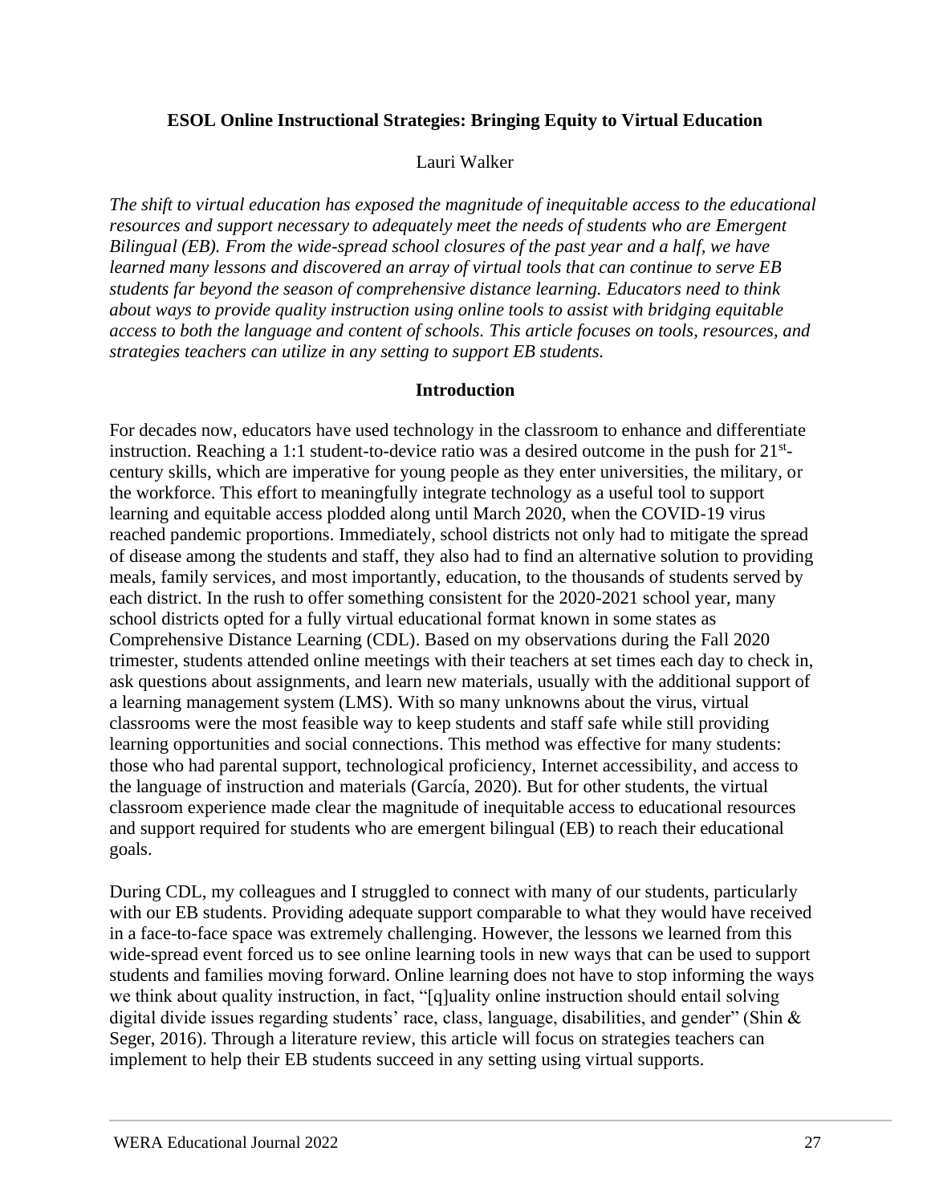# ESOL Online Instructional Strategies: Bringing Equity to Virtual Education

Lauri Walker

*The shift to virtual education has exposed the magnitude of inequitable access to the educational resources and support necessary to adequately meet the needs of students who are Emergent Bilingual (EB). From the wide-spread school closures of the past year and a half, we have learned many lessons and discovered an array of virtual tools that can continue to serve EB students far beyond the season of comprehensive distance learning. Educators need to think about ways to provide quality instruction using online tools to assist with bridging equitable access to both the language and content of schools. This article focuses on tools, resources, and strategies teachers can utilize in any setting to support EB students.*

## Introduction

For decades now, educators have used technology in the classroom to enhance and differentiate instruction. Reaching a 1:1 student-to-device ratio was a desired outcome in the push for 21st-century skills, which are imperative for young people as they enter universities, the military, or the workforce. This effort to meaningfully integrate technology as a useful tool to support learning and equitable access plodded along until March 2020, when the COVID-19 virus reached pandemic proportions. Immediately, school districts not only had to mitigate the spread of disease among the students and staff, they also had to find an alternative solution to providing meals, family services, and most importantly, education, to the thousands of students served by each district. In the rush to offer something consistent for the 2020-2021 school year, many school districts opted for a fully virtual educational format known in some states as Comprehensive Distance Learning (CDL). Based on my observations during the Fall 2020 trimester, students attended online meetings with their teachers at set times each day to check in, ask questions about assignments, and learn new materials, usually with the additional support of a learning management system (LMS). With so many unknowns about the virus, virtual classrooms were the most feasible way to keep students and staff safe while still providing learning opportunities and social connections. This method was effective for many students: those who had parental support, technological proficiency, Internet accessibility, and access to the language of instruction and materials (García, 2020). But for other students, the virtual classroom experience made clear the magnitude of inequitable access to educational resources and support required for students who are emergent bilingual (EB) to reach their educational goals.

During CDL, my colleagues and I struggled to connect with many of our students, particularly with our EB students. Providing adequate support comparable to what they would have received in a face-to-face space was extremely challenging. However, the lessons we learned from this wide-spread event forced us to see online learning tools in new ways that can be used to support students and families moving forward. Online learning does not have to stop informing the ways we think about quality instruction, in fact, "[q]uality online instruction should entail solving digital divide issues regarding students' race, class, language, disabilities, and gender" (Shin & Seger, 2016). Through a literature review, this article will focus on strategies teachers can implement to help their EB students succeed in any setting using virtual supports.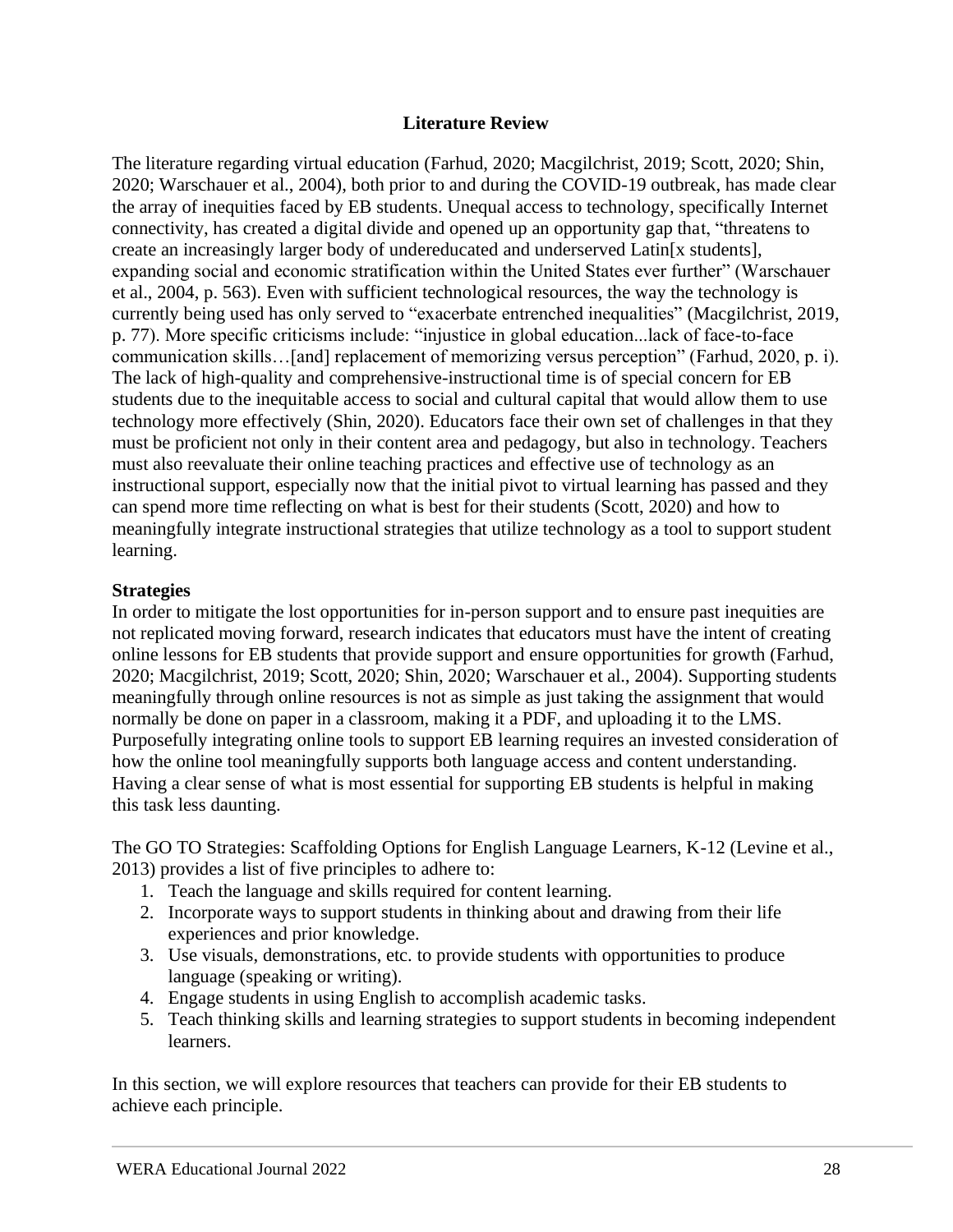## Literature Review

The literature regarding virtual education (Farhud, 2020; Macgilchrist, 2019; Scott, 2020; Shin, 2020; Warschauer et al., 2004), both prior to and during the COVID-19 outbreak, has made clear the array of inequities faced by EB students. Unequal access to technology, specifically Internet connectivity, has created a digital divide and opened up an opportunity gap that, "threatens to create an increasingly larger body of undereducated and underserved Latin[x students], expanding social and economic stratification within the United States ever further" (Warschauer et al., 2004, p. 563). Even with sufficient technological resources, the way the technology is currently being used has only served to "exacerbate entrenched inequalities" (Macgilchrist, 2019, p. 77). More specific criticisms include: "injustice in global education...lack of face-to-face communication skills…[and] replacement of memorizing versus perception" (Farhud, 2020, p. i). The lack of high-quality and comprehensive-instructional time is of special concern for EB students due to the inequitable access to social and cultural capital that would allow them to use technology more effectively (Shin, 2020). Educators face their own set of challenges in that they must be proficient not only in their content area and pedagogy, but also in technology. Teachers must also reevaluate their online teaching practices and effective use of technology as an instructional support, especially now that the initial pivot to virtual learning has passed and they can spend more time reflecting on what is best for their students (Scott, 2020) and how to meaningfully integrate instructional strategies that utilize technology as a tool to support student learning.

### Strategies

In order to mitigate the lost opportunities for in-person support and to ensure past inequities are not replicated moving forward, research indicates that educators must have the intent of creating online lessons for EB students that provide support and ensure opportunities for growth (Farhud, 2020; Macgilchrist, 2019; Scott, 2020; Shin, 2020; Warschauer et al., 2004). Supporting students meaningfully through online resources is not as simple as just taking the assignment that would normally be done on paper in a classroom, making it a PDF, and uploading it to the LMS. Purposefully integrating online tools to support EB learning requires an invested consideration of how the online tool meaningfully supports both language access and content understanding. Having a clear sense of what is most essential for supporting EB students is helpful in making this task less daunting.

The GO TO Strategies: Scaffolding Options for English Language Learners, K-12 (Levine et al., 2013) provides a list of five principles to adhere to:

1. Teach the language and skills required for content learning.
2. Incorporate ways to support students in thinking about and drawing from their life experiences and prior knowledge.
3. Use visuals, demonstrations, etc. to provide students with opportunities to produce language (speaking or writing).
4. Engage students in using English to accomplish academic tasks.
5. Teach thinking skills and learning strategies to support students in becoming independent learners.

In this section, we will explore resources that teachers can provide for their EB students to achieve each principle.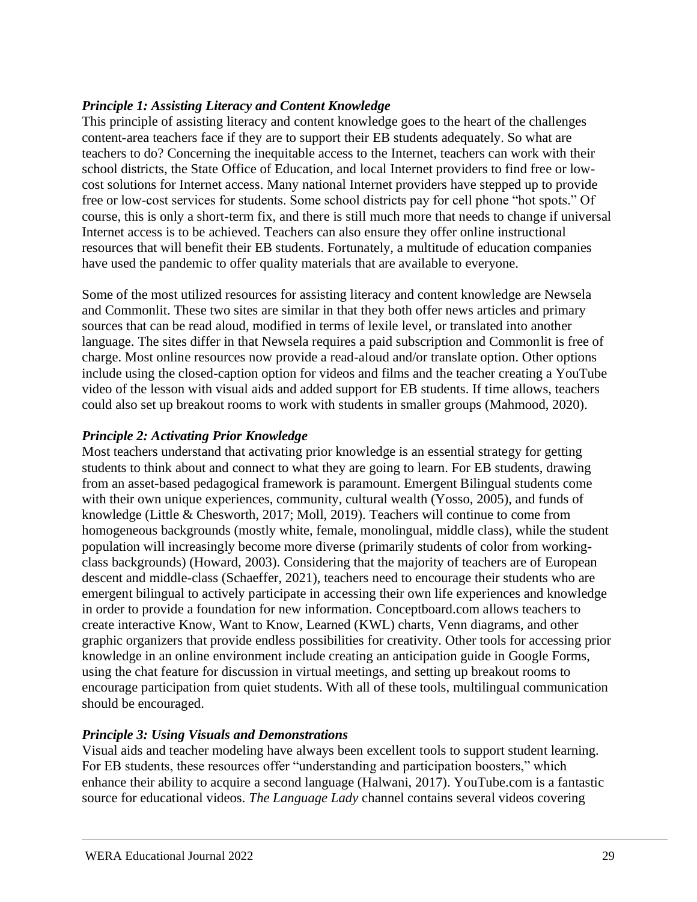### *Principle 1: Assisting Literacy and Content Knowledge*

This principle of assisting literacy and content knowledge goes to the heart of the challenges content-area teachers face if they are to support their EB students adequately. So what are teachers to do? Concerning the inequitable access to the Internet, teachers can work with their school districts, the State Office of Education, and local Internet providers to find free or low-cost solutions for Internet access. Many national Internet providers have stepped up to provide free or low-cost services for students. Some school districts pay for cell phone "hot spots." Of course, this is only a short-term fix, and there is still much more that needs to change if universal Internet access is to be achieved. Teachers can also ensure they offer online instructional resources that will benefit their EB students. Fortunately, a multitude of education companies have used the pandemic to offer quality materials that are available to everyone.

Some of the most utilized resources for assisting literacy and content knowledge are Newsela and Commonlit. These two sites are similar in that they both offer news articles and primary sources that can be read aloud, modified in terms of lexile level, or translated into another language. The sites differ in that Newsela requires a paid subscription and Commonlit is free of charge. Most online resources now provide a read-aloud and/or translate option. Other options include using the closed-caption option for videos and films and the teacher creating a YouTube video of the lesson with visual aids and added support for EB students. If time allows, teachers could also set up breakout rooms to work with students in smaller groups (Mahmood, 2020).

### *Principle 2: Activating Prior Knowledge*

Most teachers understand that activating prior knowledge is an essential strategy for getting students to think about and connect to what they are going to learn. For EB students, drawing from an asset-based pedagogical framework is paramount. Emergent Bilingual students come with their own unique experiences, community, cultural wealth (Yosso, 2005), and funds of knowledge (Little & Chesworth, 2017; Moll, 2019). Teachers will continue to come from homogeneous backgrounds (mostly white, female, monolingual, middle class), while the student population will increasingly become more diverse (primarily students of color from working-class backgrounds) (Howard, 2003). Considering that the majority of teachers are of European descent and middle-class (Schaeffer, 2021), teachers need to encourage their students who are emergent bilingual to actively participate in accessing their own life experiences and knowledge in order to provide a foundation for new information. Conceptboard.com allows teachers to create interactive Know, Want to Know, Learned (KWL) charts, Venn diagrams, and other graphic organizers that provide endless possibilities for creativity. Other tools for accessing prior knowledge in an online environment include creating an anticipation guide in Google Forms, using the chat feature for discussion in virtual meetings, and setting up breakout rooms to encourage participation from quiet students. With all of these tools, multilingual communication should be encouraged.

### *Principle 3: Using Visuals and Demonstrations*

Visual aids and teacher modeling have always been excellent tools to support student learning. For EB students, these resources offer "understanding and participation boosters," which enhance their ability to acquire a second language (Halwani, 2017). YouTube.com is a fantastic source for educational videos. *The Language Lady* channel contains several videos covering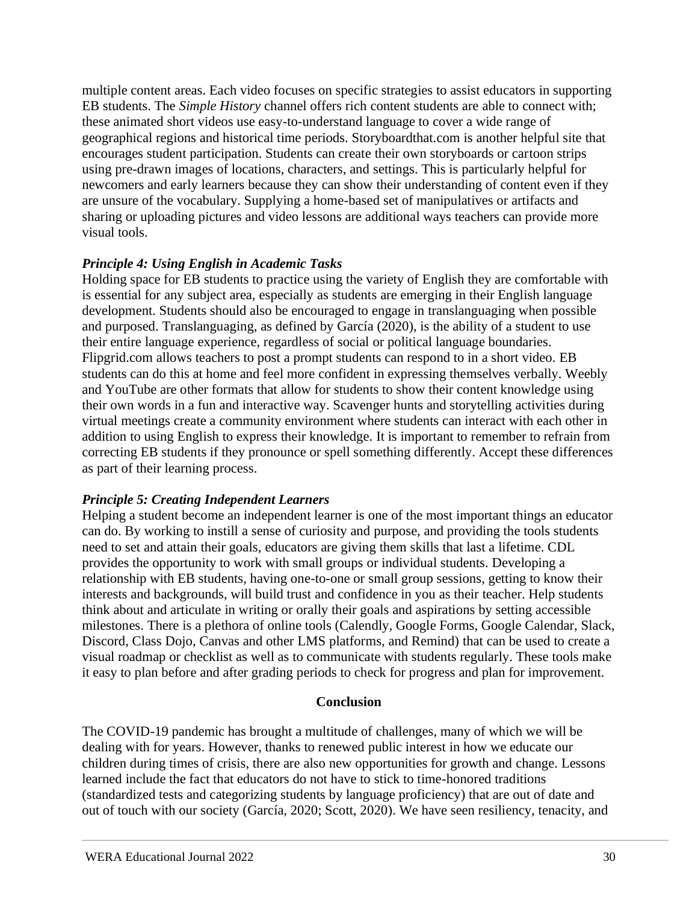multiple content areas. Each video focuses on specific strategies to assist educators in supporting EB students. The *Simple History* channel offers rich content students are able to connect with; these animated short videos use easy-to-understand language to cover a wide range of geographical regions and historical time periods. Storyboardthat.com is another helpful site that encourages student participation. Students can create their own storyboards or cartoon strips using pre-drawn images of locations, characters, and settings. This is particularly helpful for newcomers and early learners because they can show their understanding of content even if they are unsure of the vocabulary. Supplying a home-based set of manipulatives or artifacts and sharing or uploading pictures and video lessons are additional ways teachers can provide more visual tools.

***Principle 4: Using English in Academic Tasks***

Holding space for EB students to practice using the variety of English they are comfortable with is essential for any subject area, especially as students are emerging in their English language development. Students should also be encouraged to engage in translanguaging when possible and purposed. Translanguaging, as defined by García (2020), is the ability of a student to use their entire language experience, regardless of social or political language boundaries. Flipgrid.com allows teachers to post a prompt students can respond to in a short video. EB students can do this at home and feel more confident in expressing themselves verbally. Weebly and YouTube are other formats that allow for students to show their content knowledge using their own words in a fun and interactive way. Scavenger hunts and storytelling activities during virtual meetings create a community environment where students can interact with each other in addition to using English to express their knowledge. It is important to remember to refrain from correcting EB students if they pronounce or spell something differently. Accept these differences as part of their learning process.

***Principle 5: Creating Independent Learners***

Helping a student become an independent learner is one of the most important things an educator can do. By working to instill a sense of curiosity and purpose, and providing the tools students need to set and attain their goals, educators are giving them skills that last a lifetime. CDL provides the opportunity to work with small groups or individual students. Developing a relationship with EB students, having one-to-one or small group sessions, getting to know their interests and backgrounds, will build trust and confidence in you as their teacher. Help students think about and articulate in writing or orally their goals and aspirations by setting accessible milestones. There is a plethora of online tools (Calendly, Google Forms, Google Calendar, Slack, Discord, Class Dojo, Canvas and other LMS platforms, and Remind) that can be used to create a visual roadmap or checklist as well as to communicate with students regularly. These tools make it easy to plan before and after grading periods to check for progress and plan for improvement.

## Conclusion

The COVID-19 pandemic has brought a multitude of challenges, many of which we will be dealing with for years. However, thanks to renewed public interest in how we educate our children during times of crisis, there are also new opportunities for growth and change. Lessons learned include the fact that educators do not have to stick to time-honored traditions (standardized tests and categorizing students by language proficiency) that are out of date and out of touch with our society (García, 2020; Scott, 2020). We have seen resiliency, tenacity, and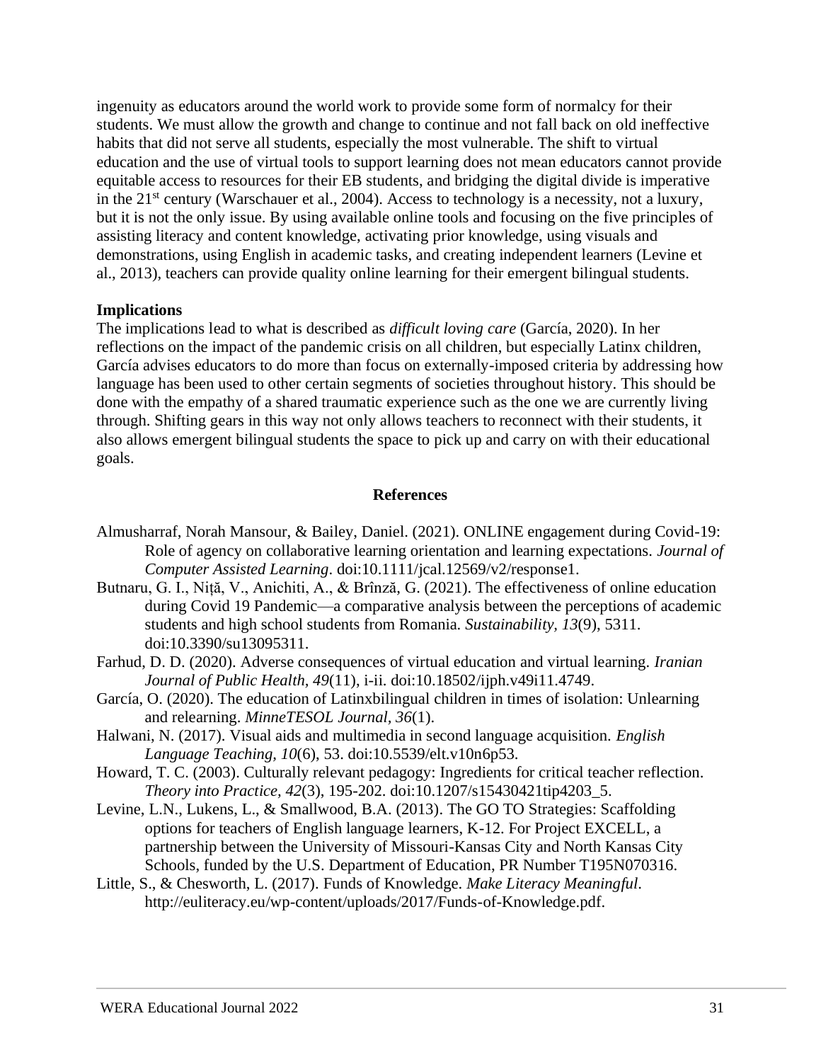ingenuity as educators around the world work to provide some form of normalcy for their students. We must allow the growth and change to continue and not fall back on old ineffective habits that did not serve all students, especially the most vulnerable. The shift to virtual education and the use of virtual tools to support learning does not mean educators cannot provide equitable access to resources for their EB students, and bridging the digital divide is imperative in the 21st century (Warschauer et al., 2004). Access to technology is a necessity, not a luxury, but it is not the only issue. By using available online tools and focusing on the five principles of assisting literacy and content knowledge, activating prior knowledge, using visuals and demonstrations, using English in academic tasks, and creating independent learners (Levine et al., 2013), teachers can provide quality online learning for their emergent bilingual students.

**Implications**

The implications lead to what is described as *difficult loving care* (García, 2020). In her reflections on the impact of the pandemic crisis on all children, but especially Latinx children, García advises educators to do more than focus on externally-imposed criteria by addressing how language has been used to other certain segments of societies throughout history. This should be done with the empathy of a shared traumatic experience such as the one we are currently living through. Shifting gears in this way not only allows teachers to reconnect with their students, it also allows emergent bilingual students the space to pick up and carry on with their educational goals.

**References**

Almusharraf, Norah Mansour, & Bailey, Daniel. (2021). ONLINE engagement during Covid-19: Role of agency on collaborative learning orientation and learning expectations. *Journal of Computer Assisted Learning*. doi:10.1111/jcal.12569/v2/response1.

Butnaru, G. I., Niță, V., Anichiti, A., & Brînză, G. (2021). The effectiveness of online education during Covid 19 Pandemic—a comparative analysis between the perceptions of academic students and high school students from Romania. *Sustainability, 13*(9), 5311. doi:10.3390/su13095311.

Farhud, D. D. (2020). Adverse consequences of virtual education and virtual learning. *Iranian Journal of Public Health, 49*(11), i-ii. doi:10.18502/ijph.v49i11.4749.

García, O. (2020). The education of Latinxbilingual children in times of isolation: Unlearning and relearning. *MinneTESOL Journal, 36*(1).

Halwani, N. (2017). Visual aids and multimedia in second language acquisition. *English Language Teaching, 10*(6), 53. doi:10.5539/elt.v10n6p53.

Howard, T. C. (2003). Culturally relevant pedagogy: Ingredients for critical teacher reflection. *Theory into Practice, 42*(3), 195-202. doi:10.1207/s15430421tip4203_5.

Levine, L.N., Lukens, L., & Smallwood, B.A. (2013). The GO TO Strategies: Scaffolding options for teachers of English language learners, K-12. For Project EXCELL, a partnership between the University of Missouri-Kansas City and North Kansas City Schools, funded by the U.S. Department of Education, PR Number T195N070316.

Little, S., & Chesworth, L. (2017). Funds of Knowledge. *Make Literacy Meaningful*. http://euliteracy.eu/wp-content/uploads/2017/Funds-of-Knowledge.pdf.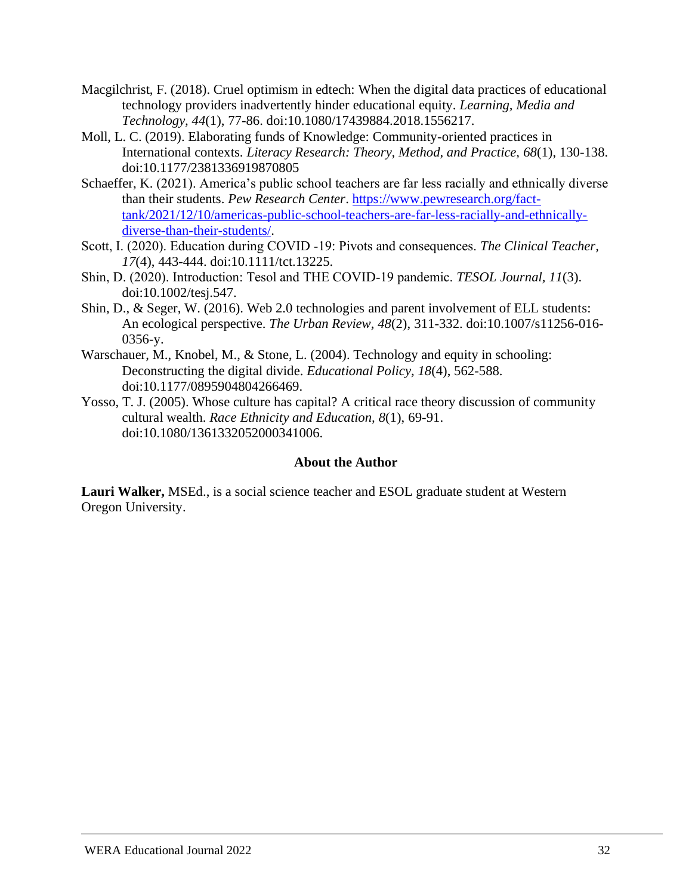Macgilchrist, F. (2018). Cruel optimism in edtech: When the digital data practices of educational technology providers inadvertently hinder educational equity. *Learning, Media and Technology, 44*(1), 77-86. doi:10.1080/17439884.2018.1556217.

Moll, L. C. (2019). Elaborating funds of Knowledge: Community-oriented practices in International contexts. *Literacy Research: Theory, Method, and Practice, 68*(1), 130-138. doi:10.1177/2381336919870805

Schaeffer, K. (2021). America's public school teachers are far less racially and ethnically diverse than their students. *Pew Research Center*. https://www.pewresearch.org/fact-tank/2021/12/10/americas-public-school-teachers-are-far-less-racially-and-ethnically-diverse-than-their-students/.

Scott, I. (2020). Education during COVID -19: Pivots and consequences. *The Clinical Teacher, 17*(4), 443-444. doi:10.1111/tct.13225.

Shin, D. (2020). Introduction: Tesol and THE COVID-19 pandemic. *TESOL Journal, 11*(3). doi:10.1002/tesj.547.

Shin, D., & Seger, W. (2016). Web 2.0 technologies and parent involvement of ELL students: An ecological perspective. *The Urban Review, 48*(2), 311-332. doi:10.1007/s11256-016-0356-y.

Warschauer, M., Knobel, M., & Stone, L. (2004). Technology and equity in schooling: Deconstructing the digital divide. *Educational Policy, 18*(4), 562-588. doi:10.1177/0895904804266469.

Yosso, T. J. (2005). Whose culture has capital? A critical race theory discussion of community cultural wealth. *Race Ethnicity and Education, 8*(1), 69-91. doi:10.1080/1361332052000341006.

## About the Author

**Lauri Walker,** MSEd., is a social science teacher and ESOL graduate student at Western Oregon University.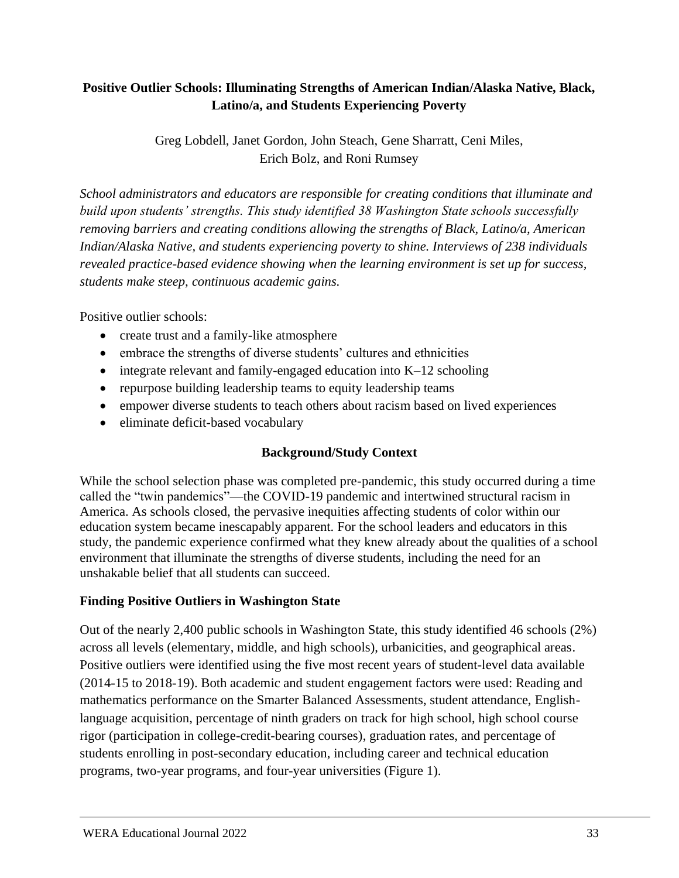# Positive Outlier Schools: Illuminating Strengths of American Indian/Alaska Native, Black, Latino/a, and Students Experiencing Poverty

Greg Lobdell, Janet Gordon, John Steach, Gene Sharratt, Ceni Miles, Erich Bolz, and Roni Rumsey

*School administrators and educators are responsible for creating conditions that illuminate and build upon students' strengths. This study identified 38 Washington State schools successfully removing barriers and creating conditions allowing the strengths of Black, Latino/a, American Indian/Alaska Native, and students experiencing poverty to shine. Interviews of 238 individuals revealed practice-based evidence showing when the learning environment is set up for success, students make steep, continuous academic gains.*

Positive outlier schools:

- create trust and a family-like atmosphere
- embrace the strengths of diverse students' cultures and ethnicities
- integrate relevant and family-engaged education into K–12 schooling
- repurpose building leadership teams to equity leadership teams
- empower diverse students to teach others about racism based on lived experiences
- eliminate deficit-based vocabulary

## Background/Study Context

While the school selection phase was completed pre-pandemic, this study occurred during a time called the "twin pandemics"—the COVID-19 pandemic and intertwined structural racism in America. As schools closed, the pervasive inequities affecting students of color within our education system became inescapably apparent. For the school leaders and educators in this study, the pandemic experience confirmed what they knew already about the qualities of a school environment that illuminate the strengths of diverse students, including the need for an unshakable belief that all students can succeed.

### Finding Positive Outliers in Washington State

Out of the nearly 2,400 public schools in Washington State, this study identified 46 schools (2%) across all levels (elementary, middle, and high schools), urbanicities, and geographical areas. Positive outliers were identified using the five most recent years of student-level data available (2014-15 to 2018-19). Both academic and student engagement factors were used: Reading and mathematics performance on the Smarter Balanced Assessments, student attendance, English-language acquisition, percentage of ninth graders on track for high school, high school course rigor (participation in college-credit-bearing courses), graduation rates, and percentage of students enrolling in post-secondary education, including career and technical education programs, two-year programs, and four-year universities (Figure 1).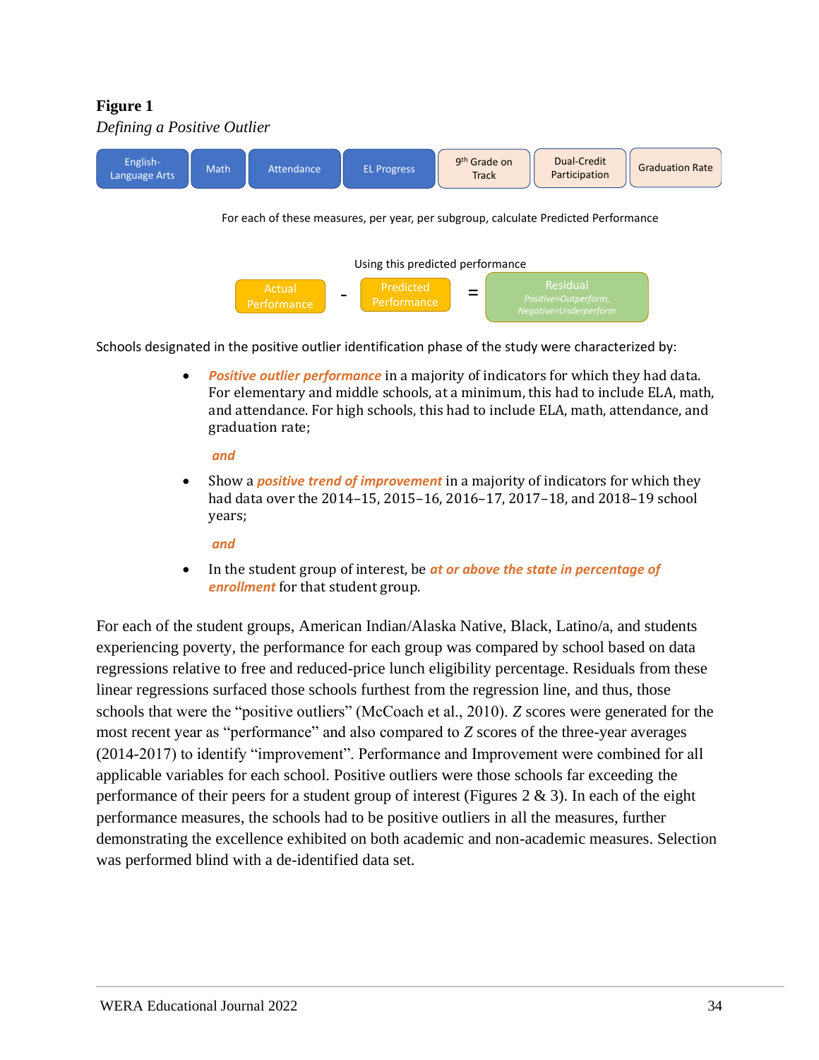**Figure 1**

*Defining a Positive Outlier*

English-Language Arts | Math | Attendance | EL Progress | 9th Grade on Track | Dual-Credit Participation | Graduation Rate

For each of these measures, per year, per subgroup, calculate Predicted Performance

Using this predicted performance

Actual Performance - Predicted Performance = Residual (*Positive=Outperform, Negative=Underperform*)

Schools designated in the positive outlier identification phase of the study were characterized by:

- ***Positive outlier performance*** in a majority of indicators for which they had data. For elementary and middle schools, at a minimum, this had to include ELA, math, and attendance. For high schools, this had to include ELA, math, attendance, and graduation rate;

  ***and***

- Show a ***positive trend of improvement*** in a majority of indicators for which they had data over the 2014–15, 2015–16, 2016–17, 2017–18, and 2018–19 school years;

  ***and***

- In the student group of interest, be ***at or above the state in percentage of enrollment*** for that student group.

For each of the student groups, American Indian/Alaska Native, Black, Latino/a, and students experiencing poverty, the performance for each group was compared by school based on data regressions relative to free and reduced-price lunch eligibility percentage. Residuals from these linear regressions surfaced those schools furthest from the regression line, and thus, those schools that were the "positive outliers" (McCoach et al., 2010). *Z* scores were generated for the most recent year as "performance" and also compared to *Z* scores of the three-year averages (2014-2017) to identify "improvement". Performance and Improvement were combined for all applicable variables for each school. Positive outliers were those schools far exceeding the performance of their peers for a student group of interest (Figures 2 & 3). In each of the eight performance measures, the schools had to be positive outliers in all the measures, further demonstrating the excellence exhibited on both academic and non-academic measures. Selection was performed blind with a de-identified data set.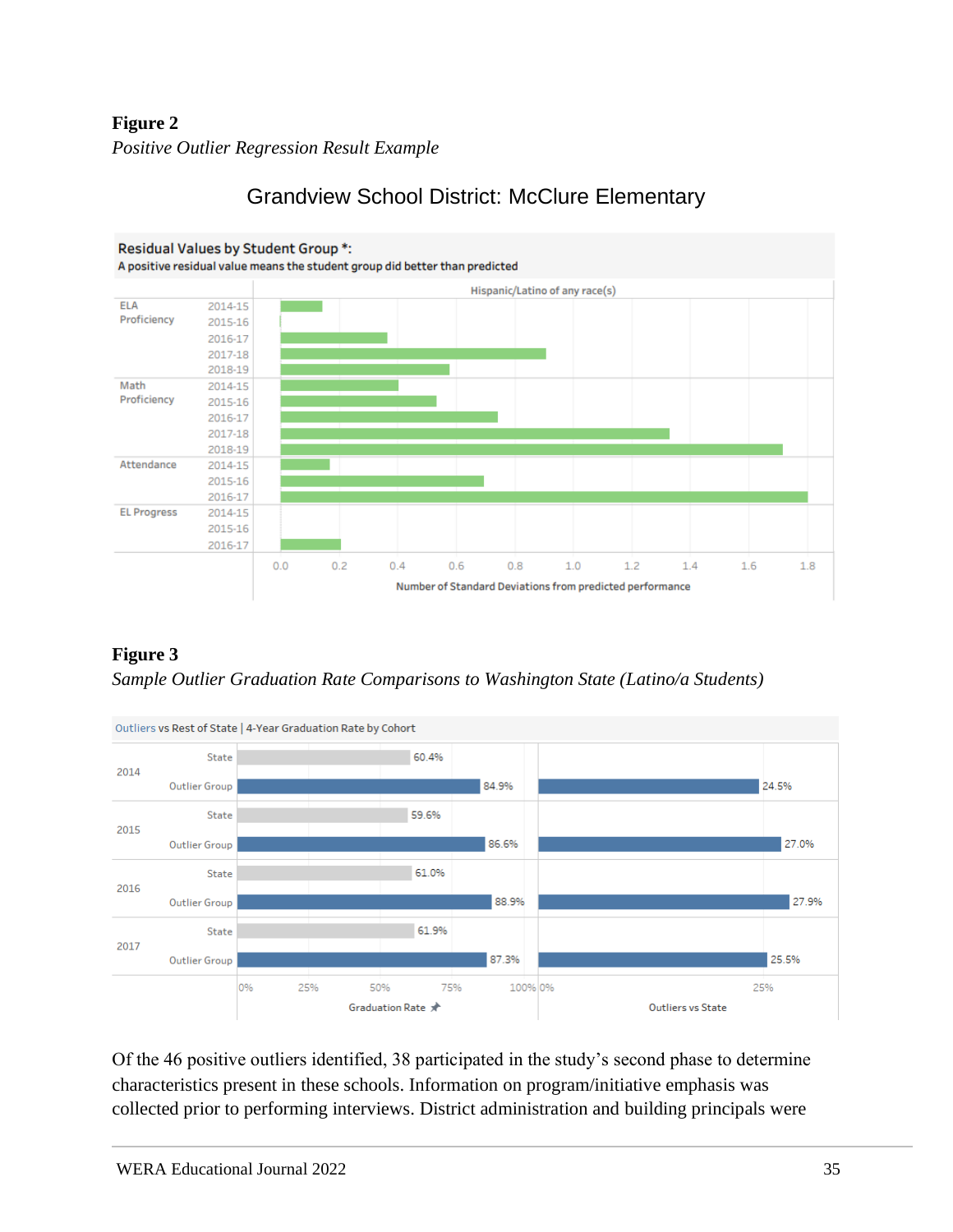**Figure 2**

*Positive Outlier Regression Result Example*

Grandview School District: McClure Elementary

Residual Values by Student Group *:
A positive residual value means the student group did better than predicted

Hispanic/Latino of any race(s)

| | | |
|---|---|---|
| ELA Proficiency | 2014-15 | |
| | 2015-16 | |
| | 2016-17 | |
| | 2017-18 | |
| | 2018-19 | |
| Math Proficiency | 2014-15 | |
| | 2015-16 | |
| | 2016-17 | |
| | 2017-18 | |
| | 2018-19 | |
| Attendance | 2014-15 | |
| | 2015-16 | |
| | 2016-17 | |
| EL Progress | 2014-15 | |
| | 2015-16 | |
| | 2016-17 | |

0.0 0.2 0.4 0.6 0.8 1.0 1.2 1.4 1.6 1.8

Number of Standard Deviations from predicted performance

**Figure 3**

*Sample Outlier Graduation Rate Comparisons to Washington State (Latino/a Students)*

Outliers vs Rest of State | 4-Year Graduation Rate by Cohort

| Cohort | Group | Graduation Rate | Outliers vs State |
|---|---|---|---|
| 2014 | State | 60.4% | |
| | Outlier Group | 84.9% | 24.5% |
| 2015 | State | 59.6% | |
| | Outlier Group | 86.6% | 27.0% |
| 2016 | State | 61.0% | |
| | Outlier Group | 88.9% | 27.9% |
| 2017 | State | 61.9% | |
| | Outlier Group | 87.3% | 25.5% |

Of the 46 positive outliers identified, 38 participated in the study's second phase to determine characteristics present in these schools. Information on program/initiative emphasis was collected prior to performing interviews. District administration and building principals were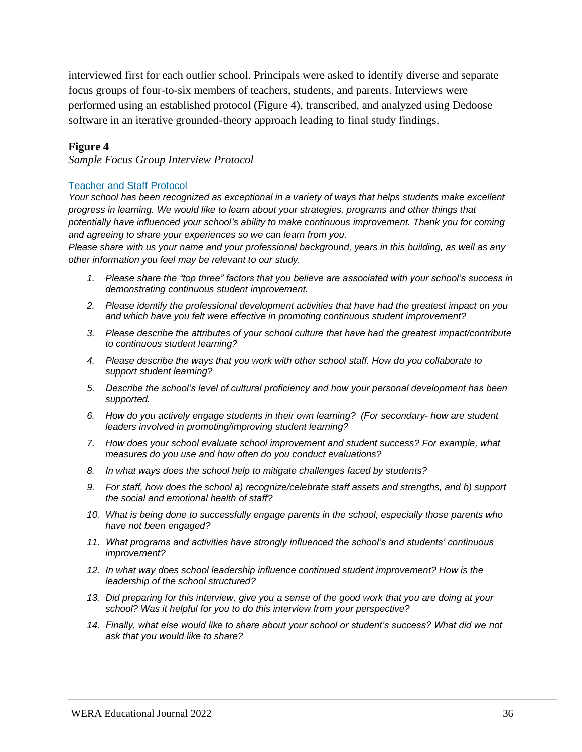interviewed first for each outlier school. Principals were asked to identify diverse and separate focus groups of four-to-six members of teachers, students, and parents. Interviews were performed using an established protocol (Figure 4), transcribed, and analyzed using Dedoose software in an iterative grounded-theory approach leading to final study findings.

**Figure 4**

*Sample Focus Group Interview Protocol*

### Teacher and Staff Protocol

*Your school has been recognized as exceptional in a variety of ways that helps students make excellent progress in learning. We would like to learn about your strategies, programs and other things that potentially have influenced your school's ability to make continuous improvement. Thank you for coming and agreeing to share your experiences so we can learn from you.*

*Please share with us your name and your professional background, years in this building, as well as any other information you feel may be relevant to our study.*

1. *Please share the "top three" factors that you believe are associated with your school's success in demonstrating continuous student improvement.*
2. *Please identify the professional development activities that have had the greatest impact on you and which have you felt were effective in promoting continuous student improvement?*
3. *Please describe the attributes of your school culture that have had the greatest impact/contribute to continuous student learning?*
4. *Please describe the ways that you work with other school staff. How do you collaborate to support student learning?*
5. *Describe the school's level of cultural proficiency and how your personal development has been supported.*
6. *How do you actively engage students in their own learning? (For secondary- how are student leaders involved in promoting/improving student learning?*
7. *How does your school evaluate school improvement and student success? For example, what measures do you use and how often do you conduct evaluations?*
8. *In what ways does the school help to mitigate challenges faced by students?*
9. *For staff, how does the school a) recognize/celebrate staff assets and strengths, and b) support the social and emotional health of staff?*
10. *What is being done to successfully engage parents in the school, especially those parents who have not been engaged?*
11. *What programs and activities have strongly influenced the school's and students' continuous improvement?*
12. *In what way does school leadership influence continued student improvement? How is the leadership of the school structured?*
13. *Did preparing for this interview, give you a sense of the good work that you are doing at your school? Was it helpful for you to do this interview from your perspective?*
14. *Finally, what else would like to share about your school or student's success? What did we not ask that you would like to share?*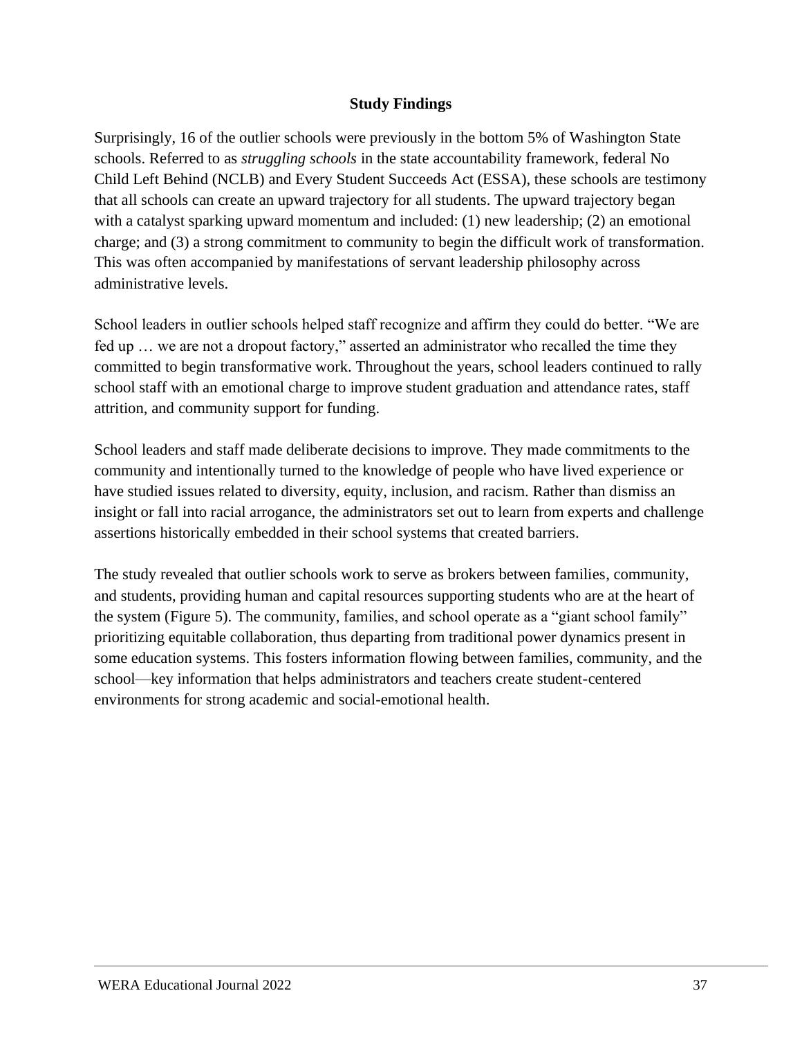## Study Findings

Surprisingly, 16 of the outlier schools were previously in the bottom 5% of Washington State schools. Referred to as *struggling schools* in the state accountability framework, federal No Child Left Behind (NCLB) and Every Student Succeeds Act (ESSA), these schools are testimony that all schools can create an upward trajectory for all students. The upward trajectory began with a catalyst sparking upward momentum and included: (1) new leadership; (2) an emotional charge; and (3) a strong commitment to community to begin the difficult work of transformation. This was often accompanied by manifestations of servant leadership philosophy across administrative levels.

School leaders in outlier schools helped staff recognize and affirm they could do better. "We are fed up … we are not a dropout factory," asserted an administrator who recalled the time they committed to begin transformative work. Throughout the years, school leaders continued to rally school staff with an emotional charge to improve student graduation and attendance rates, staff attrition, and community support for funding.

School leaders and staff made deliberate decisions to improve. They made commitments to the community and intentionally turned to the knowledge of people who have lived experience or have studied issues related to diversity, equity, inclusion, and racism. Rather than dismiss an insight or fall into racial arrogance, the administrators set out to learn from experts and challenge assertions historically embedded in their school systems that created barriers.

The study revealed that outlier schools work to serve as brokers between families, community, and students, providing human and capital resources supporting students who are at the heart of the system (Figure 5). The community, families, and school operate as a "giant school family" prioritizing equitable collaboration, thus departing from traditional power dynamics present in some education systems. This fosters information flowing between families, community, and the school—key information that helps administrators and teachers create student-centered environments for strong academic and social-emotional health.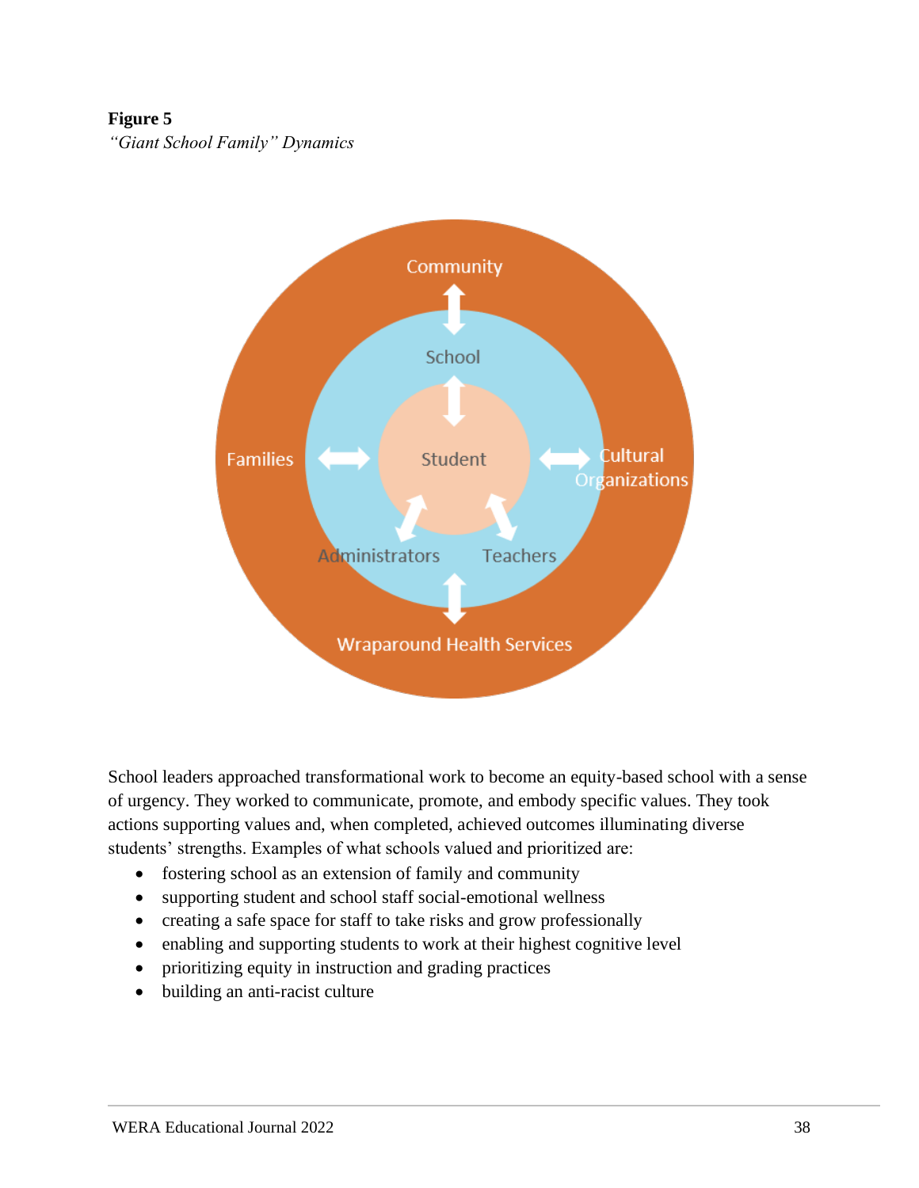**Figure 5**

*"Giant School Family" Dynamics*

School leaders approached transformational work to become an equity-based school with a sense of urgency. They worked to communicate, promote, and embody specific values. They took actions supporting values and, when completed, achieved outcomes illuminating diverse students' strengths. Examples of what schools valued and prioritized are:

- fostering school as an extension of family and community
- supporting student and school staff social-emotional wellness
- creating a safe space for staff to take risks and grow professionally
- enabling and supporting students to work at their highest cognitive level
- prioritizing equity in instruction and grading practices
- building an anti-racist culture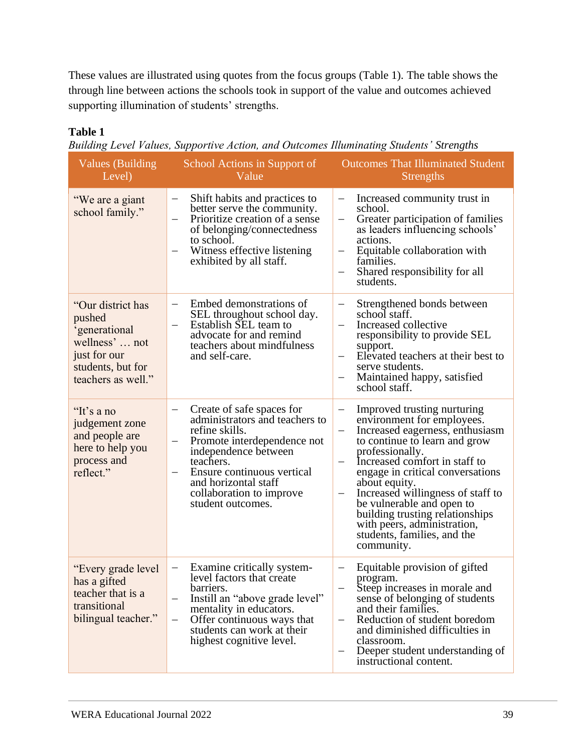These values are illustrated using quotes from the focus groups (Table 1). The table shows the through line between actions the schools took in support of the value and outcomes achieved supporting illumination of students' strengths.

**Table 1**

*Building Level Values, Supportive Action, and Outcomes Illuminating Students' Strengths*

| Values (Building Level) | School Actions in Support of Value | Outcomes That Illuminated Student Strengths |
|---|---|---|
| "We are a giant school family." | – Shift habits and practices to better serve the community.<br>– Prioritize creation of a sense of belonging/connectedness to school.<br>– Witness effective listening exhibited by all staff. | – Increased community trust in school.<br>– Greater participation of families as leaders influencing schools' actions.<br>– Equitable collaboration with families.<br>– Shared responsibility for all students. |
| "Our district has pushed 'generational wellness' … not just for our students, but for teachers as well." | – Embed demonstrations of SEL throughout school day.<br>– Establish SEL team to advocate for and remind teachers about mindfulness and self-care. | – Strengthened bonds between school staff.<br>– Increased collective responsibility to provide SEL support.<br>– Elevated teachers at their best to serve students.<br>– Maintained happy, satisfied school staff. |
| "It's a no judgement zone and people are here to help you process and reflect." | – Create of safe spaces for administrators and teachers to refine skills.<br>– Promote interdependence not independence between teachers.<br>– Ensure continuous vertical and horizontal staff collaboration to improve student outcomes. | – Improved trusting nurturing environment for employees.<br>– Increased eagerness, enthusiasm to continue to learn and grow professionally.<br>– Increased comfort in staff to engage in critical conversations about equity.<br>– Increased willingness of staff to be vulnerable and open to building trusting relationships with peers, administration, students, families, and the community. |
| "Every grade level has a gifted teacher that is a transitional bilingual teacher." | – Examine critically system-level factors that create barriers.<br>– Instill an "above grade level" mentality in educators.<br>– Offer continuous ways that students can work at their highest cognitive level. | – Equitable provision of gifted program.<br>– Steep increases in morale and sense of belonging of students and their families.<br>– Reduction of student boredom and diminished difficulties in classroom.<br>– Deeper student understanding of instructional content. |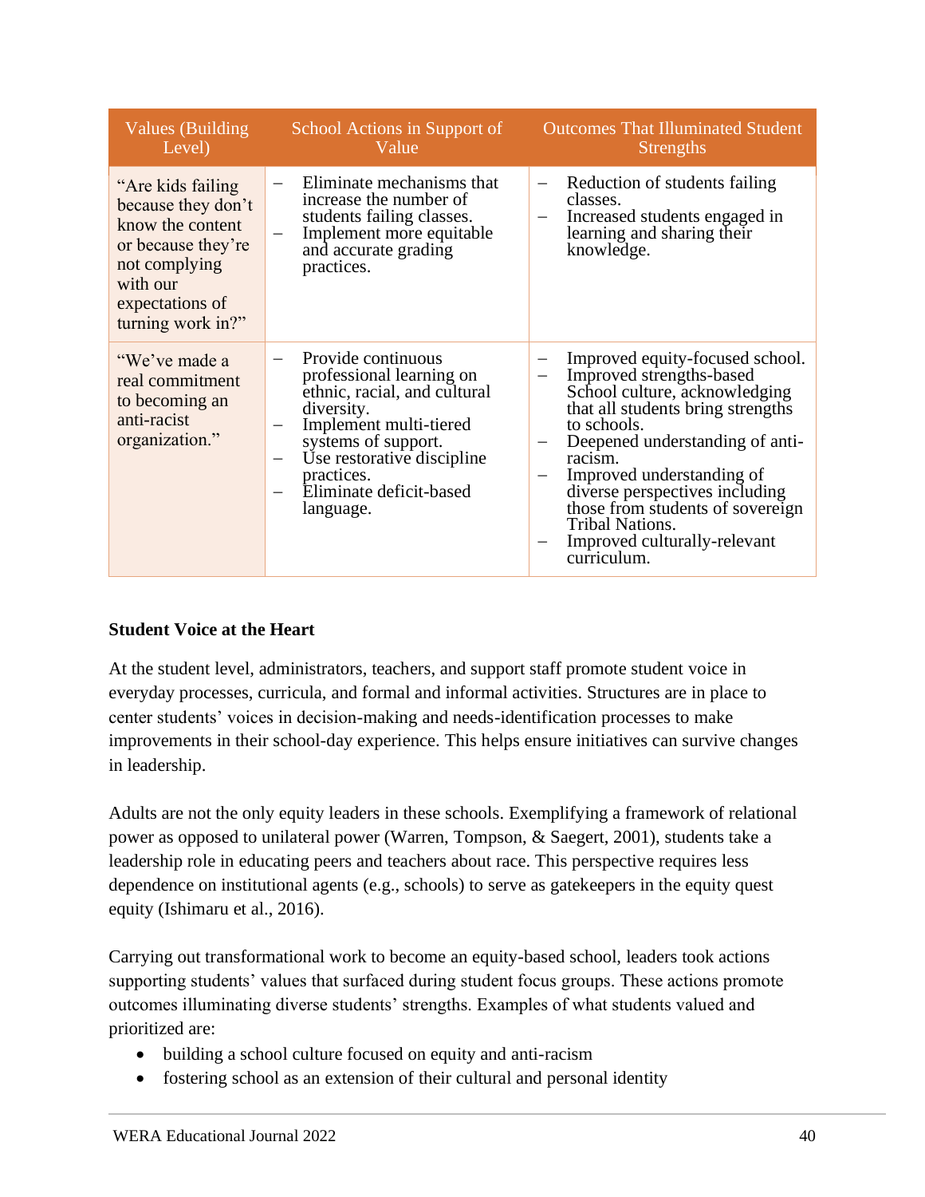| Values (Building Level) | School Actions in Support of Value | Outcomes That Illuminated Student Strengths |
|---|---|---|
| "Are kids failing because they don't know the content or because they're not complying with our expectations of turning work in?" | – Eliminate mechanisms that increase the number of students failing classes.<br>– Implement more equitable and accurate grading practices. | – Reduction of students failing classes.<br>– Increased students engaged in learning and sharing their knowledge. |
| "We've made a real commitment to becoming an anti-racist organization." | – Provide continuous professional learning on ethnic, racial, and cultural diversity.<br>– Implement multi-tiered systems of support.<br>– Use restorative discipline practices.<br>– Eliminate deficit-based language. | – Improved equity-focused school.<br>– Improved strengths-based School culture, acknowledging that all students bring strengths to schools.<br>– Deepened understanding of anti-racism.<br>– Improved understanding of diverse perspectives including those from students of sovereign Tribal Nations.<br>– Improved culturally-relevant curriculum. |

**Student Voice at the Heart**

At the student level, administrators, teachers, and support staff promote student voice in everyday processes, curricula, and formal and informal activities. Structures are in place to center students' voices in decision-making and needs-identification processes to make improvements in their school-day experience. This helps ensure initiatives can survive changes in leadership.

Adults are not the only equity leaders in these schools. Exemplifying a framework of relational power as opposed to unilateral power (Warren, Tompson, & Saegert, 2001), students take a leadership role in educating peers and teachers about race. This perspective requires less dependence on institutional agents (e.g., schools) to serve as gatekeepers in the equity quest equity (Ishimaru et al., 2016).

Carrying out transformational work to become an equity-based school, leaders took actions supporting students' values that surfaced during student focus groups. These actions promote outcomes illuminating diverse students' strengths. Examples of what students valued and prioritized are:

- building a school culture focused on equity and anti-racism
- fostering school as an extension of their cultural and personal identity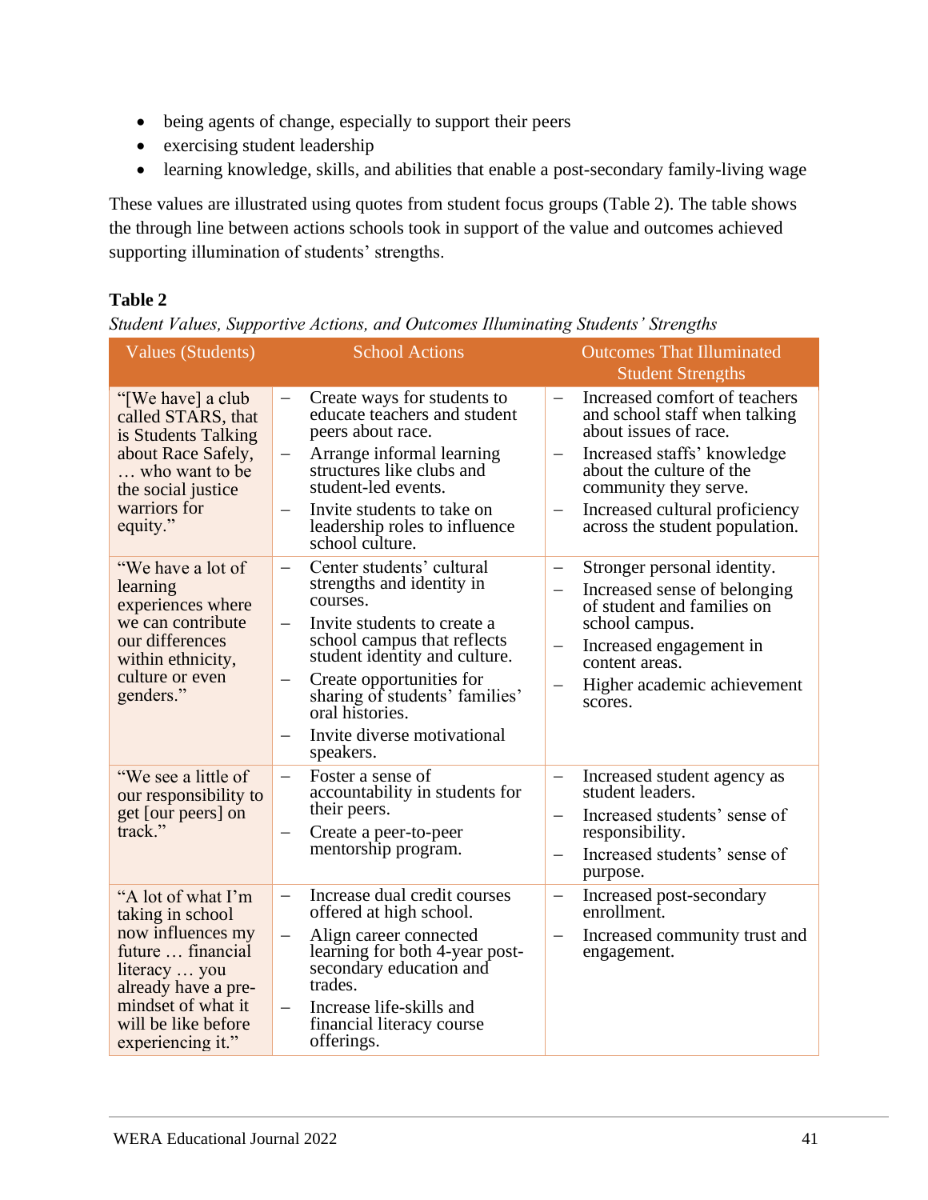- being agents of change, especially to support their peers
- exercising student leadership
- learning knowledge, skills, and abilities that enable a post-secondary family-living wage

These values are illustrated using quotes from student focus groups (Table 2). The table shows the through line between actions schools took in support of the value and outcomes achieved supporting illumination of students' strengths.

**Table 2**

*Student Values, Supportive Actions, and Outcomes Illuminating Students' Strengths*

| Values (Students) | School Actions | Outcomes That Illuminated Student Strengths |
|---|---|---|
| "[We have] a club called STARS, that is Students Talking about Race Safely, … who want to be the social justice warriors for equity." | – Create ways for students to educate teachers and student peers about race.<br>– Arrange informal learning structures like clubs and student-led events.<br>– Invite students to take on leadership roles to influence school culture. | – Increased comfort of teachers and school staff when talking about issues of race.<br>– Increased staffs' knowledge about the culture of the community they serve.<br>– Increased cultural proficiency across the student population. |
| "We have a lot of learning experiences where we can contribute our differences within ethnicity, culture or even genders." | – Center students' cultural strengths and identity in courses.<br>– Invite students to create a school campus that reflects student identity and culture.<br>– Create opportunities for sharing of students' families' oral histories.<br>– Invite diverse motivational speakers. | – Stronger personal identity.<br>– Increased sense of belonging of student and families on school campus.<br>– Increased engagement in content areas.<br>– Higher academic achievement scores. |
| "We see a little of our responsibility to get [our peers] on track." | – Foster a sense of accountability in students for their peers.<br>– Create a peer-to-peer mentorship program. | – Increased student agency as student leaders.<br>– Increased students' sense of responsibility.<br>– Increased students' sense of purpose. |
| "A lot of what I'm taking in school now influences my future … financial literacy … you already have a pre-mindset of what it will be like before experiencing it." | – Increase dual credit courses offered at high school.<br>– Align career connected learning for both 4-year post-secondary education and trades.<br>– Increase life-skills and financial literacy course offerings. | – Increased post-secondary enrollment.<br>– Increased community trust and engagement. |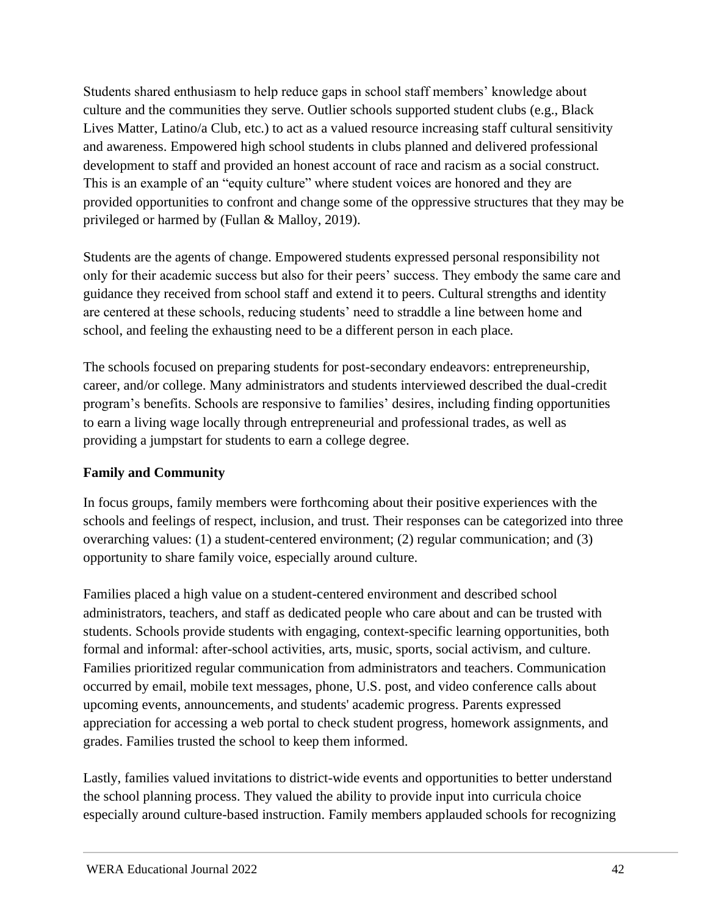Students shared enthusiasm to help reduce gaps in school staff members' knowledge about culture and the communities they serve. Outlier schools supported student clubs (e.g., Black Lives Matter, Latino/a Club, etc.) to act as a valued resource increasing staff cultural sensitivity and awareness. Empowered high school students in clubs planned and delivered professional development to staff and provided an honest account of race and racism as a social construct. This is an example of an "equity culture" where student voices are honored and they are provided opportunities to confront and change some of the oppressive structures that they may be privileged or harmed by (Fullan & Malloy, 2019).

Students are the agents of change. Empowered students expressed personal responsibility not only for their academic success but also for their peers' success. They embody the same care and guidance they received from school staff and extend it to peers. Cultural strengths and identity are centered at these schools, reducing students' need to straddle a line between home and school, and feeling the exhausting need to be a different person in each place.

The schools focused on preparing students for post-secondary endeavors: entrepreneurship, career, and/or college. Many administrators and students interviewed described the dual-credit program's benefits. Schools are responsive to families' desires, including finding opportunities to earn a living wage locally through entrepreneurial and professional trades, as well as providing a jumpstart for students to earn a college degree.

**Family and Community**

In focus groups, family members were forthcoming about their positive experiences with the schools and feelings of respect, inclusion, and trust. Their responses can be categorized into three overarching values: (1) a student-centered environment; (2) regular communication; and (3) opportunity to share family voice, especially around culture.

Families placed a high value on a student-centered environment and described school administrators, teachers, and staff as dedicated people who care about and can be trusted with students. Schools provide students with engaging, context-specific learning opportunities, both formal and informal: after-school activities, arts, music, sports, social activism, and culture. Families prioritized regular communication from administrators and teachers. Communication occurred by email, mobile text messages, phone, U.S. post, and video conference calls about upcoming events, announcements, and students' academic progress. Parents expressed appreciation for accessing a web portal to check student progress, homework assignments, and grades. Families trusted the school to keep them informed.

Lastly, families valued invitations to district-wide events and opportunities to better understand the school planning process. They valued the ability to provide input into curricula choice especially around culture-based instruction. Family members applauded schools for recognizing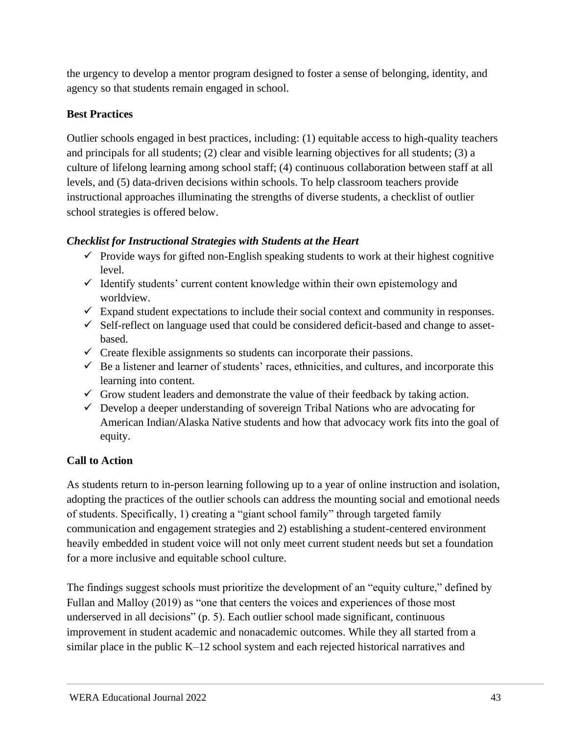the urgency to develop a mentor program designed to foster a sense of belonging, identity, and agency so that students remain engaged in school.

## Best Practices

Outlier schools engaged in best practices, including: (1) equitable access to high-quality teachers and principals for all students; (2) clear and visible learning objectives for all students; (3) a culture of lifelong learning among school staff; (4) continuous collaboration between staff at all levels, and (5) data-driven decisions within schools. To help classroom teachers provide instructional approaches illuminating the strengths of diverse students, a checklist of outlier school strategies is offered below.

### *Checklist for Instructional Strategies with Students at the Heart*

- ✓ Provide ways for gifted non-English speaking students to work at their highest cognitive level.
- ✓ Identify students' current content knowledge within their own epistemology and worldview.
- ✓ Expand student expectations to include their social context and community in responses.
- ✓ Self-reflect on language used that could be considered deficit-based and change to asset-based.
- ✓ Create flexible assignments so students can incorporate their passions.
- ✓ Be a listener and learner of students' races, ethnicities, and cultures, and incorporate this learning into content.
- ✓ Grow student leaders and demonstrate the value of their feedback by taking action.
- ✓ Develop a deeper understanding of sovereign Tribal Nations who are advocating for American Indian/Alaska Native students and how that advocacy work fits into the goal of equity.

## Call to Action

As students return to in-person learning following up to a year of online instruction and isolation, adopting the practices of the outlier schools can address the mounting social and emotional needs of students. Specifically, 1) creating a "giant school family" through targeted family communication and engagement strategies and 2) establishing a student-centered environment heavily embedded in student voice will not only meet current student needs but set a foundation for a more inclusive and equitable school culture.

The findings suggest schools must prioritize the development of an "equity culture," defined by Fullan and Malloy (2019) as "one that centers the voices and experiences of those most underserved in all decisions" (p. 5). Each outlier school made significant, continuous improvement in student academic and nonacademic outcomes. While they all started from a similar place in the public K–12 school system and each rejected historical narratives and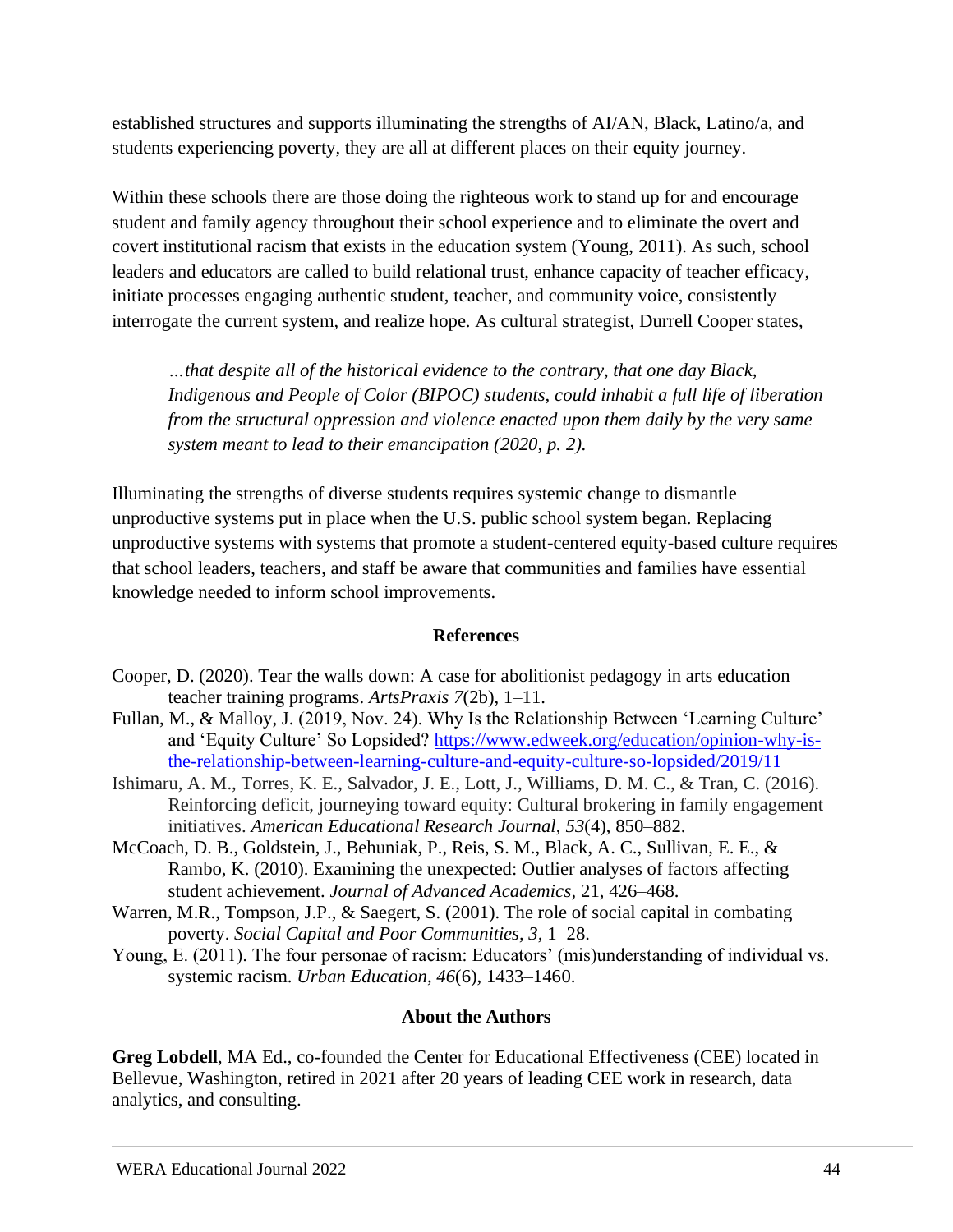established structures and supports illuminating the strengths of AI/AN, Black, Latino/a, and students experiencing poverty, they are all at different places on their equity journey.

Within these schools there are those doing the righteous work to stand up for and encourage student and family agency throughout their school experience and to eliminate the overt and covert institutional racism that exists in the education system (Young, 2011). As such, school leaders and educators are called to build relational trust, enhance capacity of teacher efficacy, initiate processes engaging authentic student, teacher, and community voice, consistently interrogate the current system, and realize hope. As cultural strategist, Durrell Cooper states,

> *…that despite all of the historical evidence to the contrary, that one day Black, Indigenous and People of Color (BIPOC) students, could inhabit a full life of liberation from the structural oppression and violence enacted upon them daily by the very same system meant to lead to their emancipation (2020, p. 2).*

Illuminating the strengths of diverse students requires systemic change to dismantle unproductive systems put in place when the U.S. public school system began. Replacing unproductive systems with systems that promote a student-centered equity-based culture requires that school leaders, teachers, and staff be aware that communities and families have essential knowledge needed to inform school improvements.

## References

Cooper, D. (2020). Tear the walls down: A case for abolitionist pedagogy in arts education teacher training programs. *ArtsPraxis 7*(2b), 1–11.

Fullan, M., & Malloy, J. (2019, Nov. 24). Why Is the Relationship Between 'Learning Culture' and 'Equity Culture' So Lopsided? https://www.edweek.org/education/opinion-why-is-the-relationship-between-learning-culture-and-equity-culture-so-lopsided/2019/11

Ishimaru, A. M., Torres, K. E., Salvador, J. E., Lott, J., Williams, D. M. C., & Tran, C. (2016). Reinforcing deficit, journeying toward equity: Cultural brokering in family engagement initiatives. *American Educational Research Journal*, *53*(4), 850–882.

McCoach, D. B., Goldstein, J., Behuniak, P., Reis, S. M., Black, A. C., Sullivan, E. E., & Rambo, K. (2010). Examining the unexpected: Outlier analyses of factors affecting student achievement. *Journal of Advanced Academics*, 21, 426–468.

Warren, M.R., Tompson, J.P., & Saegert, S. (2001). The role of social capital in combating poverty. *Social Capital and Poor Communities, 3*, 1–28.

Young, E. (2011). The four personae of racism: Educators' (mis)understanding of individual vs. systemic racism. *Urban Education*, *46*(6), 1433–1460.

## About the Authors

**Greg Lobdell**, MA Ed., co-founded the Center for Educational Effectiveness (CEE) located in Bellevue, Washington, retired in 2021 after 20 years of leading CEE work in research, data analytics, and consulting.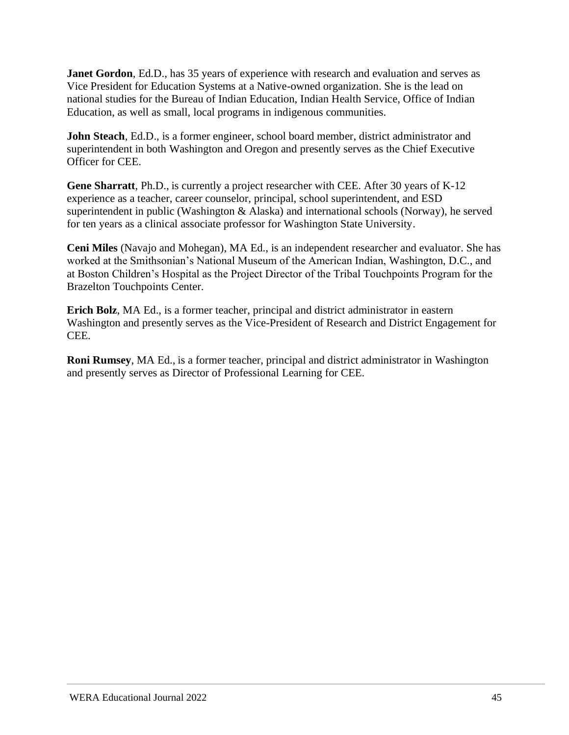**Janet Gordon**, Ed.D., has 35 years of experience with research and evaluation and serves as Vice President for Education Systems at a Native-owned organization. She is the lead on national studies for the Bureau of Indian Education, Indian Health Service, Office of Indian Education, as well as small, local programs in indigenous communities.

**John Steach**, Ed.D., is a former engineer, school board member, district administrator and superintendent in both Washington and Oregon and presently serves as the Chief Executive Officer for CEE.

**Gene Sharratt**, Ph.D., is currently a project researcher with CEE. After 30 years of K-12 experience as a teacher, career counselor, principal, school superintendent, and ESD superintendent in public (Washington & Alaska) and international schools (Norway), he served for ten years as a clinical associate professor for Washington State University.

**Ceni Miles** (Navajo and Mohegan), MA Ed., is an independent researcher and evaluator. She has worked at the Smithsonian's National Museum of the American Indian, Washington, D.C., and at Boston Children's Hospital as the Project Director of the Tribal Touchpoints Program for the Brazelton Touchpoints Center.

**Erich Bolz**, MA Ed., is a former teacher, principal and district administrator in eastern Washington and presently serves as the Vice-President of Research and District Engagement for CEE.

**Roni Rumsey**, MA Ed., is a former teacher, principal and district administrator in Washington and presently serves as Director of Professional Learning for CEE.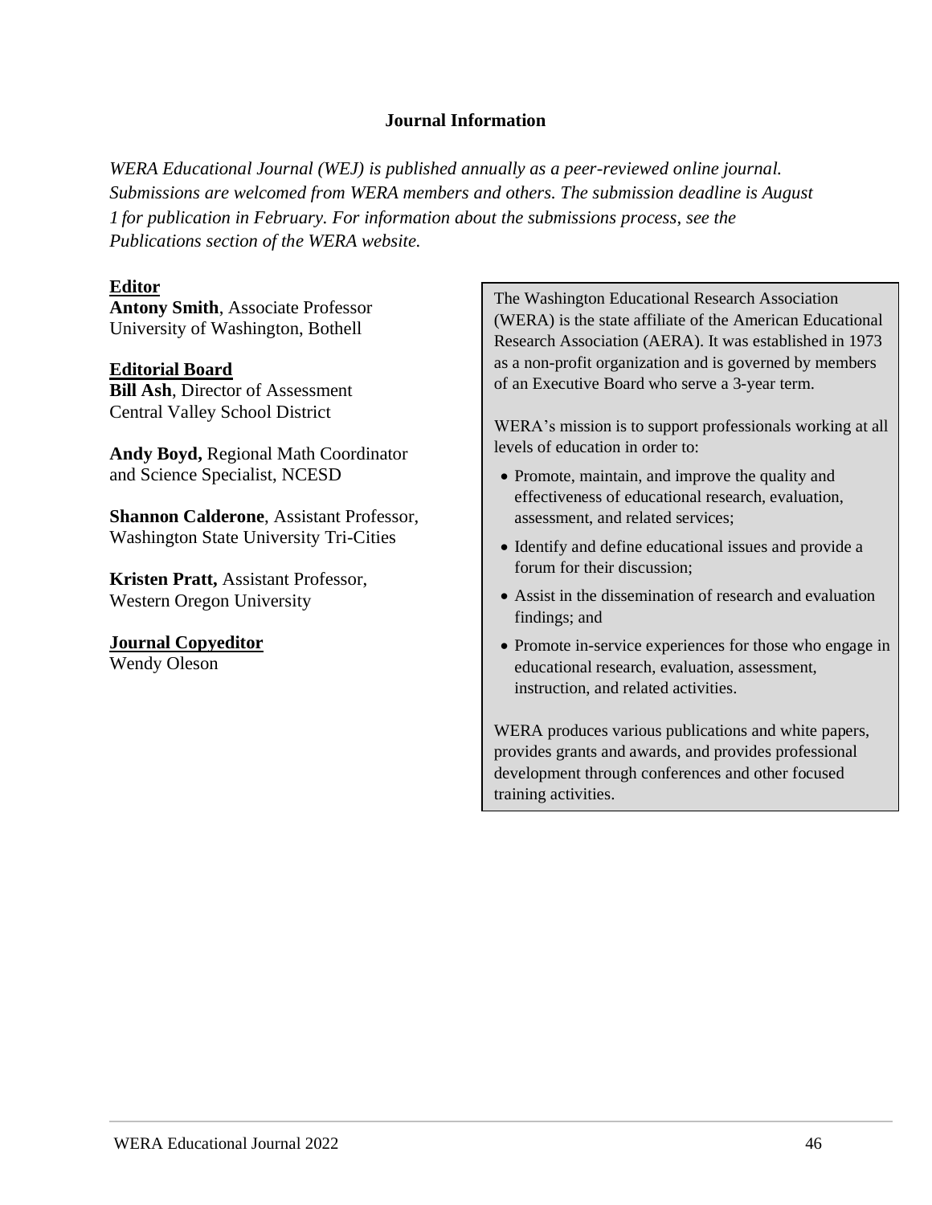## Journal Information

*WERA Educational Journal (WEJ) is published annually as a peer-reviewed online journal. Submissions are welcomed from WERA members and others. The submission deadline is August 1 for publication in February. For information about the submissions process, see the Publications section of the WERA website.*

**Editor**
**Antony Smith**, Associate Professor
University of Washington, Bothell

**Editorial Board**
**Bill Ash**, Director of Assessment
Central Valley School District

**Andy Boyd,** Regional Math Coordinator and Science Specialist, NCESD

**Shannon Calderone**, Assistant Professor, Washington State University Tri-Cities

**Kristen Pratt,** Assistant Professor, Western Oregon University

**Journal Copyeditor**
Wendy Oleson

The Washington Educational Research Association (WERA) is the state affiliate of the American Educational Research Association (AERA). It was established in 1973 as a non-profit organization and is governed by members of an Executive Board who serve a 3-year term.

WERA's mission is to support professionals working at all levels of education in order to:

- Promote, maintain, and improve the quality and effectiveness of educational research, evaluation, assessment, and related services;
- Identify and define educational issues and provide a forum for their discussion;
- Assist in the dissemination of research and evaluation findings; and
- Promote in-service experiences for those who engage in educational research, evaluation, assessment, instruction, and related activities.

WERA produces various publications and white papers, provides grants and awards, and provides professional development through conferences and other focused training activities.